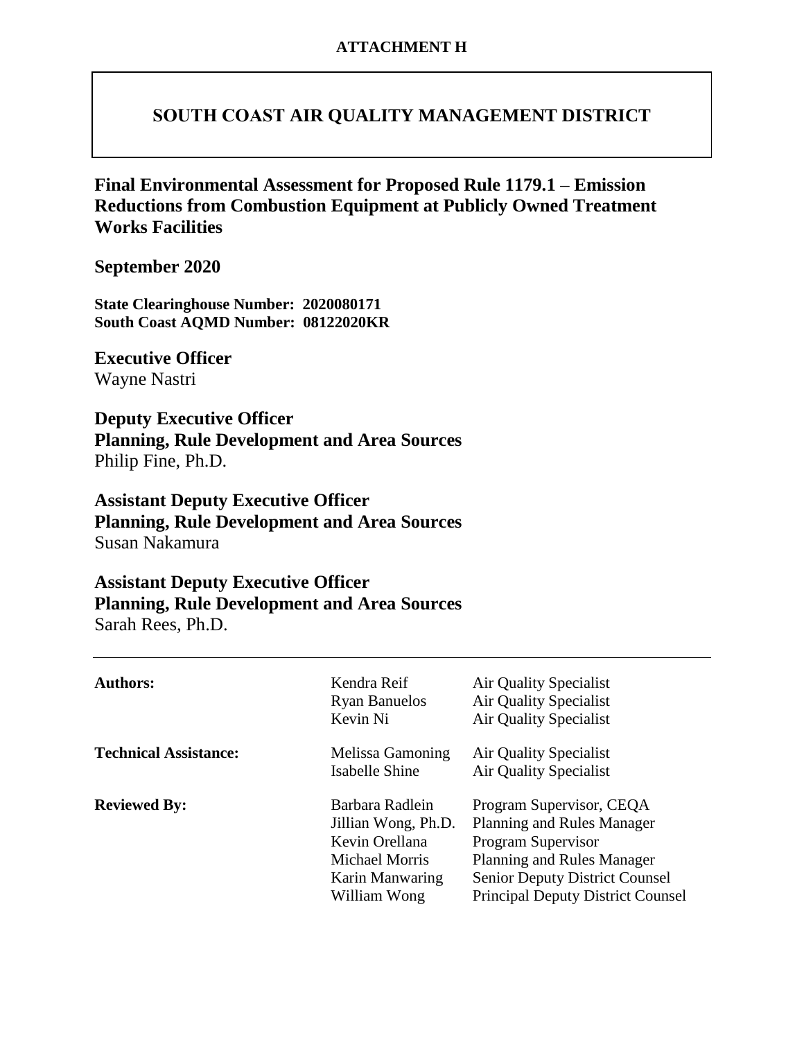**ATTACHMENT H**

# SOUTH COAST AIR QUALITY MANAGEMENT DISTRICT

## Final Environmental Assessment for Proposed Rule 1179.1 – Emission Reductions from Combustion Equipment at Publicly Owned Treatment Works Facilities

**September 2020**

**State Clearinghouse Number: 2020080171**
**South Coast AQMD Number: 08122020KR**

**Executive Officer**
Wayne Nastri

**Deputy Executive Officer**
**Planning, Rule Development and Area Sources**
Philip Fine, Ph.D.

**Assistant Deputy Executive Officer**
**Planning, Rule Development and Area Sources**
Susan Nakamura

**Assistant Deputy Executive Officer**
**Planning, Rule Development and Area Sources**
Sarah Rees, Ph.D.

---

| | | |
|---|---|---|
| **Authors:** | Kendra Reif | Air Quality Specialist |
| | Ryan Banuelos | Air Quality Specialist |
| | Kevin Ni | Air Quality Specialist |
| **Technical Assistance:** | Melissa Gamoning | Air Quality Specialist |
| | Isabelle Shine | Air Quality Specialist |
| **Reviewed By:** | Barbara Radlein | Program Supervisor, CEQA |
| | Jillian Wong, Ph.D. | Planning and Rules Manager |
| | Kevin Orellana | Program Supervisor |
| | Michael Morris | Planning and Rules Manager |
| | Karin Manwaring | Senior Deputy District Counsel |
| | William Wong | Principal Deputy District Counsel |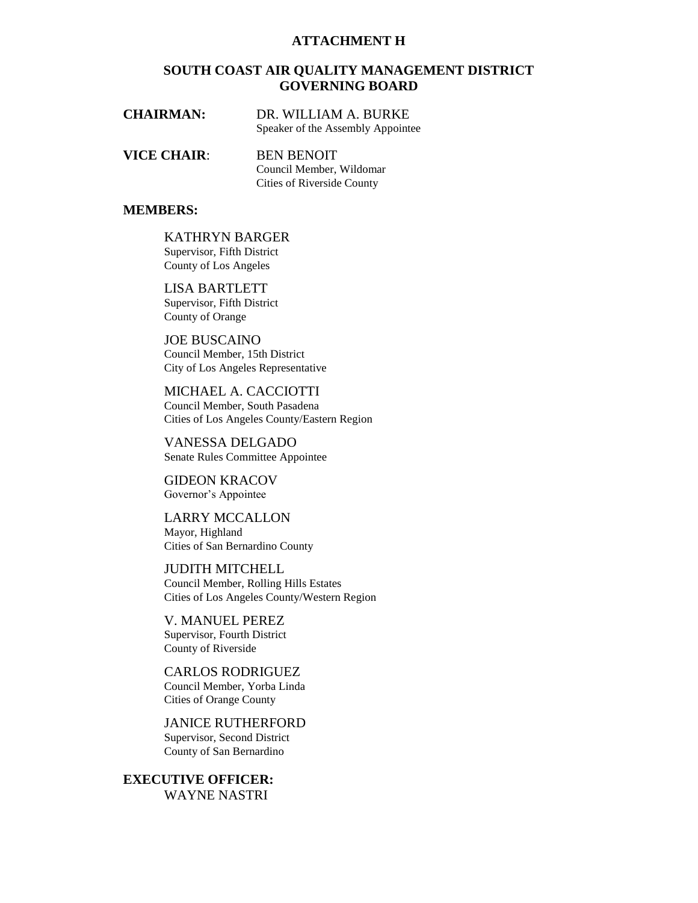# ATTACHMENT H

## SOUTH COAST AIR QUALITY MANAGEMENT DISTRICT GOVERNING BOARD

**CHAIRMAN:** DR. WILLIAM A. BURKE
Speaker of the Assembly Appointee

**VICE CHAIR:** BEN BENOIT
Council Member, Wildomar
Cities of Riverside County

**MEMBERS:**

KATHRYN BARGER
Supervisor, Fifth District
County of Los Angeles

LISA BARTLETT
Supervisor, Fifth District
County of Orange

JOE BUSCAINO
Council Member, 15th District
City of Los Angeles Representative

MICHAEL A. CACCIOTTI
Council Member, South Pasadena
Cities of Los Angeles County/Eastern Region

VANESSA DELGADO
Senate Rules Committee Appointee

GIDEON KRACOV
Governor's Appointee

LARRY MCCALLON
Mayor, Highland
Cities of San Bernardino County

JUDITH MITCHELL
Council Member, Rolling Hills Estates
Cities of Los Angeles County/Western Region

V. MANUEL PEREZ
Supervisor, Fourth District
County of Riverside

CARLOS RODRIGUEZ
Council Member, Yorba Linda
Cities of Orange County

JANICE RUTHERFORD
Supervisor, Second District
County of San Bernardino

**EXECUTIVE OFFICER:**
WAYNE NASTRI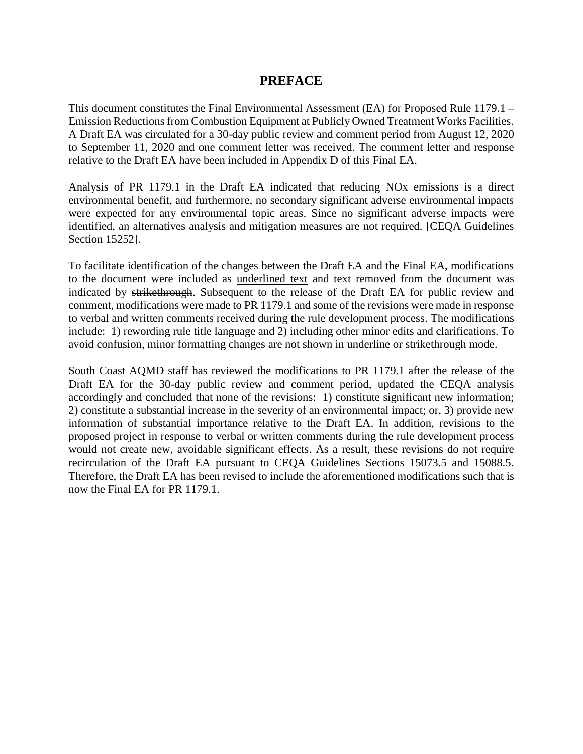# PREFACE

This document constitutes the Final Environmental Assessment (EA) for Proposed Rule 1179.1 – Emission Reductions from Combustion Equipment at Publicly Owned Treatment Works Facilities. A Draft EA was circulated for a 30-day public review and comment period from August 12, 2020 to September 11, 2020 and one comment letter was received. The comment letter and response relative to the Draft EA have been included in Appendix D of this Final EA.

Analysis of PR 1179.1 in the Draft EA indicated that reducing NOx emissions is a direct environmental benefit, and furthermore, no secondary significant adverse environmental impacts were expected for any environmental topic areas. Since no significant adverse impacts were identified, an alternatives analysis and mitigation measures are not required. [CEQA Guidelines Section 15252].

To facilitate identification of the changes between the Draft EA and the Final EA, modifications to the document were included as <u>underlined text</u> and text removed from the document was indicated by ~~strikethrough~~. Subsequent to the release of the Draft EA for public review and comment, modifications were made to PR 1179.1 and some of the revisions were made in response to verbal and written comments received during the rule development process. The modifications include: 1) rewording rule title language and 2) including other minor edits and clarifications. To avoid confusion, minor formatting changes are not shown in underline or strikethrough mode.

South Coast AQMD staff has reviewed the modifications to PR 1179.1 after the release of the Draft EA for the 30-day public review and comment period, updated the CEQA analysis accordingly and concluded that none of the revisions: 1) constitute significant new information; 2) constitute a substantial increase in the severity of an environmental impact; or, 3) provide new information of substantial importance relative to the Draft EA. In addition, revisions to the proposed project in response to verbal or written comments during the rule development process would not create new, avoidable significant effects. As a result, these revisions do not require recirculation of the Draft EA pursuant to CEQA Guidelines Sections 15073.5 and 15088.5. Therefore, the Draft EA has been revised to include the aforementioned modifications such that is now the Final EA for PR 1179.1.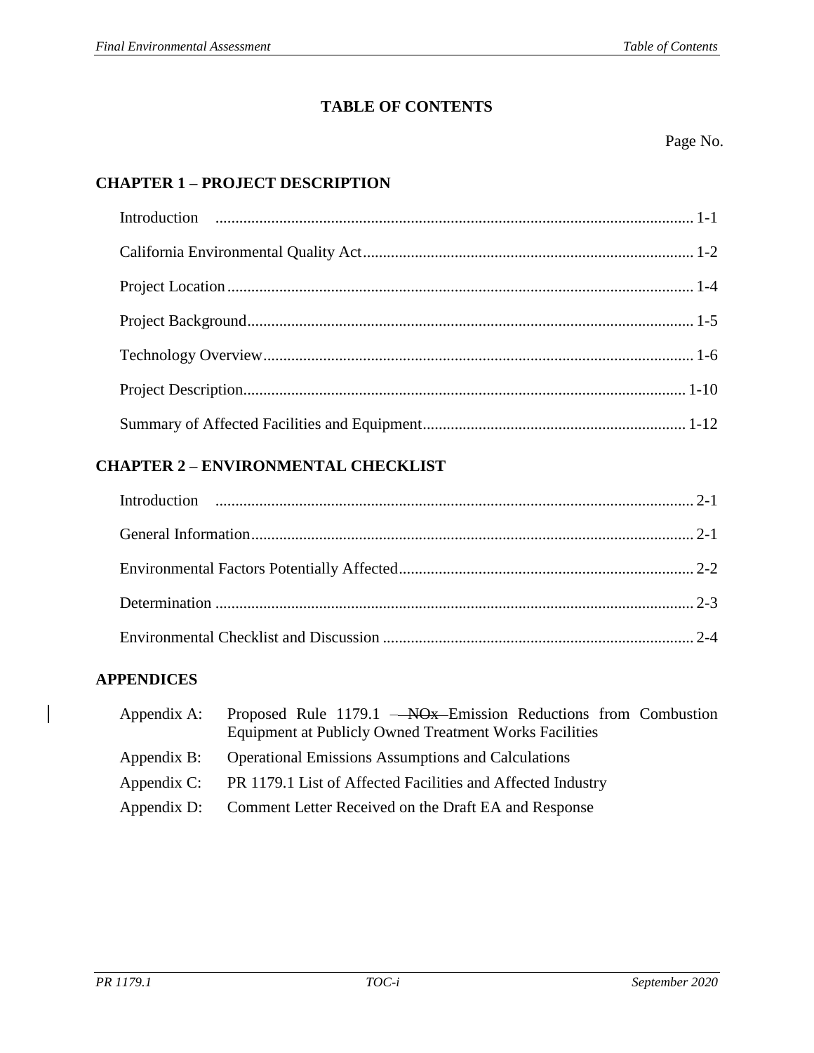# TABLE OF CONTENTS

Page No.

## CHAPTER 1 – PROJECT DESCRIPTION

Introduction ........................................................ 1-1

California Environmental Quality Act ........................................................ 1-2

Project Location ........................................................ 1-4

Project Background ........................................................ 1-5

Technology Overview ........................................................ 1-6

Project Description ........................................................ 1-10

Summary of Affected Facilities and Equipment ........................................................ 1-12

## CHAPTER 2 – ENVIRONMENTAL CHECKLIST

Introduction ........................................................ 2-1

General Information ........................................................ 2-1

Environmental Factors Potentially Affected ........................................................ 2-2

Determination ........................................................ 2-3

Environmental Checklist and Discussion ........................................................ 2-4

## APPENDICES

Appendix A: Proposed Rule 1179.1 – ~~NOx~~ Emission Reductions from Combustion Equipment at Publicly Owned Treatment Works Facilities

Appendix B: Operational Emissions Assumptions and Calculations

Appendix C: PR 1179.1 List of Affected Facilities and Affected Industry

Appendix D: Comment Letter Received on the Draft EA and Response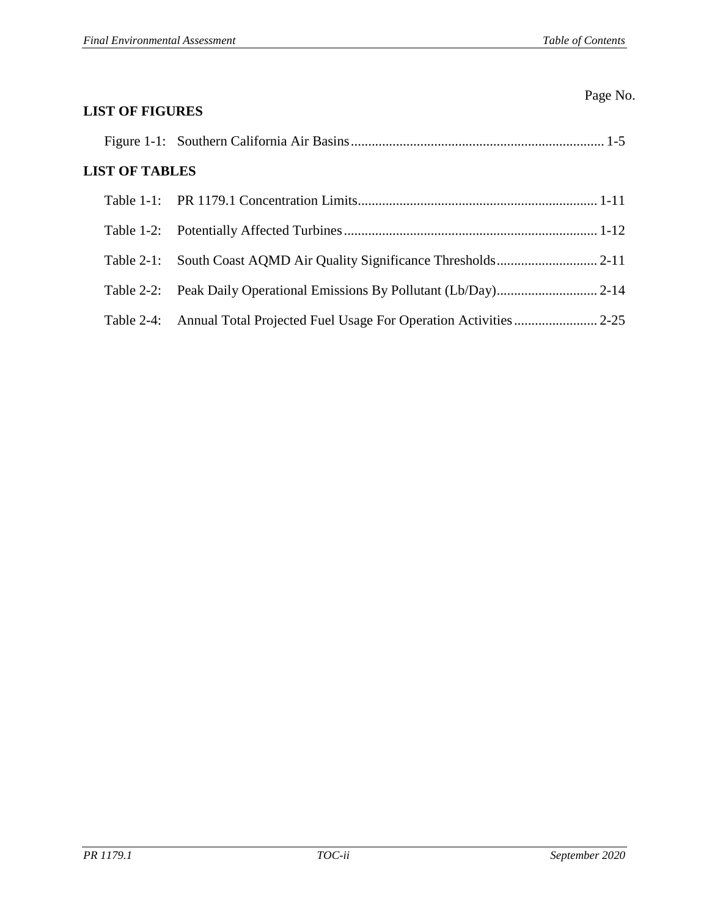Page No.

**LIST OF FIGURES**

Figure 1-1: Southern California Air Basins ........................................................................ 1-5

**LIST OF TABLES**

Table 1-1: PR 1179.1 Concentration Limits .................................................................... 1-11

Table 1-2: Potentially Affected Turbines ........................................................................ 1-12

Table 2-1: South Coast AQMD Air Quality Significance Thresholds ............................ 2-11

Table 2-2: Peak Daily Operational Emissions By Pollutant (Lb/Day) ............................ 2-14

Table 2-4: Annual Total Projected Fuel Usage For Operation Activities ........................ 2-25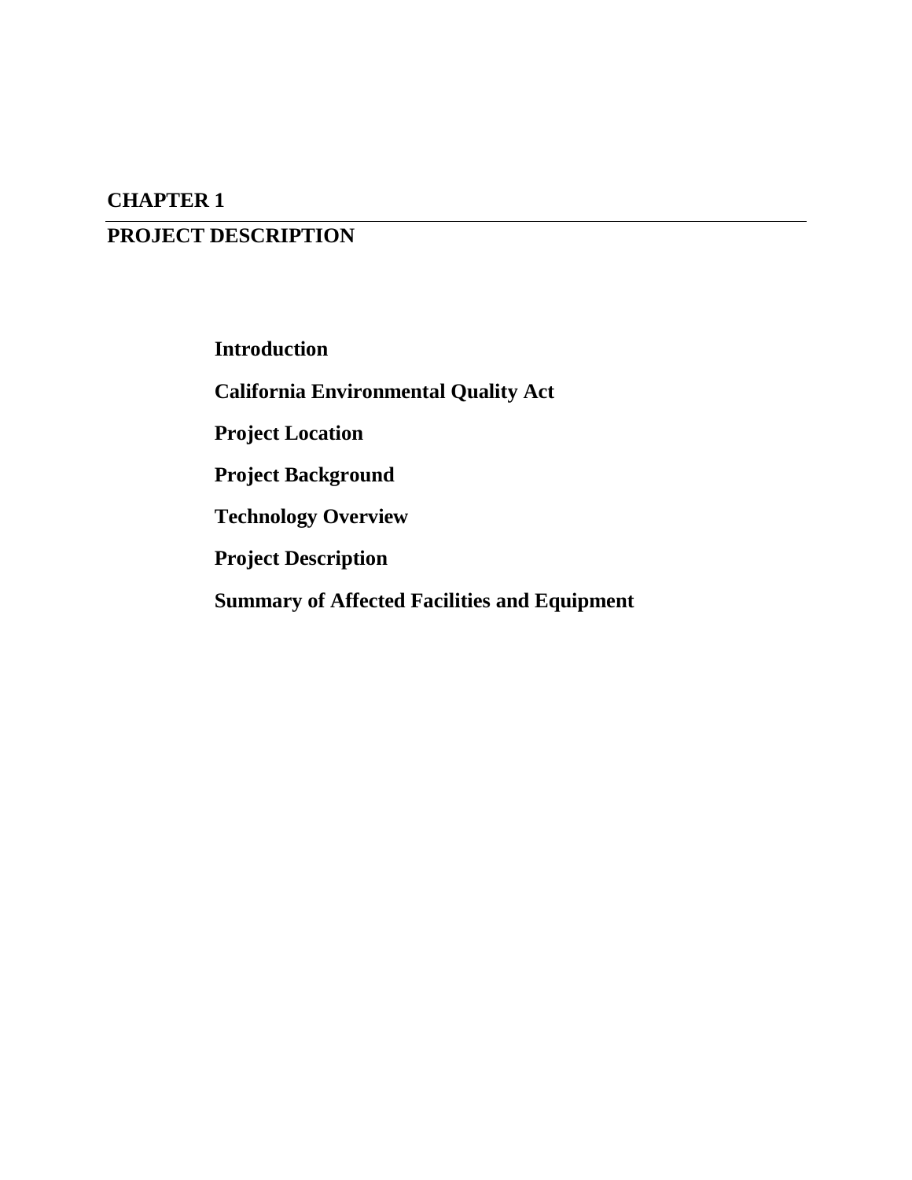# CHAPTER 1

# PROJECT DESCRIPTION

**Introduction**

**California Environmental Quality Act**

**Project Location**

**Project Background**

**Technology Overview**

**Project Description**

**Summary of Affected Facilities and Equipment**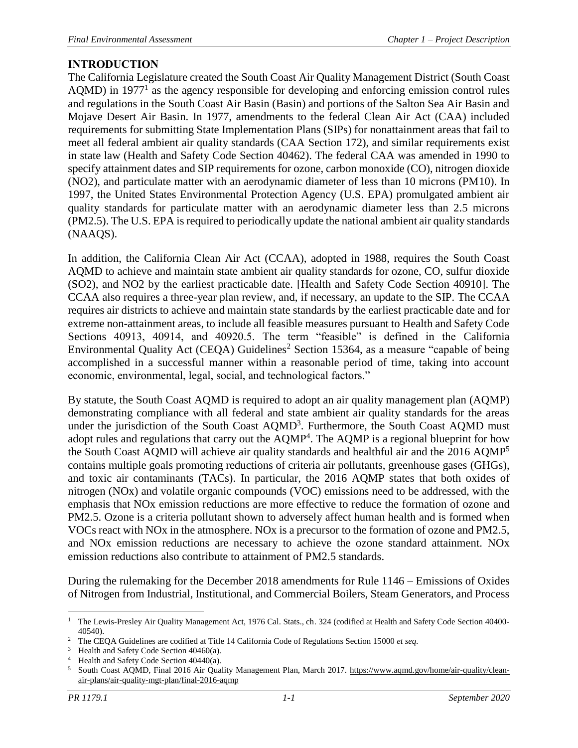## INTRODUCTION

The California Legislature created the South Coast Air Quality Management District (South Coast AQMD) in 1977[1] as the agency responsible for developing and enforcing emission control rules and regulations in the South Coast Air Basin (Basin) and portions of the Salton Sea Air Basin and Mojave Desert Air Basin. In 1977, amendments to the federal Clean Air Act (CAA) included requirements for submitting State Implementation Plans (SIPs) for nonattainment areas that fail to meet all federal ambient air quality standards (CAA Section 172), and similar requirements exist in state law (Health and Safety Code Section 40462). The federal CAA was amended in 1990 to specify attainment dates and SIP requirements for ozone, carbon monoxide (CO), nitrogen dioxide (NO2), and particulate matter with an aerodynamic diameter of less than 10 microns (PM10). In 1997, the United States Environmental Protection Agency (U.S. EPA) promulgated ambient air quality standards for particulate matter with an aerodynamic diameter less than 2.5 microns (PM2.5). The U.S. EPA is required to periodically update the national ambient air quality standards (NAAQS).

In addition, the California Clean Air Act (CCAA), adopted in 1988, requires the South Coast AQMD to achieve and maintain state ambient air quality standards for ozone, CO, sulfur dioxide (SO2), and NO2 by the earliest practicable date. [Health and Safety Code Section 40910]. The CCAA also requires a three-year plan review, and, if necessary, an update to the SIP. The CCAA requires air districts to achieve and maintain state standards by the earliest practicable date and for extreme non-attainment areas, to include all feasible measures pursuant to Health and Safety Code Sections 40913, 40914, and 40920.5. The term "feasible" is defined in the California Environmental Quality Act (CEQA) Guidelines[2] Section 15364, as a measure "capable of being accomplished in a successful manner within a reasonable period of time, taking into account economic, environmental, legal, social, and technological factors."

By statute, the South Coast AQMD is required to adopt an air quality management plan (AQMP) demonstrating compliance with all federal and state ambient air quality standards for the areas under the jurisdiction of the South Coast AQMD[3]. Furthermore, the South Coast AQMD must adopt rules and regulations that carry out the AQMP[4]. The AQMP is a regional blueprint for how the South Coast AQMD will achieve air quality standards and healthful air and the 2016 AQMP[5] contains multiple goals promoting reductions of criteria air pollutants, greenhouse gases (GHGs), and toxic air contaminants (TACs). In particular, the 2016 AQMP states that both oxides of nitrogen (NOx) and volatile organic compounds (VOC) emissions need to be addressed, with the emphasis that NOx emission reductions are more effective to reduce the formation of ozone and PM2.5. Ozone is a criteria pollutant shown to adversely affect human health and is formed when VOCs react with NOx in the atmosphere. NOx is a precursor to the formation of ozone and PM2.5, and NOx emission reductions are necessary to achieve the ozone standard attainment. NOx emission reductions also contribute to attainment of PM2.5 standards.

During the rulemaking for the December 2018 amendments for Rule 1146 – Emissions of Oxides of Nitrogen from Industrial, Institutional, and Commercial Boilers, Steam Generators, and Process

---

[1] The Lewis-Presley Air Quality Management Act, 1976 Cal. Stats., ch. 324 (codified at Health and Safety Code Section 40400-40540).

[2] The CEQA Guidelines are codified at Title 14 California Code of Regulations Section 15000 *et seq.*

[3] Health and Safety Code Section 40460(a).

[4] Health and Safety Code Section 40440(a).

[5] South Coast AQMD, Final 2016 Air Quality Management Plan, March 2017. https://www.aqmd.gov/home/air-quality/clean-air-plans/air-quality-mgt-plan/final-2016-aqmp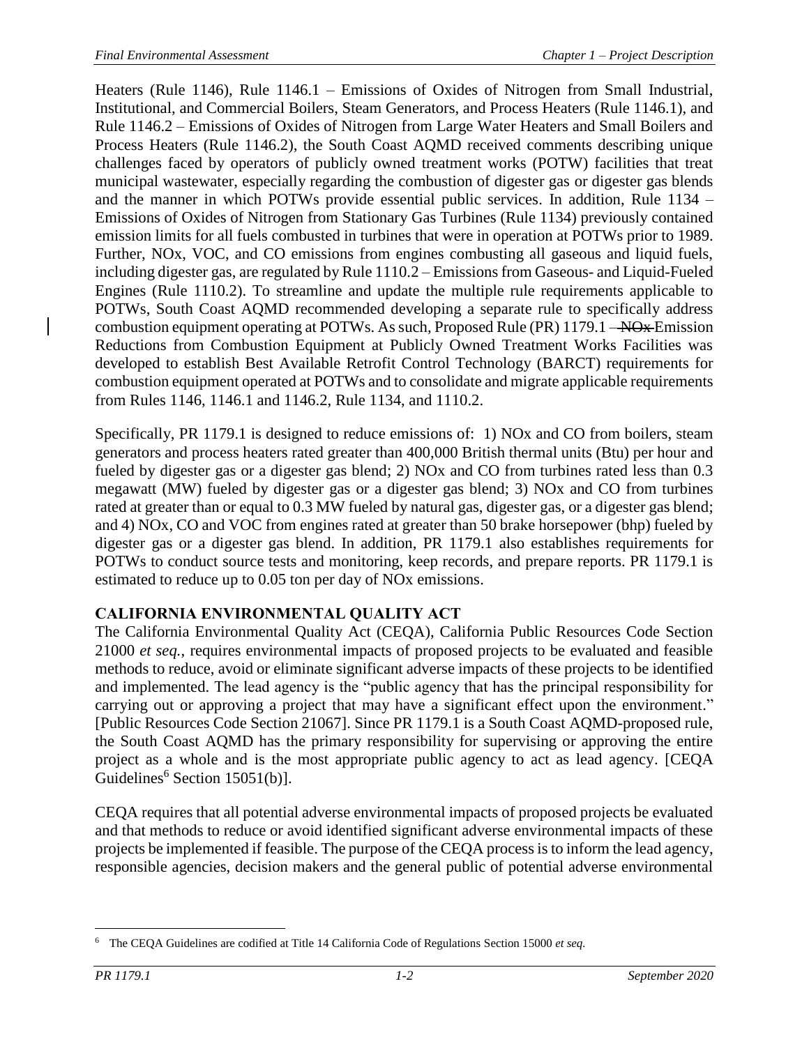Heaters (Rule 1146), Rule 1146.1 – Emissions of Oxides of Nitrogen from Small Industrial, Institutional, and Commercial Boilers, Steam Generators, and Process Heaters (Rule 1146.1), and Rule 1146.2 – Emissions of Oxides of Nitrogen from Large Water Heaters and Small Boilers and Process Heaters (Rule 1146.2), the South Coast AQMD received comments describing unique challenges faced by operators of publicly owned treatment works (POTW) facilities that treat municipal wastewater, especially regarding the combustion of digester gas or digester gas blends and the manner in which POTWs provide essential public services. In addition, Rule 1134 – Emissions of Oxides of Nitrogen from Stationary Gas Turbines (Rule 1134) previously contained emission limits for all fuels combusted in turbines that were in operation at POTWs prior to 1989. Further, NOx, VOC, and CO emissions from engines combusting all gaseous and liquid fuels, including digester gas, are regulated by Rule 1110.2 – Emissions from Gaseous- and Liquid-Fueled Engines (Rule 1110.2). To streamline and update the multiple rule requirements applicable to POTWs, South Coast AQMD recommended developing a separate rule to specifically address combustion equipment operating at POTWs. As such, Proposed Rule (PR) 1179.1 – ~~NOx~~ Emission Reductions from Combustion Equipment at Publicly Owned Treatment Works Facilities was developed to establish Best Available Retrofit Control Technology (BARCT) requirements for combustion equipment operated at POTWs and to consolidate and migrate applicable requirements from Rules 1146, 1146.1 and 1146.2, Rule 1134, and 1110.2.

Specifically, PR 1179.1 is designed to reduce emissions of: 1) NOx and CO from boilers, steam generators and process heaters rated greater than 400,000 British thermal units (Btu) per hour and fueled by digester gas or a digester gas blend; 2) NOx and CO from turbines rated less than 0.3 megawatt (MW) fueled by digester gas or a digester gas blend; 3) NOx and CO from turbines rated at greater than or equal to 0.3 MW fueled by natural gas, digester gas, or a digester gas blend; and 4) NOx, CO and VOC from engines rated at greater than 50 brake horsepower (bhp) fueled by digester gas or a digester gas blend. In addition, PR 1179.1 also establishes requirements for POTWs to conduct source tests and monitoring, keep records, and prepare reports. PR 1179.1 is estimated to reduce up to 0.05 ton per day of NOx emissions.

## CALIFORNIA ENVIRONMENTAL QUALITY ACT

The California Environmental Quality Act (CEQA), California Public Resources Code Section 21000 *et seq.*, requires environmental impacts of proposed projects to be evaluated and feasible methods to reduce, avoid or eliminate significant adverse impacts of these projects to be identified and implemented. The lead agency is the "public agency that has the principal responsibility for carrying out or approving a project that may have a significant effect upon the environment." [Public Resources Code Section 21067]. Since PR 1179.1 is a South Coast AQMD-proposed rule, the South Coast AQMD has the primary responsibility for supervising or approving the entire project as a whole and is the most appropriate public agency to act as lead agency. [CEQA Guidelines[6] Section 15051(b)].

CEQA requires that all potential adverse environmental impacts of proposed projects be evaluated and that methods to reduce or avoid identified significant adverse environmental impacts of these projects be implemented if feasible. The purpose of the CEQA process is to inform the lead agency, responsible agencies, decision makers and the general public of potential adverse environmental

[6] The CEQA Guidelines are codified at Title 14 California Code of Regulations Section 15000 *et seq.*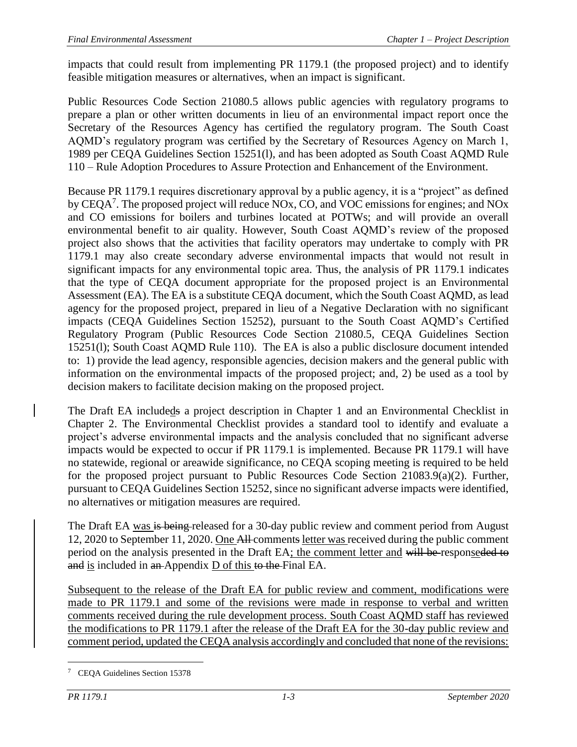impacts that could result from implementing PR 1179.1 (the proposed project) and to identify feasible mitigation measures or alternatives, when an impact is significant.

Public Resources Code Section 21080.5 allows public agencies with regulatory programs to prepare a plan or other written documents in lieu of an environmental impact report once the Secretary of the Resources Agency has certified the regulatory program. The South Coast AQMD's regulatory program was certified by the Secretary of Resources Agency on March 1, 1989 per CEQA Guidelines Section 15251(l), and has been adopted as South Coast AQMD Rule 110 – Rule Adoption Procedures to Assure Protection and Enhancement of the Environment.

Because PR 1179.1 requires discretionary approval by a public agency, it is a "project" as defined by CEQA[7]. The proposed project will reduce NOx, CO, and VOC emissions for engines; and NOx and CO emissions for boilers and turbines located at POTWs; and will provide an overall environmental benefit to air quality. However, South Coast AQMD's review of the proposed project also shows that the activities that facility operators may undertake to comply with PR 1179.1 may also create secondary adverse environmental impacts that would not result in significant impacts for any environmental topic area. Thus, the analysis of PR 1179.1 indicates that the type of CEQA document appropriate for the proposed project is an Environmental Assessment (EA). The EA is a substitute CEQA document, which the South Coast AQMD, as lead agency for the proposed project, prepared in lieu of a Negative Declaration with no significant impacts (CEQA Guidelines Section 15252), pursuant to the South Coast AQMD's Certified Regulatory Program (Public Resources Code Section 21080.5, CEQA Guidelines Section 15251(l); South Coast AQMD Rule 110). The EA is also a public disclosure document intended to: 1) provide the lead agency, responsible agencies, decision makers and the general public with information on the environmental impacts of the proposed project; and, 2) be used as a tool by decision makers to facilitate decision making on the proposed project.

The Draft EA included~~s~~ a project description in Chapter 1 and an Environmental Checklist in Chapter 2. The Environmental Checklist provides a standard tool to identify and evaluate a project's adverse environmental impacts and the analysis concluded that no significant adverse impacts would be expected to occur if PR 1179.1 is implemented. Because PR 1179.1 will have no statewide, regional or areawide significance, no CEQA scoping meeting is required to be held for the proposed project pursuant to Public Resources Code Section 21083.9(a)(2). Further, pursuant to CEQA Guidelines Section 15252, since no significant adverse impacts were identified, no alternatives or mitigation measures are required.

The Draft EA was ~~is being~~ released for a 30-day public review and comment period from August 12, 2020 to September 11, 2020. One ~~All~~ comment~~s~~ letter was received during the public comment period on the analysis presented in the Draft EA; the comment letter and ~~will be~~ respons~~ed to and~~ is included in ~~an~~ Appendix D of this ~~to the~~ Final EA.

Subsequent to the release of the Draft EA for public review and comment, modifications were made to PR 1179.1 and some of the revisions were made in response to verbal and written comments received during the rule development process. South Coast AQMD staff has reviewed the modifications to PR 1179.1 after the release of the Draft EA for the 30-day public review and comment period, updated the CEQA analysis accordingly and concluded that none of the revisions:

---

[7] CEQA Guidelines Section 15378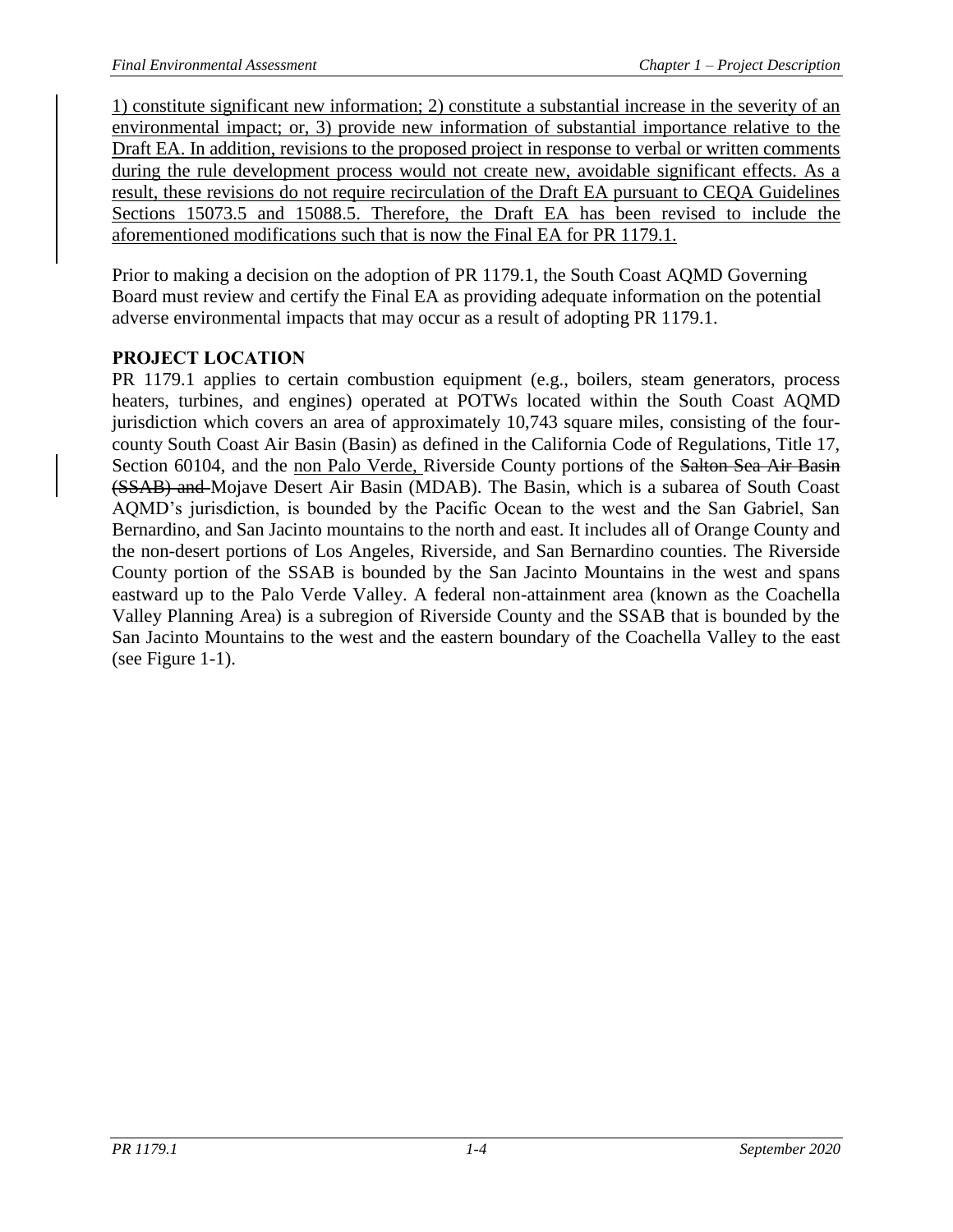1) constitute significant new information; 2) constitute a substantial increase in the severity of an environmental impact; or, 3) provide new information of substantial importance relative to the Draft EA. In addition, revisions to the proposed project in response to verbal or written comments during the rule development process would not create new, avoidable significant effects. As a result, these revisions do not require recirculation of the Draft EA pursuant to CEQA Guidelines Sections 15073.5 and 15088.5. Therefore, the Draft EA has been revised to include the aforementioned modifications such that is now the Final EA for PR 1179.1.

Prior to making a decision on the adoption of PR 1179.1, the South Coast AQMD Governing Board must review and certify the Final EA as providing adequate information on the potential adverse environmental impacts that may occur as a result of adopting PR 1179.1.

## PROJECT LOCATION

PR 1179.1 applies to certain combustion equipment (e.g., boilers, steam generators, process heaters, turbines, and engines) operated at POTWs located within the South Coast AQMD jurisdiction which covers an area of approximately 10,743 square miles, consisting of the four-county South Coast Air Basin (Basin) as defined in the California Code of Regulations, Title 17, Section 60104, and the non Palo Verde, Riverside County portions ~~s~~ of the ~~Salton Sea Air Basin (SSAB) and~~ Mojave Desert Air Basin (MDAB). The Basin, which is a subarea of South Coast AQMD's jurisdiction, is bounded by the Pacific Ocean to the west and the San Gabriel, San Bernardino, and San Jacinto mountains to the north and east. It includes all of Orange County and the non-desert portions of Los Angeles, Riverside, and San Bernardino counties. The Riverside County portion of the SSAB is bounded by the San Jacinto Mountains in the west and spans eastward up to the Palo Verde Valley. A federal non-attainment area (known as the Coachella Valley Planning Area) is a subregion of Riverside County and the SSAB that is bounded by the San Jacinto Mountains to the west and the eastern boundary of the Coachella Valley to the east (see Figure 1-1).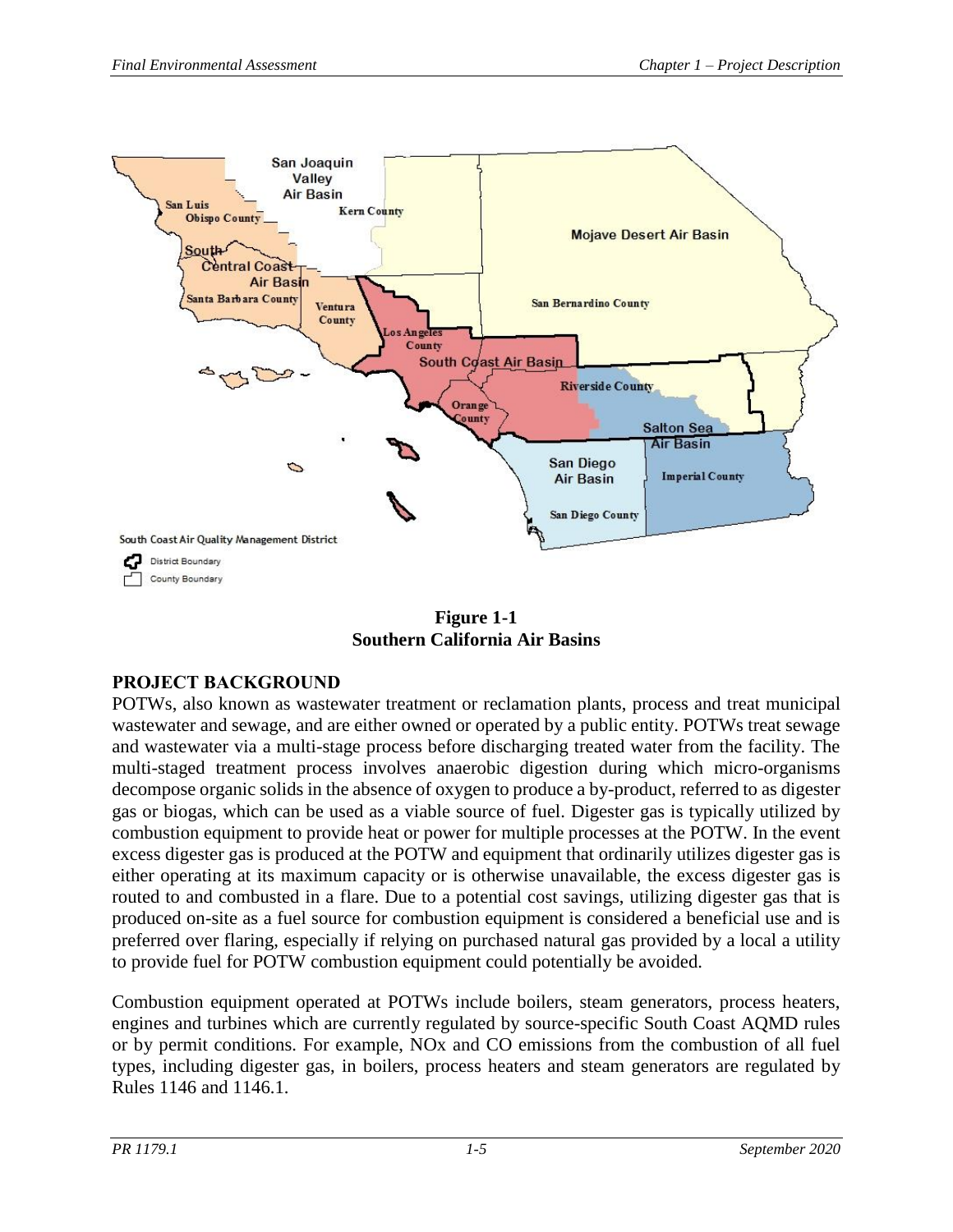**Figure 1-1**
**Southern California Air Basins**

## PROJECT BACKGROUND

POTWs, also known as wastewater treatment or reclamation plants, process and treat municipal wastewater and sewage, and are either owned or operated by a public entity. POTWs treat sewage and wastewater via a multi-stage process before discharging treated water from the facility. The multi-staged treatment process involves anaerobic digestion during which micro-organisms decompose organic solids in the absence of oxygen to produce a by-product, referred to as digester gas or biogas, which can be used as a viable source of fuel. Digester gas is typically utilized by combustion equipment to provide heat or power for multiple processes at the POTW. In the event excess digester gas is produced at the POTW and equipment that ordinarily utilizes digester gas is either operating at its maximum capacity or is otherwise unavailable, the excess digester gas is routed to and combusted in a flare. Due to a potential cost savings, utilizing digester gas that is produced on-site as a fuel source for combustion equipment is considered a beneficial use and is preferred over flaring, especially if relying on purchased natural gas provided by a local a utility to provide fuel for POTW combustion equipment could potentially be avoided.

Combustion equipment operated at POTWs include boilers, steam generators, process heaters, engines and turbines which are currently regulated by source-specific South Coast AQMD rules or by permit conditions. For example, NOx and CO emissions from the combustion of all fuel types, including digester gas, in boilers, process heaters and steam generators are regulated by Rules 1146 and 1146.1.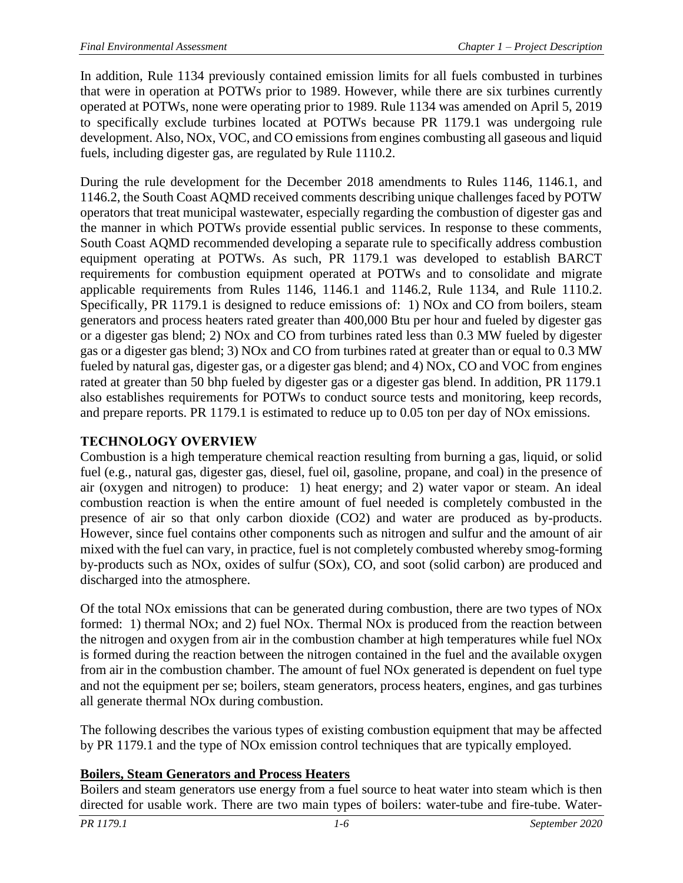In addition, Rule 1134 previously contained emission limits for all fuels combusted in turbines that were in operation at POTWs prior to 1989. However, while there are six turbines currently operated at POTWs, none were operating prior to 1989. Rule 1134 was amended on April 5, 2019 to specifically exclude turbines located at POTWs because PR 1179.1 was undergoing rule development. Also, NOx, VOC, and CO emissions from engines combusting all gaseous and liquid fuels, including digester gas, are regulated by Rule 1110.2.

During the rule development for the December 2018 amendments to Rules 1146, 1146.1, and 1146.2, the South Coast AQMD received comments describing unique challenges faced by POTW operators that treat municipal wastewater, especially regarding the combustion of digester gas and the manner in which POTWs provide essential public services. In response to these comments, South Coast AQMD recommended developing a separate rule to specifically address combustion equipment operating at POTWs. As such, PR 1179.1 was developed to establish BARCT requirements for combustion equipment operated at POTWs and to consolidate and migrate applicable requirements from Rules 1146, 1146.1 and 1146.2, Rule 1134, and Rule 1110.2. Specifically, PR 1179.1 is designed to reduce emissions of: 1) NOx and CO from boilers, steam generators and process heaters rated greater than 400,000 Btu per hour and fueled by digester gas or a digester gas blend; 2) NOx and CO from turbines rated less than 0.3 MW fueled by digester gas or a digester gas blend; 3) NOx and CO from turbines rated at greater than or equal to 0.3 MW fueled by natural gas, digester gas, or a digester gas blend; and 4) NOx, CO and VOC from engines rated at greater than 50 bhp fueled by digester gas or a digester gas blend. In addition, PR 1179.1 also establishes requirements for POTWs to conduct source tests and monitoring, keep records, and prepare reports. PR 1179.1 is estimated to reduce up to 0.05 ton per day of NOx emissions.

## TECHNOLOGY OVERVIEW

Combustion is a high temperature chemical reaction resulting from burning a gas, liquid, or solid fuel (e.g., natural gas, digester gas, diesel, fuel oil, gasoline, propane, and coal) in the presence of air (oxygen and nitrogen) to produce: 1) heat energy; and 2) water vapor or steam. An ideal combustion reaction is when the entire amount of fuel needed is completely combusted in the presence of air so that only carbon dioxide ($CO_2$) and water are produced as by-products. However, since fuel contains other components such as nitrogen and sulfur and the amount of air mixed with the fuel can vary, in practice, fuel is not completely combusted whereby smog-forming by-products such as NOx, oxides of sulfur (SOx), CO, and soot (solid carbon) are produced and discharged into the atmosphere.

Of the total NOx emissions that can be generated during combustion, there are two types of NOx formed: 1) thermal NOx; and 2) fuel NOx. Thermal NOx is produced from the reaction between the nitrogen and oxygen from air in the combustion chamber at high temperatures while fuel NOx is formed during the reaction between the nitrogen contained in the fuel and the available oxygen from air in the combustion chamber. The amount of fuel NOx generated is dependent on fuel type and not the equipment per se; boilers, steam generators, process heaters, engines, and gas turbines all generate thermal NOx during combustion.

The following describes the various types of existing combustion equipment that may be affected by PR 1179.1 and the type of NOx emission control techniques that are typically employed.

### Boilers, Steam Generators and Process Heaters

Boilers and steam generators use energy from a fuel source to heat water into steam which is then directed for usable work. There are two main types of boilers: water-tube and fire-tube. Water-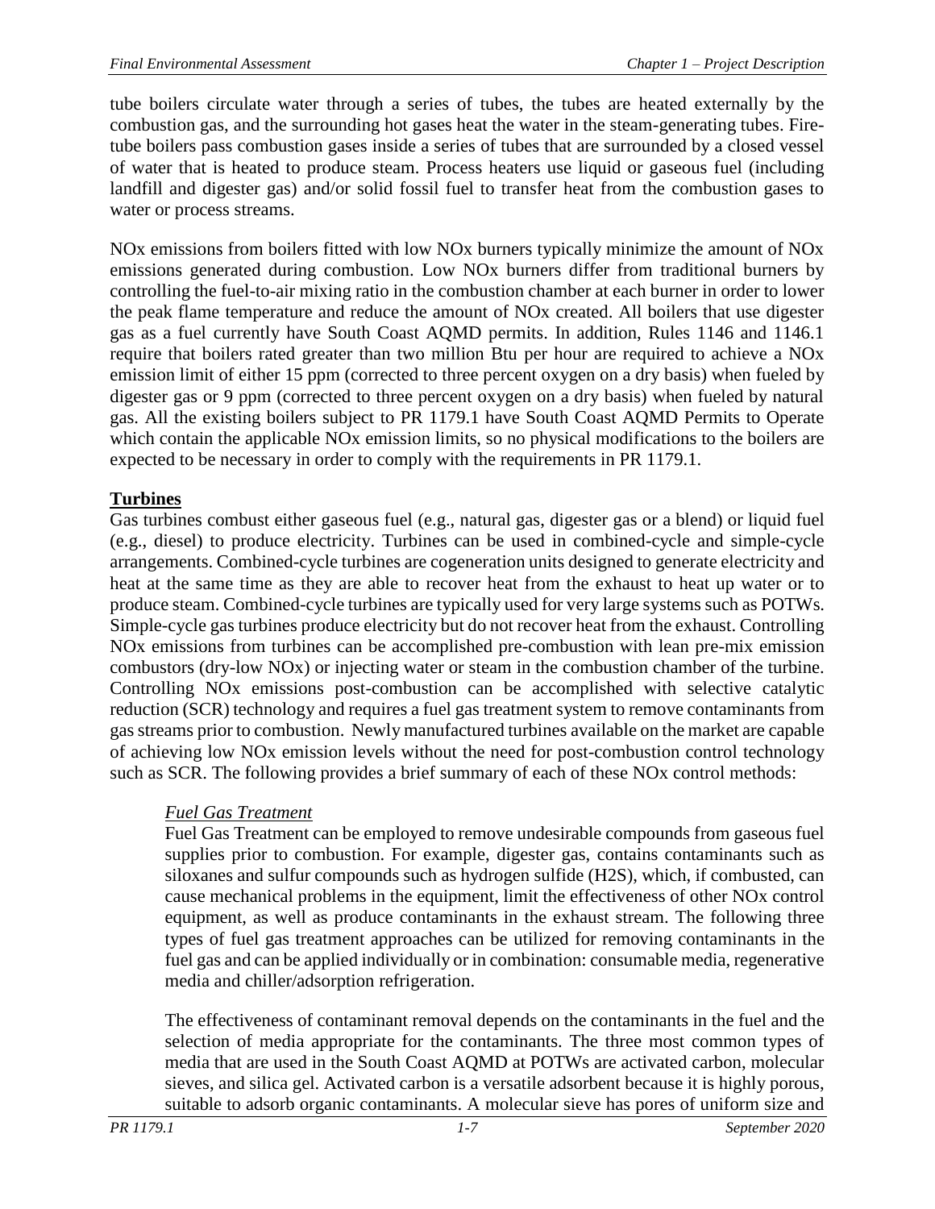tube boilers circulate water through a series of tubes, the tubes are heated externally by the combustion gas, and the surrounding hot gases heat the water in the steam-generating tubes. Fire-tube boilers pass combustion gases inside a series of tubes that are surrounded by a closed vessel of water that is heated to produce steam. Process heaters use liquid or gaseous fuel (including landfill and digester gas) and/or solid fossil fuel to transfer heat from the combustion gases to water or process streams.

NOx emissions from boilers fitted with low NOx burners typically minimize the amount of NOx emissions generated during combustion. Low NOx burners differ from traditional burners by controlling the fuel-to-air mixing ratio in the combustion chamber at each burner in order to lower the peak flame temperature and reduce the amount of NOx created. All boilers that use digester gas as a fuel currently have South Coast AQMD permits. In addition, Rules 1146 and 1146.1 require that boilers rated greater than two million Btu per hour are required to achieve a NOx emission limit of either 15 ppm (corrected to three percent oxygen on a dry basis) when fueled by digester gas or 9 ppm (corrected to three percent oxygen on a dry basis) when fueled by natural gas. All the existing boilers subject to PR 1179.1 have South Coast AQMD Permits to Operate which contain the applicable NOx emission limits, so no physical modifications to the boilers are expected to be necessary in order to comply with the requirements in PR 1179.1.

**Turbines**

Gas turbines combust either gaseous fuel (e.g., natural gas, digester gas or a blend) or liquid fuel (e.g., diesel) to produce electricity. Turbines can be used in combined-cycle and simple-cycle arrangements. Combined-cycle turbines are cogeneration units designed to generate electricity and heat at the same time as they are able to recover heat from the exhaust to heat up water or to produce steam. Combined-cycle turbines are typically used for very large systems such as POTWs. Simple-cycle gas turbines produce electricity but do not recover heat from the exhaust. Controlling NOx emissions from turbines can be accomplished pre-combustion with lean pre-mix emission combustors (dry-low NOx) or injecting water or steam in the combustion chamber of the turbine. Controlling NOx emissions post-combustion can be accomplished with selective catalytic reduction (SCR) technology and requires a fuel gas treatment system to remove contaminants from gas streams prior to combustion. Newly manufactured turbines available on the market are capable of achieving low NOx emission levels without the need for post-combustion control technology such as SCR. The following provides a brief summary of each of these NOx control methods:

*Fuel Gas Treatment*

Fuel Gas Treatment can be employed to remove undesirable compounds from gaseous fuel supplies prior to combustion. For example, digester gas, contains contaminants such as siloxanes and sulfur compounds such as hydrogen sulfide ($H_2S$), which, if combusted, can cause mechanical problems in the equipment, limit the effectiveness of other NOx control equipment, as well as produce contaminants in the exhaust stream. The following three types of fuel gas treatment approaches can be utilized for removing contaminants in the fuel gas and can be applied individually or in combination: consumable media, regenerative media and chiller/adsorption refrigeration.

The effectiveness of contaminant removal depends on the contaminants in the fuel and the selection of media appropriate for the contaminants. The three most common types of media that are used in the South Coast AQMD at POTWs are activated carbon, molecular sieves, and silica gel. Activated carbon is a versatile adsorbent because it is highly porous, suitable to adsorb organic contaminants. A molecular sieve has pores of uniform size and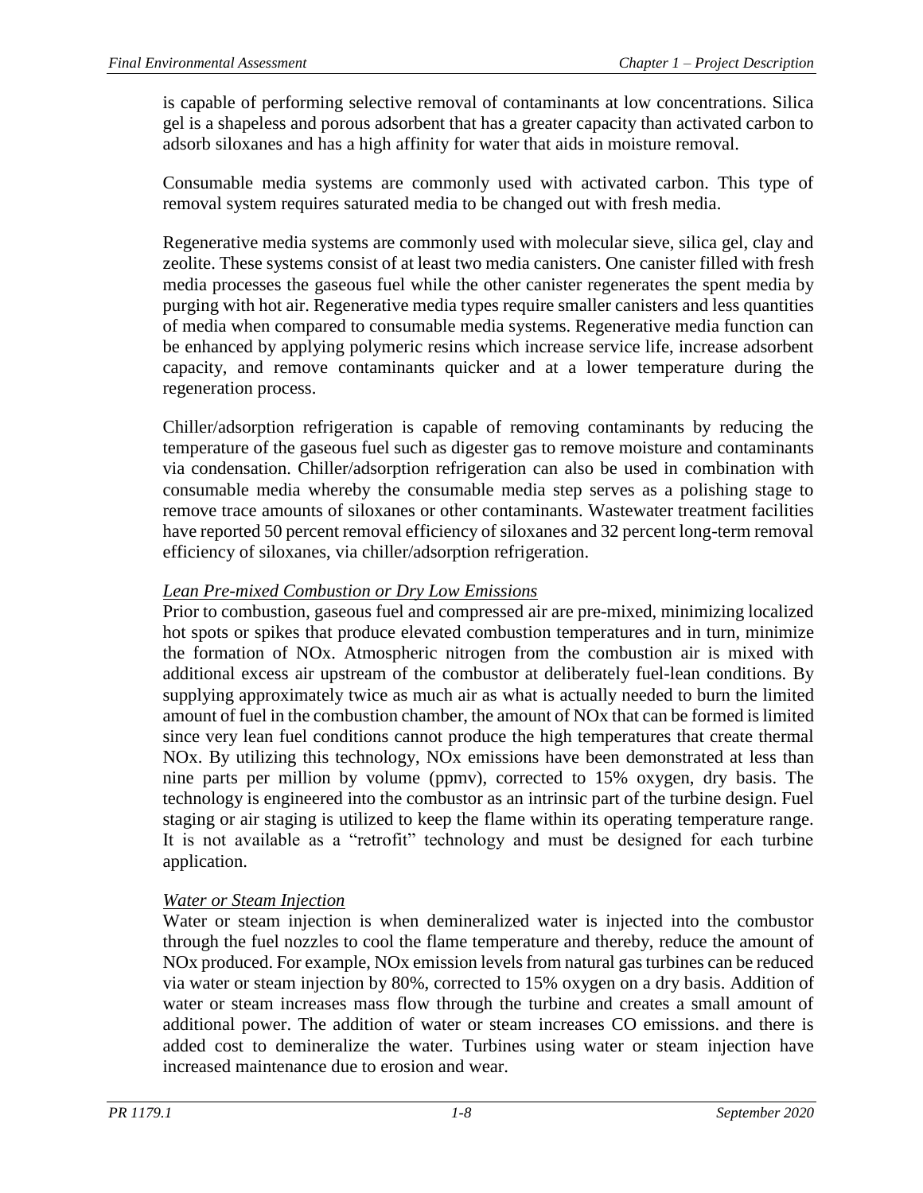is capable of performing selective removal of contaminants at low concentrations. Silica gel is a shapeless and porous adsorbent that has a greater capacity than activated carbon to adsorb siloxanes and has a high affinity for water that aids in moisture removal.

Consumable media systems are commonly used with activated carbon. This type of removal system requires saturated media to be changed out with fresh media.

Regenerative media systems are commonly used with molecular sieve, silica gel, clay and zeolite. These systems consist of at least two media canisters. One canister filled with fresh media processes the gaseous fuel while the other canister regenerates the spent media by purging with hot air. Regenerative media types require smaller canisters and less quantities of media when compared to consumable media systems. Regenerative media function can be enhanced by applying polymeric resins which increase service life, increase adsorbent capacity, and remove contaminants quicker and at a lower temperature during the regeneration process.

Chiller/adsorption refrigeration is capable of removing contaminants by reducing the temperature of the gaseous fuel such as digester gas to remove moisture and contaminants via condensation. Chiller/adsorption refrigeration can also be used in combination with consumable media whereby the consumable media step serves as a polishing stage to remove trace amounts of siloxanes or other contaminants. Wastewater treatment facilities have reported 50 percent removal efficiency of siloxanes and 32 percent long-term removal efficiency of siloxanes, via chiller/adsorption refrigeration.

*Lean Pre-mixed Combustion or Dry Low Emissions*

Prior to combustion, gaseous fuel and compressed air are pre-mixed, minimizing localized hot spots or spikes that produce elevated combustion temperatures and in turn, minimize the formation of NOx. Atmospheric nitrogen from the combustion air is mixed with additional excess air upstream of the combustor at deliberately fuel-lean conditions. By supplying approximately twice as much air as what is actually needed to burn the limited amount of fuel in the combustion chamber, the amount of NOx that can be formed is limited since very lean fuel conditions cannot produce the high temperatures that create thermal NOx. By utilizing this technology, NOx emissions have been demonstrated at less than nine parts per million by volume (ppmv), corrected to 15% oxygen, dry basis. The technology is engineered into the combustor as an intrinsic part of the turbine design. Fuel staging or air staging is utilized to keep the flame within its operating temperature range. It is not available as a "retrofit" technology and must be designed for each turbine application.

*Water or Steam Injection*

Water or steam injection is when demineralized water is injected into the combustor through the fuel nozzles to cool the flame temperature and thereby, reduce the amount of NOx produced. For example, NOx emission levels from natural gas turbines can be reduced via water or steam injection by 80%, corrected to 15% oxygen on a dry basis. Addition of water or steam increases mass flow through the turbine and creates a small amount of additional power. The addition of water or steam increases CO emissions. and there is added cost to demineralize the water. Turbines using water or steam injection have increased maintenance due to erosion and wear.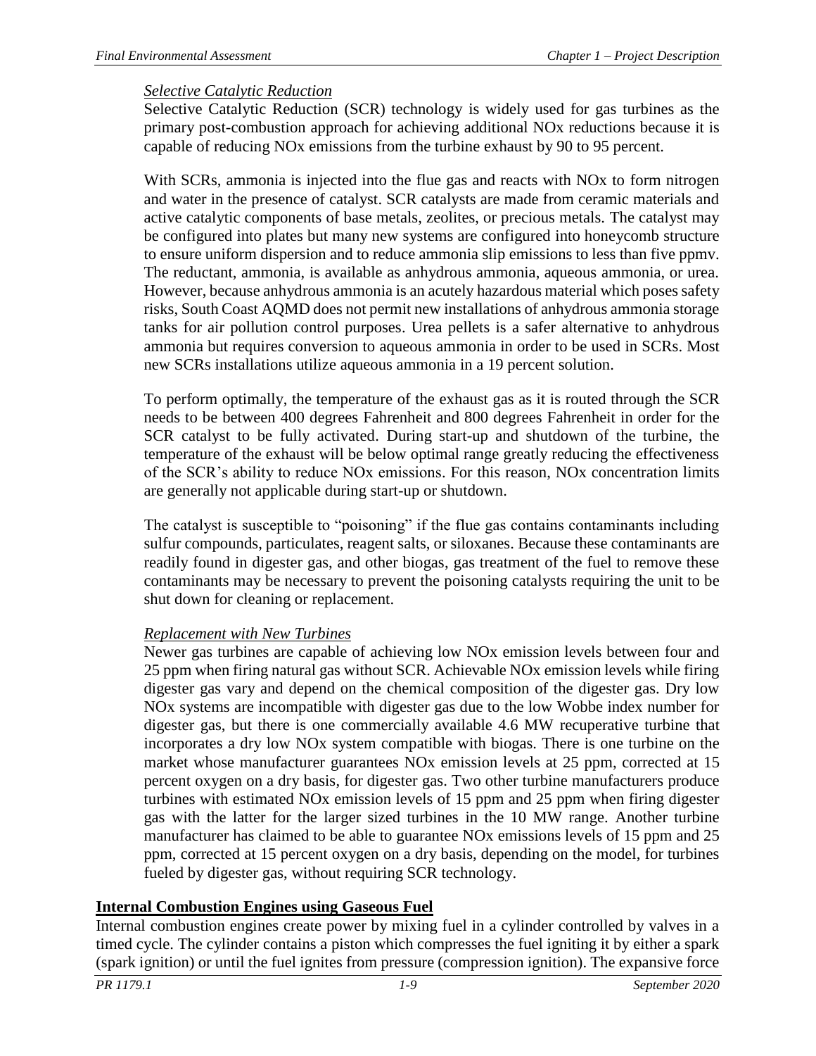*Selective Catalytic Reduction*

Selective Catalytic Reduction (SCR) technology is widely used for gas turbines as the primary post-combustion approach for achieving additional NOx reductions because it is capable of reducing NOx emissions from the turbine exhaust by 90 to 95 percent.

With SCRs, ammonia is injected into the flue gas and reacts with NOx to form nitrogen and water in the presence of catalyst. SCR catalysts are made from ceramic materials and active catalytic components of base metals, zeolites, or precious metals. The catalyst may be configured into plates but many new systems are configured into honeycomb structure to ensure uniform dispersion and to reduce ammonia slip emissions to less than five ppmv. The reductant, ammonia, is available as anhydrous ammonia, aqueous ammonia, or urea. However, because anhydrous ammonia is an acutely hazardous material which poses safety risks, South Coast AQMD does not permit new installations of anhydrous ammonia storage tanks for air pollution control purposes. Urea pellets is a safer alternative to anhydrous ammonia but requires conversion to aqueous ammonia in order to be used in SCRs. Most new SCRs installations utilize aqueous ammonia in a 19 percent solution.

To perform optimally, the temperature of the exhaust gas as it is routed through the SCR needs to be between 400 degrees Fahrenheit and 800 degrees Fahrenheit in order for the SCR catalyst to be fully activated. During start-up and shutdown of the turbine, the temperature of the exhaust will be below optimal range greatly reducing the effectiveness of the SCR's ability to reduce NOx emissions. For this reason, NOx concentration limits are generally not applicable during start-up or shutdown.

The catalyst is susceptible to "poisoning" if the flue gas contains contaminants including sulfur compounds, particulates, reagent salts, or siloxanes. Because these contaminants are readily found in digester gas, and other biogas, gas treatment of the fuel to remove these contaminants may be necessary to prevent the poisoning catalysts requiring the unit to be shut down for cleaning or replacement.

*Replacement with New Turbines*

Newer gas turbines are capable of achieving low NOx emission levels between four and 25 ppm when firing natural gas without SCR. Achievable NOx emission levels while firing digester gas vary and depend on the chemical composition of the digester gas. Dry low NOx systems are incompatible with digester gas due to the low Wobbe index number for digester gas, but there is one commercially available 4.6 MW recuperative turbine that incorporates a dry low NOx system compatible with biogas. There is one turbine on the market whose manufacturer guarantees NOx emission levels at 25 ppm, corrected at 15 percent oxygen on a dry basis, for digester gas. Two other turbine manufacturers produce turbines with estimated NOx emission levels of 15 ppm and 25 ppm when firing digester gas with the latter for the larger sized turbines in the 10 MW range. Another turbine manufacturer has claimed to be able to guarantee NOx emissions levels of 15 ppm and 25 ppm, corrected at 15 percent oxygen on a dry basis, depending on the model, for turbines fueled by digester gas, without requiring SCR technology.

## Internal Combustion Engines using Gaseous Fuel

Internal combustion engines create power by mixing fuel in a cylinder controlled by valves in a timed cycle. The cylinder contains a piston which compresses the fuel igniting it by either a spark (spark ignition) or until the fuel ignites from pressure (compression ignition). The expansive force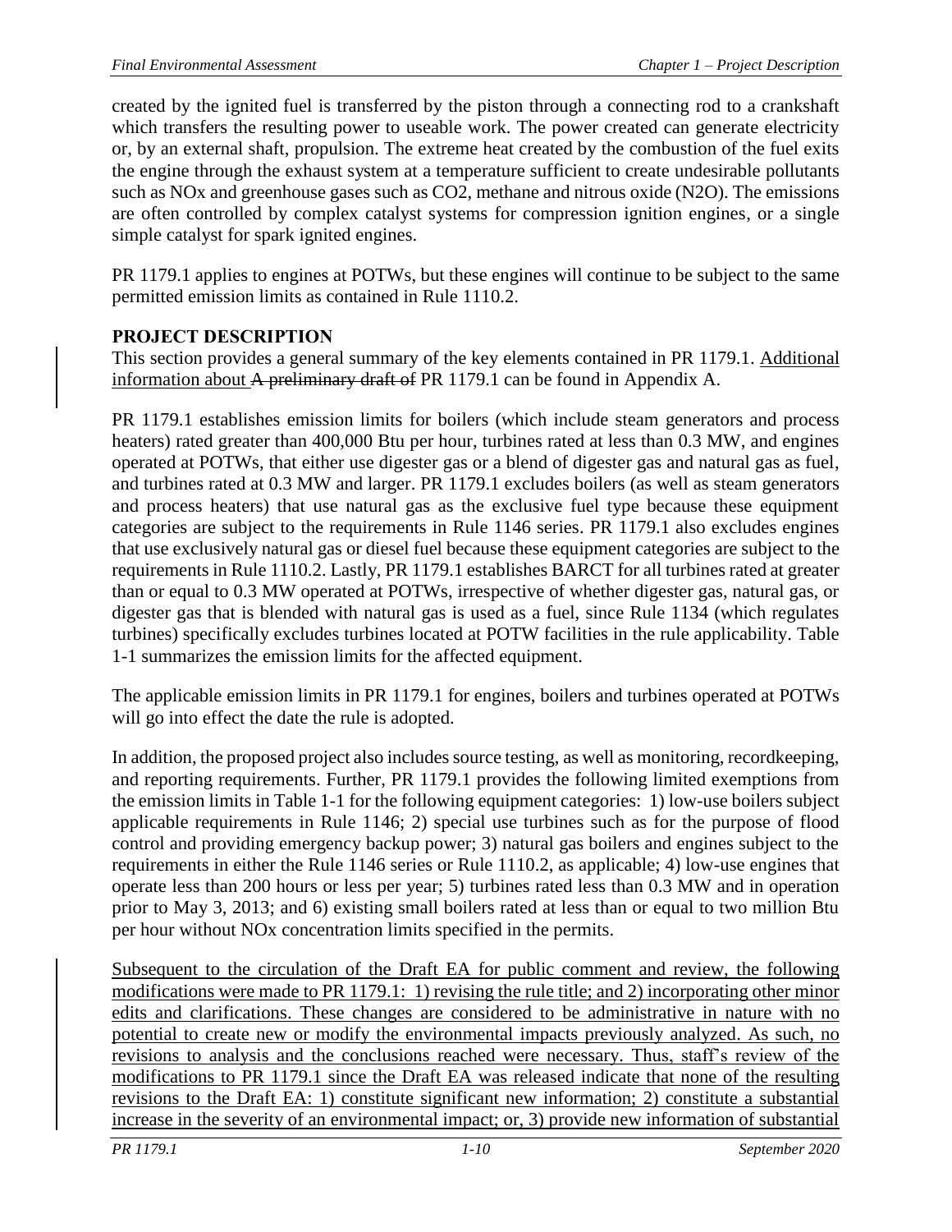created by the ignited fuel is transferred by the piston through a connecting rod to a crankshaft which transfers the resulting power to useable work. The power created can generate electricity or, by an external shaft, propulsion. The extreme heat created by the combustion of the fuel exits the engine through the exhaust system at a temperature sufficient to create undesirable pollutants such as NOx and greenhouse gases such as $CO_2$, methane and nitrous oxide ($N_2O$). The emissions are often controlled by complex catalyst systems for compression ignition engines, or a single simple catalyst for spark ignited engines.

PR 1179.1 applies to engines at POTWs, but these engines will continue to be subject to the same permitted emission limits as contained in Rule 1110.2.

## PROJECT DESCRIPTION

This section provides a general summary of the key elements contained in PR 1179.1. Additional information about ~~A preliminary draft of~~ PR 1179.1 can be found in Appendix A.

PR 1179.1 establishes emission limits for boilers (which include steam generators and process heaters) rated greater than 400,000 Btu per hour, turbines rated at less than 0.3 MW, and engines operated at POTWs, that either use digester gas or a blend of digester gas and natural gas as fuel, and turbines rated at 0.3 MW and larger. PR 1179.1 excludes boilers (as well as steam generators and process heaters) that use natural gas as the exclusive fuel type because these equipment categories are subject to the requirements in Rule 1146 series. PR 1179.1 also excludes engines that use exclusively natural gas or diesel fuel because these equipment categories are subject to the requirements in Rule 1110.2. Lastly, PR 1179.1 establishes BARCT for all turbines rated at greater than or equal to 0.3 MW operated at POTWs, irrespective of whether digester gas, natural gas, or digester gas that is blended with natural gas is used as a fuel, since Rule 1134 (which regulates turbines) specifically excludes turbines located at POTW facilities in the rule applicability. Table 1-1 summarizes the emission limits for the affected equipment.

The applicable emission limits in PR 1179.1 for engines, boilers and turbines operated at POTWs will go into effect the date the rule is adopted.

In addition, the proposed project also includes source testing, as well as monitoring, recordkeeping, and reporting requirements. Further, PR 1179.1 provides the following limited exemptions from the emission limits in Table 1-1 for the following equipment categories: 1) low-use boilers subject applicable requirements in Rule 1146; 2) special use turbines such as for the purpose of flood control and providing emergency backup power; 3) natural gas boilers and engines subject to the requirements in either the Rule 1146 series or Rule 1110.2, as applicable; 4) low-use engines that operate less than 200 hours or less per year; 5) turbines rated less than 0.3 MW and in operation prior to May 3, 2013; and 6) existing small boilers rated at less than or equal to two million Btu per hour without NOx concentration limits specified in the permits.

Subsequent to the circulation of the Draft EA for public comment and review, the following modifications were made to PR 1179.1: 1) revising the rule title; and 2) incorporating other minor edits and clarifications. These changes are considered to be administrative in nature with no potential to create new or modify the environmental impacts previously analyzed. As such, no revisions to analysis and the conclusions reached were necessary. Thus, staff's review of the modifications to PR 1179.1 since the Draft EA was released indicate that none of the resulting revisions to the Draft EA: 1) constitute significant new information; 2) constitute a substantial increase in the severity of an environmental impact; or, 3) provide new information of substantial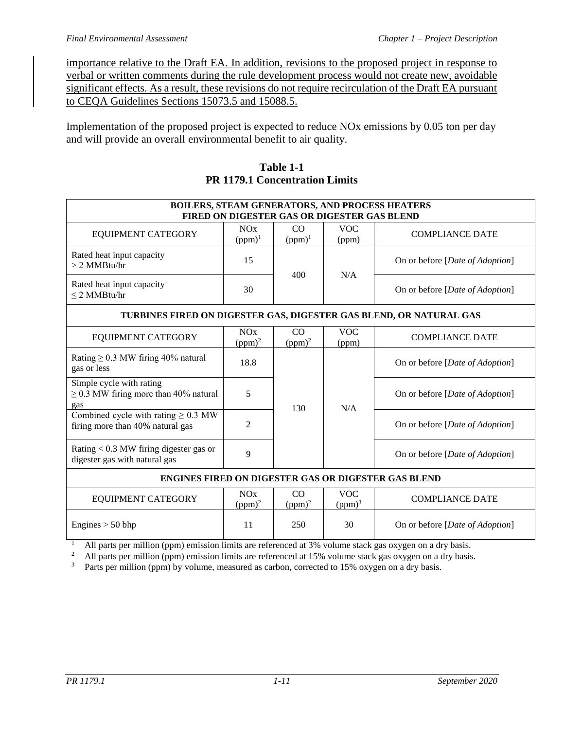importance relative to the Draft EA. In addition, revisions to the proposed project in response to verbal or written comments during the rule development process would not create new, avoidable significant effects. As a result, these revisions do not require recirculation of the Draft EA pursuant to CEQA Guidelines Sections 15073.5 and 15088.5.

Implementation of the proposed project is expected to reduce NOx emissions by 0.05 ton per day and will provide an overall environmental benefit to air quality.

**Table 1-1**
**PR 1179.1 Concentration Limits**

| **BOILERS, STEAM GENERATORS, AND PROCESS HEATERS FIRED ON DIGESTER GAS OR DIGESTER GAS BLEND** | | | | |
|---|---|---|---|---|
| EQUIPMENT CATEGORY | NOx (ppm)[1] | CO (ppm)[1] | VOC (ppm) | COMPLIANCE DATE |
| Rated heat input capacity > 2 MMBtu/hr | 15 | 400 | N/A | On or before [*Date of Adoption*] |
| Rated heat input capacity ≤ 2 MMBtu/hr | 30 | 400 | N/A | On or before [*Date of Adoption*] |
| **TURBINES FIRED ON DIGESTER GAS, DIGESTER GAS BLEND, OR NATURAL GAS** | | | | |
| EQUIPMENT CATEGORY | NOx (ppm)[2] | CO (ppm)[2] | VOC (ppm) | COMPLIANCE DATE |
| Rating ≥ 0.3 MW firing 40% natural gas or less | 18.8 | 130 | N/A | On or before [*Date of Adoption*] |
| Simple cycle with rating ≥ 0.3 MW firing more than 40% natural gas | 5 | 130 | N/A | On or before [*Date of Adoption*] |
| Combined cycle with rating ≥ 0.3 MW firing more than 40% natural gas | 2 | 130 | N/A | On or before [*Date of Adoption*] |
| Rating < 0.3 MW firing digester gas or digester gas with natural gas | 9 | 130 | N/A | On or before [*Date of Adoption*] |
| **ENGINES FIRED ON DIGESTER GAS OR DIGESTER GAS BLEND** | | | | |
| EQUIPMENT CATEGORY | NOx (ppm)[2] | CO (ppm)[2] | VOC (ppm)[3] | COMPLIANCE DATE |
| Engines > 50 bhp | 11 | 250 | 30 | On or before [*Date of Adoption*] |

[1] All parts per million (ppm) emission limits are referenced at 3% volume stack gas oxygen on a dry basis.
[2] All parts per million (ppm) emission limits are referenced at 15% volume stack gas oxygen on a dry basis.
[3] Parts per million (ppm) by volume, measured as carbon, corrected to 15% oxygen on a dry basis.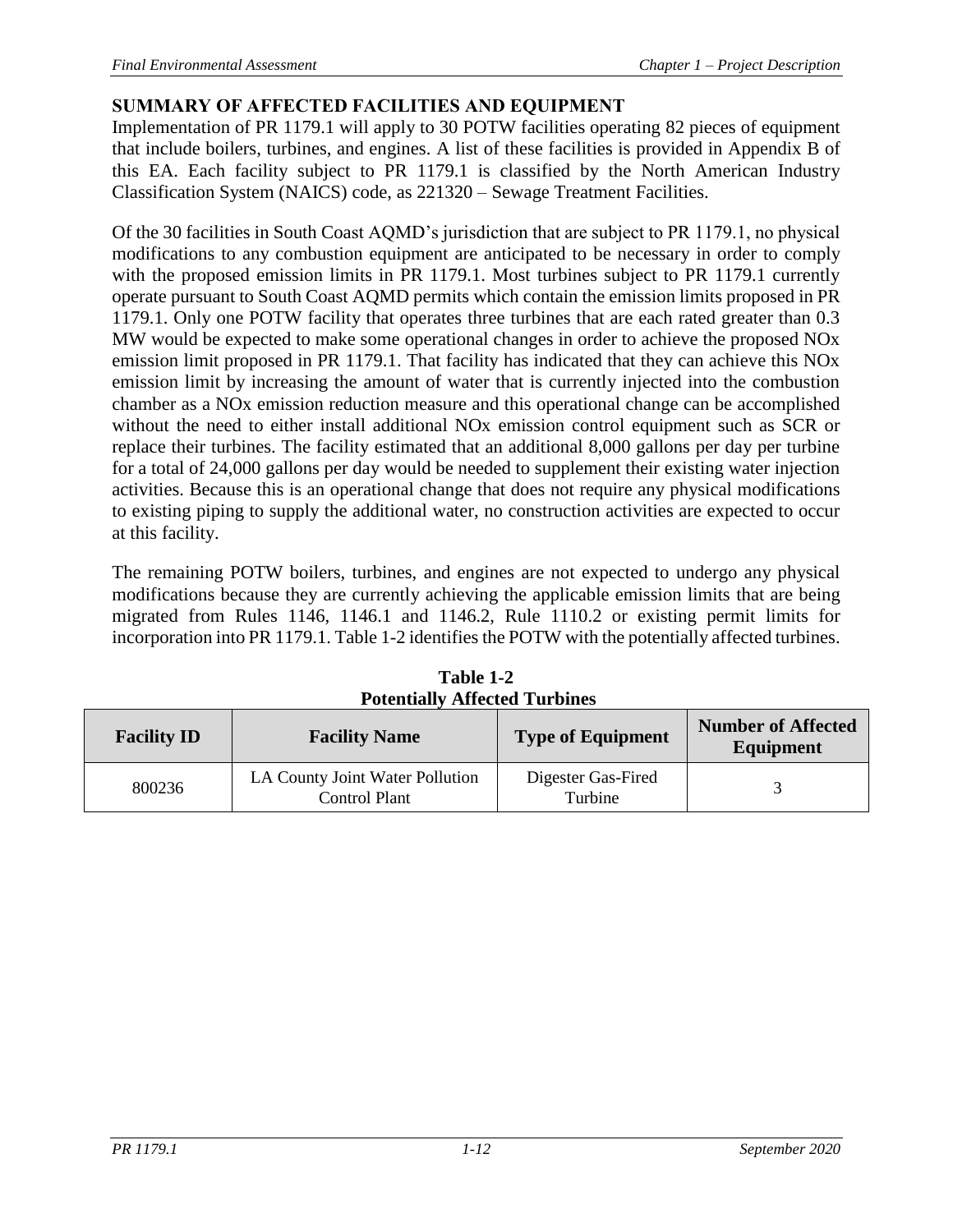## SUMMARY OF AFFECTED FACILITIES AND EQUIPMENT

Implementation of PR 1179.1 will apply to 30 POTW facilities operating 82 pieces of equipment that include boilers, turbines, and engines. A list of these facilities is provided in Appendix B of this EA. Each facility subject to PR 1179.1 is classified by the North American Industry Classification System (NAICS) code, as 221320 – Sewage Treatment Facilities.

Of the 30 facilities in South Coast AQMD's jurisdiction that are subject to PR 1179.1, no physical modifications to any combustion equipment are anticipated to be necessary in order to comply with the proposed emission limits in PR 1179.1. Most turbines subject to PR 1179.1 currently operate pursuant to South Coast AQMD permits which contain the emission limits proposed in PR 1179.1. Only one POTW facility that operates three turbines that are each rated greater than 0.3 MW would be expected to make some operational changes in order to achieve the proposed NOx emission limit proposed in PR 1179.1. That facility has indicated that they can achieve this NOx emission limit by increasing the amount of water that is currently injected into the combustion chamber as a NOx emission reduction measure and this operational change can be accomplished without the need to either install additional NOx emission control equipment such as SCR or replace their turbines. The facility estimated that an additional 8,000 gallons per day per turbine for a total of 24,000 gallons per day would be needed to supplement their existing water injection activities. Because this is an operational change that does not require any physical modifications to existing piping to supply the additional water, no construction activities are expected to occur at this facility.

The remaining POTW boilers, turbines, and engines are not expected to undergo any physical modifications because they are currently achieving the applicable emission limits that are being migrated from Rules 1146, 1146.1 and 1146.2, Rule 1110.2 or existing permit limits for incorporation into PR 1179.1. Table 1-2 identifies the POTW with the potentially affected turbines.

**Table 1-2**
**Potentially Affected Turbines**

| Facility ID | Facility Name | Type of Equipment | Number of Affected Equipment |
|---|---|---|---|
| 800236 | LA County Joint Water Pollution Control Plant | Digester Gas-Fired Turbine | 3 |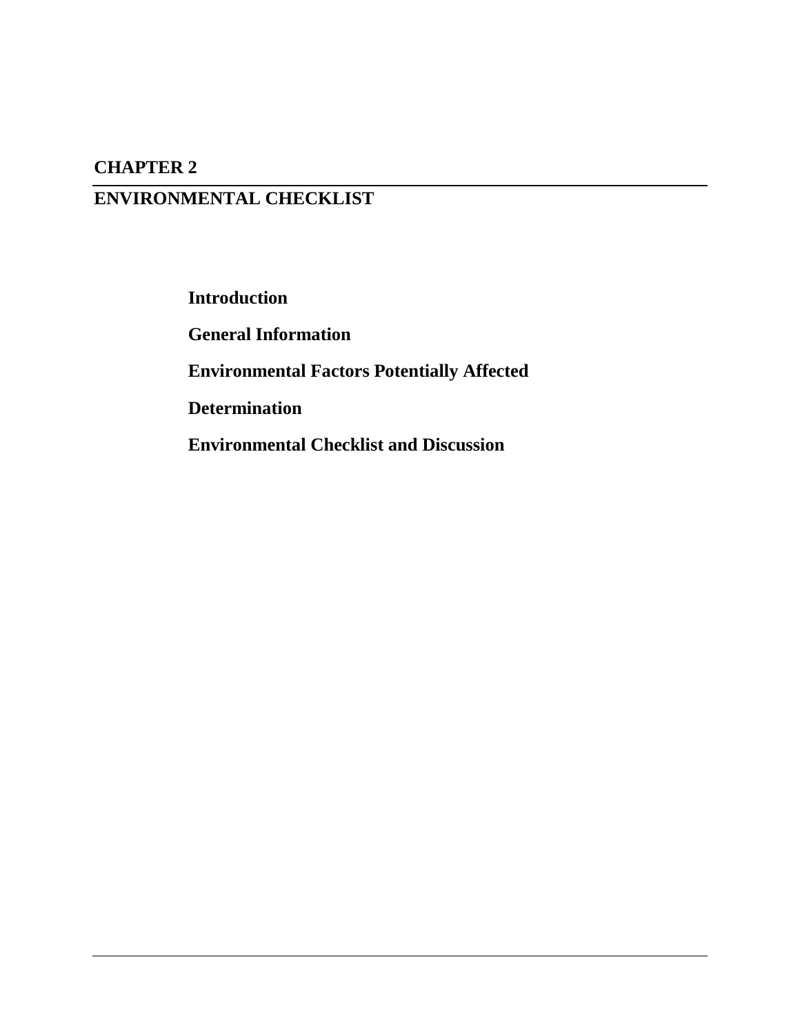# CHAPTER 2

# ENVIRONMENTAL CHECKLIST

**Introduction**

**General Information**

**Environmental Factors Potentially Affected**

**Determination**

**Environmental Checklist and Discussion**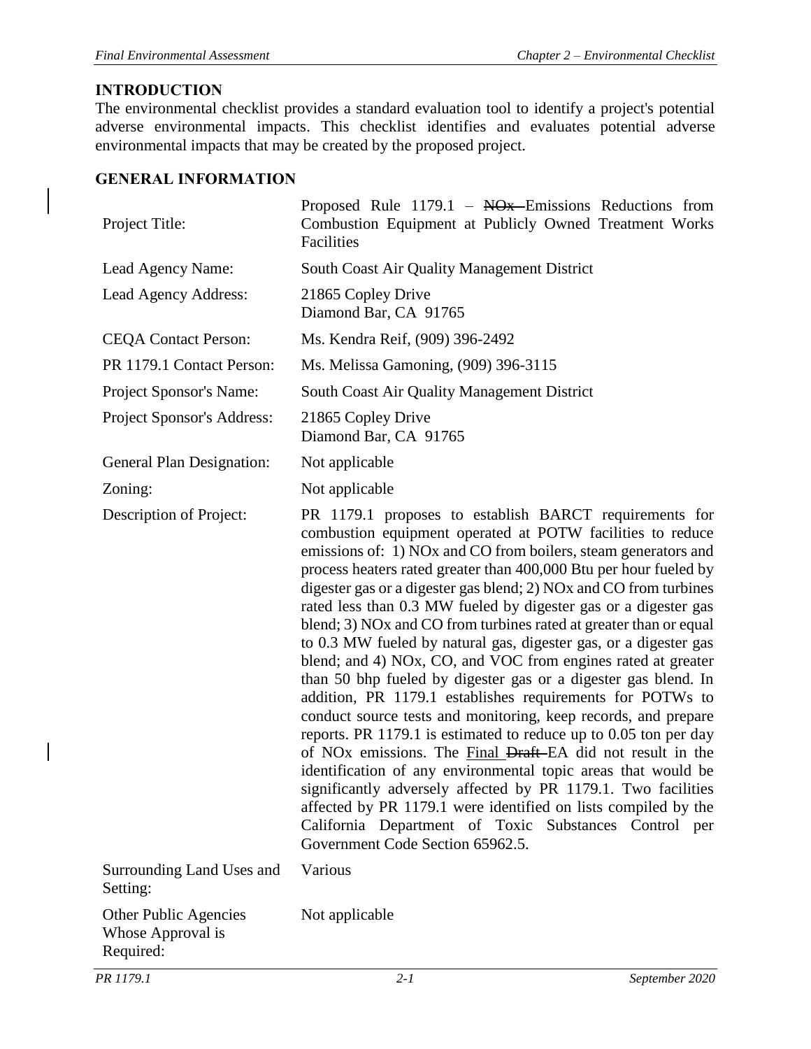## INTRODUCTION

The environmental checklist provides a standard evaluation tool to identify a project's potential adverse environmental impacts. This checklist identifies and evaluates potential adverse environmental impacts that may be created by the proposed project.

## GENERAL INFORMATION

| | |
|---|---|
| Project Title: | Proposed Rule 1179.1 – ~~NOx~~ Emissions Reductions from Combustion Equipment at Publicly Owned Treatment Works Facilities |
| Lead Agency Name: | South Coast Air Quality Management District |
| Lead Agency Address: | 21865 Copley Drive<br>Diamond Bar, CA 91765 |
| CEQA Contact Person: | Ms. Kendra Reif, (909) 396-2492 |
| PR 1179.1 Contact Person: | Ms. Melissa Gamoning, (909) 396-3115 |
| Project Sponsor's Name: | South Coast Air Quality Management District |
| Project Sponsor's Address: | 21865 Copley Drive<br>Diamond Bar, CA 91765 |
| General Plan Designation: | Not applicable |
| Zoning: | Not applicable |
| Description of Project: | PR 1179.1 proposes to establish BARCT requirements for combustion equipment operated at POTW facilities to reduce emissions of: 1) NOx and CO from boilers, steam generators and process heaters rated greater than 400,000 Btu per hour fueled by digester gas or a digester gas blend; 2) NOx and CO from turbines rated less than 0.3 MW fueled by digester gas or a digester gas blend; 3) NOx and CO from turbines rated at greater than or equal to 0.3 MW fueled by natural gas, digester gas, or a digester gas blend; and 4) NOx, CO, and VOC from engines rated at greater than 50 bhp fueled by digester gas or a digester gas blend. In addition, PR 1179.1 establishes requirements for POTWs to conduct source tests and monitoring, keep records, and prepare reports. PR 1179.1 is estimated to reduce up to 0.05 ton per day of NOx emissions. The <u>Final</u> ~~Draft~~ EA did not result in the identification of any environmental topic areas that would be significantly adversely affected by PR 1179.1. Two facilities affected by PR 1179.1 were identified on lists compiled by the California Department of Toxic Substances Control per Government Code Section 65962.5. |
| Surrounding Land Uses and Setting: | Various |
| Other Public Agencies Whose Approval is Required: | Not applicable |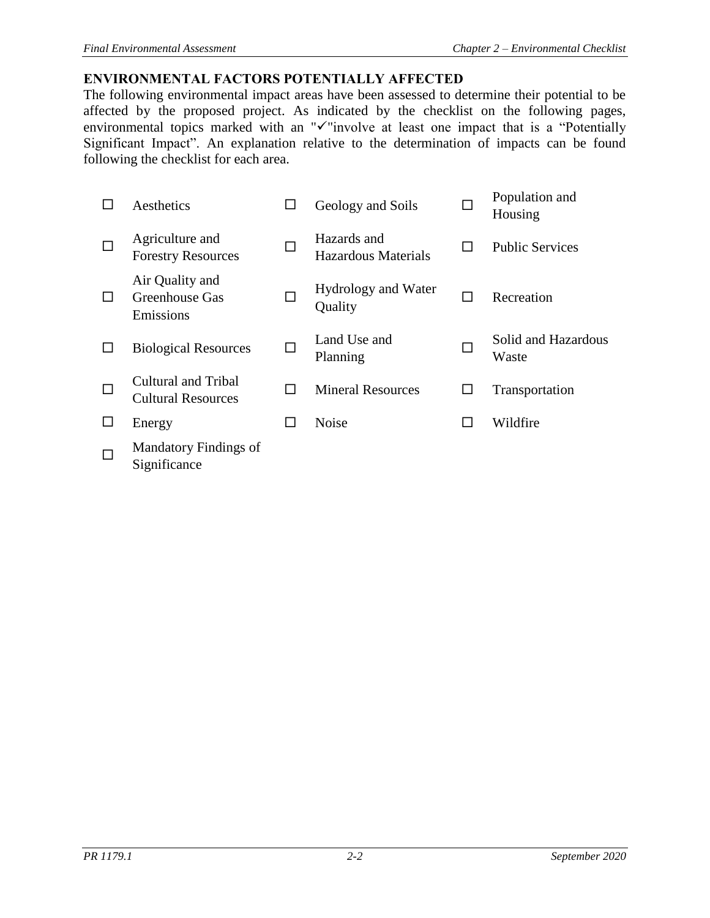## ENVIRONMENTAL FACTORS POTENTIALLY AFFECTED

The following environmental impact areas have been assessed to determine their potential to be affected by the proposed project. As indicated by the checklist on the following pages, environmental topics marked with an "✓"involve at least one impact that is a "Potentially Significant Impact". An explanation relative to the determination of impacts can be found following the checklist for each area.

| | | | | | |
|---|---|---|---|---|---|
| ☐ | Aesthetics | ☐ | Geology and Soils | ☐ | Population and Housing |
| ☐ | Agriculture and Forestry Resources | ☐ | Hazards and Hazardous Materials | ☐ | Public Services |
| ☐ | Air Quality and Greenhouse Gas Emissions | ☐ | Hydrology and Water Quality | ☐ | Recreation |
| ☐ | Biological Resources | ☐ | Land Use and Planning | ☐ | Solid and Hazardous Waste |
| ☐ | Cultural and Tribal Cultural Resources | ☐ | Mineral Resources | ☐ | Transportation |
| ☐ | Energy | ☐ | Noise | ☐ | Wildfire |
| ☐ | Mandatory Findings of Significance | | | | |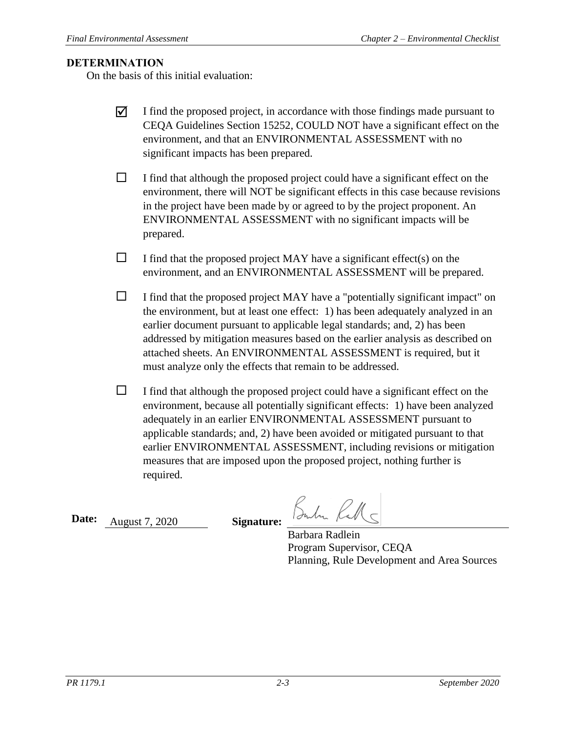**DETERMINATION**

On the basis of this initial evaluation:

- ☑ I find the proposed project, in accordance with those findings made pursuant to CEQA Guidelines Section 15252, COULD NOT have a significant effect on the environment, and that an ENVIRONMENTAL ASSESSMENT with no significant impacts has been prepared.

- ☐ I find that although the proposed project could have a significant effect on the environment, there will NOT be significant effects in this case because revisions in the project have been made by or agreed to by the project proponent. An ENVIRONMENTAL ASSESSMENT with no significant impacts will be prepared.

- ☐ I find that the proposed project MAY have a significant effect(s) on the environment, and an ENVIRONMENTAL ASSESSMENT will be prepared.

- ☐ I find that the proposed project MAY have a "potentially significant impact" on the environment, but at least one effect: 1) has been adequately analyzed in an earlier document pursuant to applicable legal standards; and, 2) has been addressed by mitigation measures based on the earlier analysis as described on attached sheets. An ENVIRONMENTAL ASSESSMENT is required, but it must analyze only the effects that remain to be addressed.

- ☐ I find that although the proposed project could have a significant effect on the environment, because all potentially significant effects: 1) have been analyzed adequately in an earlier ENVIRONMENTAL ASSESSMENT pursuant to applicable standards; and, 2) have been avoided or mitigated pursuant to that earlier ENVIRONMENTAL ASSESSMENT, including revisions or mitigation measures that are imposed upon the proposed project, nothing further is required.

**Date:** August 7, 2020 **Signature:** 

Barbara Radlein
Program Supervisor, CEQA
Planning, Rule Development and Area Sources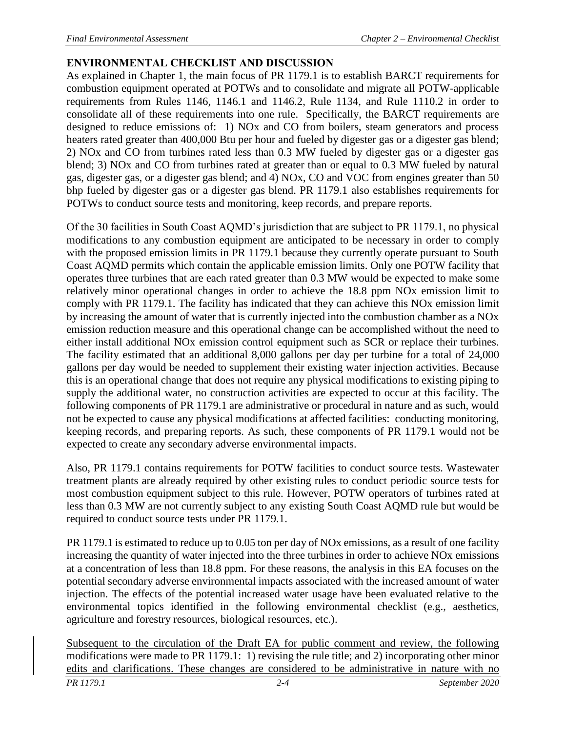## ENVIRONMENTAL CHECKLIST AND DISCUSSION

As explained in Chapter 1, the main focus of PR 1179.1 is to establish BARCT requirements for combustion equipment operated at POTWs and to consolidate and migrate all POTW-applicable requirements from Rules 1146, 1146.1 and 1146.2, Rule 1134, and Rule 1110.2 in order to consolidate all of these requirements into one rule. Specifically, the BARCT requirements are designed to reduce emissions of: 1) NOx and CO from boilers, steam generators and process heaters rated greater than 400,000 Btu per hour and fueled by digester gas or a digester gas blend; 2) NOx and CO from turbines rated less than 0.3 MW fueled by digester gas or a digester gas blend; 3) NOx and CO from turbines rated at greater than or equal to 0.3 MW fueled by natural gas, digester gas, or a digester gas blend; and 4) NOx, CO and VOC from engines greater than 50 bhp fueled by digester gas or a digester gas blend. PR 1179.1 also establishes requirements for POTWs to conduct source tests and monitoring, keep records, and prepare reports.

Of the 30 facilities in South Coast AQMD's jurisdiction that are subject to PR 1179.1, no physical modifications to any combustion equipment are anticipated to be necessary in order to comply with the proposed emission limits in PR 1179.1 because they currently operate pursuant to South Coast AQMD permits which contain the applicable emission limits. Only one POTW facility that operates three turbines that are each rated greater than 0.3 MW would be expected to make some relatively minor operational changes in order to achieve the 18.8 ppm NOx emission limit to comply with PR 1179.1. The facility has indicated that they can achieve this NOx emission limit by increasing the amount of water that is currently injected into the combustion chamber as a NOx emission reduction measure and this operational change can be accomplished without the need to either install additional NOx emission control equipment such as SCR or replace their turbines. The facility estimated that an additional 8,000 gallons per day per turbine for a total of 24,000 gallons per day would be needed to supplement their existing water injection activities. Because this is an operational change that does not require any physical modifications to existing piping to supply the additional water, no construction activities are expected to occur at this facility. The following components of PR 1179.1 are administrative or procedural in nature and as such, would not be expected to cause any physical modifications at affected facilities: conducting monitoring, keeping records, and preparing reports. As such, these components of PR 1179.1 would not be expected to create any secondary adverse environmental impacts.

Also, PR 1179.1 contains requirements for POTW facilities to conduct source tests. Wastewater treatment plants are already required by other existing rules to conduct periodic source tests for most combustion equipment subject to this rule. However, POTW operators of turbines rated at less than 0.3 MW are not currently subject to any existing South Coast AQMD rule but would be required to conduct source tests under PR 1179.1.

PR 1179.1 is estimated to reduce up to 0.05 ton per day of NOx emissions, as a result of one facility increasing the quantity of water injected into the three turbines in order to achieve NOx emissions at a concentration of less than 18.8 ppm. For these reasons, the analysis in this EA focuses on the potential secondary adverse environmental impacts associated with the increased amount of water injection. The effects of the potential increased water usage have been evaluated relative to the environmental topics identified in the following environmental checklist (e.g., aesthetics, agriculture and forestry resources, biological resources, etc.).

Subsequent to the circulation of the Draft EA for public comment and review, the following modifications were made to PR 1179.1: 1) revising the rule title; and 2) incorporating other minor edits and clarifications. These changes are considered to be administrative in nature with no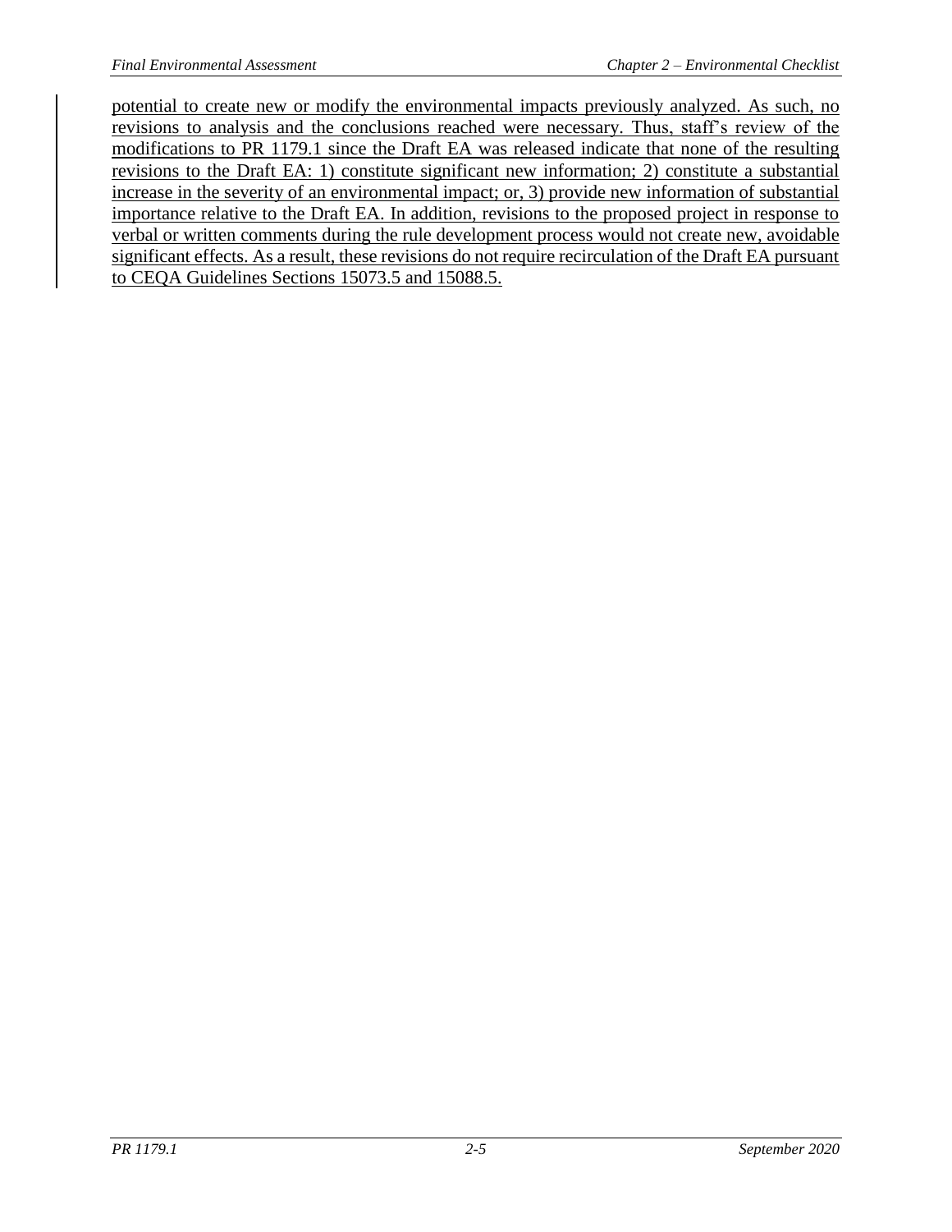potential to create new or modify the environmental impacts previously analyzed. As such, no revisions to analysis and the conclusions reached were necessary. Thus, staff's review of the modifications to PR 1179.1 since the Draft EA was released indicate that none of the resulting revisions to the Draft EA: 1) constitute significant new information; 2) constitute a substantial increase in the severity of an environmental impact; or, 3) provide new information of substantial importance relative to the Draft EA. In addition, revisions to the proposed project in response to verbal or written comments during the rule development process would not create new, avoidable significant effects. As a result, these revisions do not require recirculation of the Draft EA pursuant to CEQA Guidelines Sections 15073.5 and 15088.5.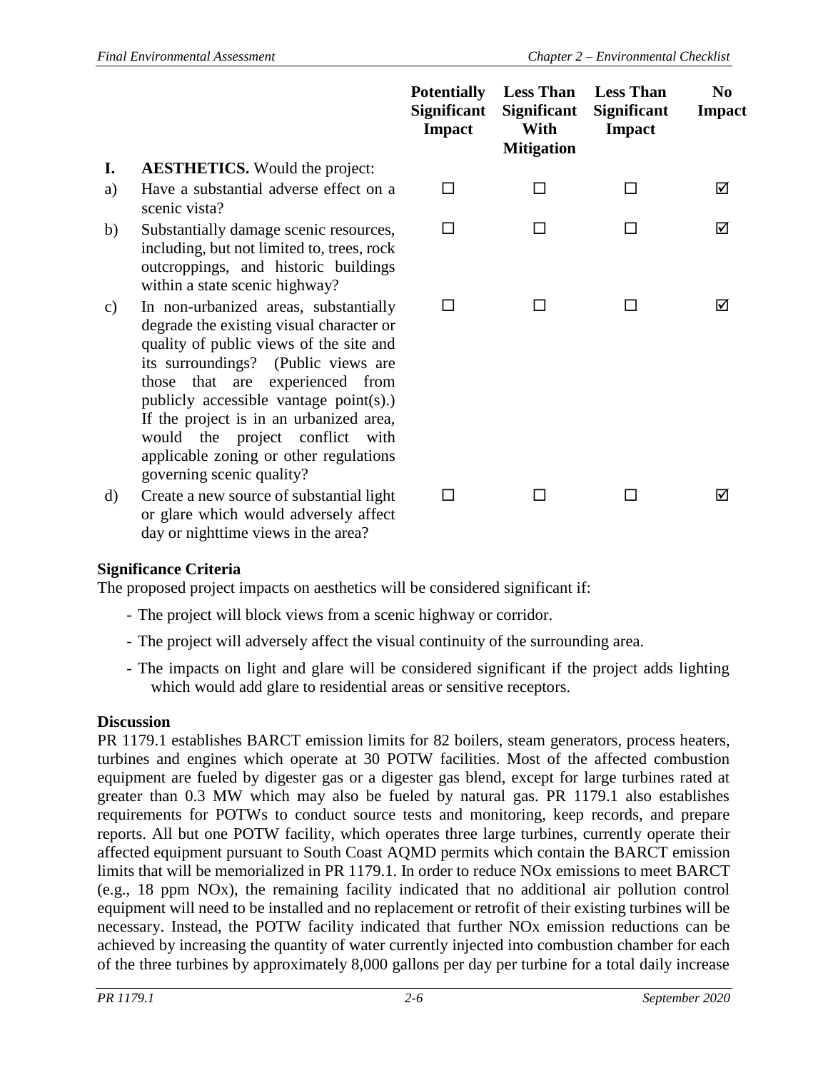| | | Potentially Significant Impact | Less Than Significant With Mitigation | Less Than Significant Impact | No Impact |
|---|---|---|---|---|---|
| **I.** | **AESTHETICS.** Would the project: | | | | |
| a) | Have a substantial adverse effect on a scenic vista? | ☐ | ☐ | ☐ | ☑ |
| b) | Substantially damage scenic resources, including, but not limited to, trees, rock outcroppings, and historic buildings within a state scenic highway? | ☐ | ☐ | ☐ | ☑ |
| c) | In non-urbanized areas, substantially degrade the existing visual character or quality of public views of the site and its surroundings? (Public views are those that are experienced from publicly accessible vantage point(s).) If the project is in an urbanized area, would the project conflict with applicable zoning or other regulations governing scenic quality? | ☐ | ☐ | ☐ | ☑ |
| d) | Create a new source of substantial light or glare which would adversely affect day or nighttime views in the area? | ☐ | ☐ | ☐ | ☑ |

**Significance Criteria**

The proposed project impacts on aesthetics will be considered significant if:

- The project will block views from a scenic highway or corridor.
- The project will adversely affect the visual continuity of the surrounding area.
- The impacts on light and glare will be considered significant if the project adds lighting which would add glare to residential areas or sensitive receptors.

**Discussion**

PR 1179.1 establishes BARCT emission limits for 82 boilers, steam generators, process heaters, turbines and engines which operate at 30 POTW facilities. Most of the affected combustion equipment are fueled by digester gas or a digester gas blend, except for large turbines rated at greater than 0.3 MW which may also be fueled by natural gas. PR 1179.1 also establishes requirements for POTWs to conduct source tests and monitoring, keep records, and prepare reports. All but one POTW facility, which operates three large turbines, currently operate their affected equipment pursuant to South Coast AQMD permits which contain the BARCT emission limits that will be memorialized in PR 1179.1. In order to reduce NOx emissions to meet BARCT (e.g., 18 ppm NOx), the remaining facility indicated that no additional air pollution control equipment will need to be installed and no replacement or retrofit of their existing turbines will be necessary. Instead, the POTW facility indicated that further NOx emission reductions can be achieved by increasing the quantity of water currently injected into combustion chamber for each of the three turbines by approximately 8,000 gallons per day per turbine for a total daily increase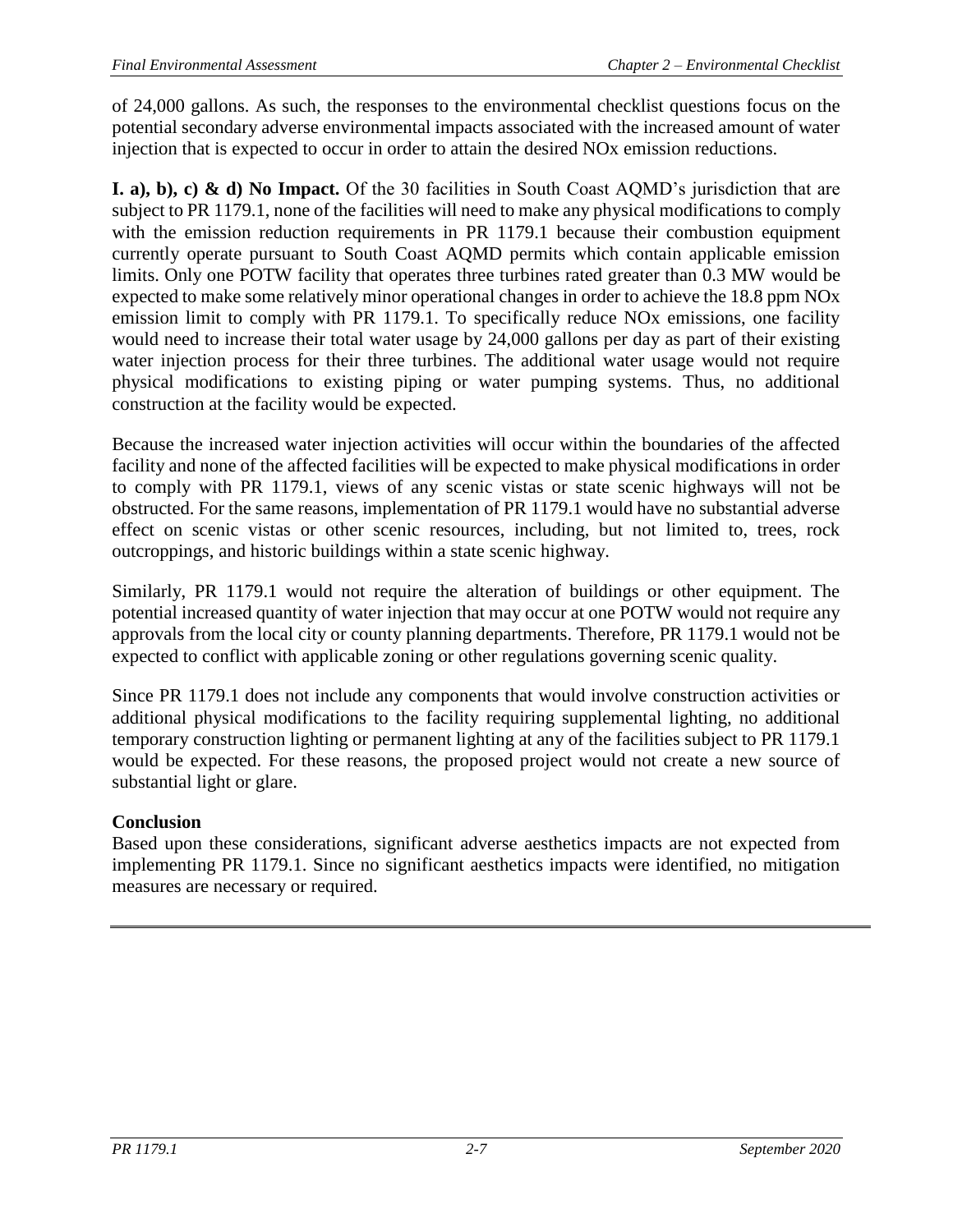of 24,000 gallons. As such, the responses to the environmental checklist questions focus on the potential secondary adverse environmental impacts associated with the increased amount of water injection that is expected to occur in order to attain the desired NOx emission reductions.

**I. a), b), c) & d) No Impact.** Of the 30 facilities in South Coast AQMD's jurisdiction that are subject to PR 1179.1, none of the facilities will need to make any physical modifications to comply with the emission reduction requirements in PR 1179.1 because their combustion equipment currently operate pursuant to South Coast AQMD permits which contain applicable emission limits. Only one POTW facility that operates three turbines rated greater than 0.3 MW would be expected to make some relatively minor operational changes in order to achieve the 18.8 ppm NOx emission limit to comply with PR 1179.1. To specifically reduce NOx emissions, one facility would need to increase their total water usage by 24,000 gallons per day as part of their existing water injection process for their three turbines. The additional water usage would not require physical modifications to existing piping or water pumping systems. Thus, no additional construction at the facility would be expected.

Because the increased water injection activities will occur within the boundaries of the affected facility and none of the affected facilities will be expected to make physical modifications in order to comply with PR 1179.1, views of any scenic vistas or state scenic highways will not be obstructed. For the same reasons, implementation of PR 1179.1 would have no substantial adverse effect on scenic vistas or other scenic resources, including, but not limited to, trees, rock outcroppings, and historic buildings within a state scenic highway.

Similarly, PR 1179.1 would not require the alteration of buildings or other equipment. The potential increased quantity of water injection that may occur at one POTW would not require any approvals from the local city or county planning departments. Therefore, PR 1179.1 would not be expected to conflict with applicable zoning or other regulations governing scenic quality.

Since PR 1179.1 does not include any components that would involve construction activities or additional physical modifications to the facility requiring supplemental lighting, no additional temporary construction lighting or permanent lighting at any of the facilities subject to PR 1179.1 would be expected. For these reasons, the proposed project would not create a new source of substantial light or glare.

**Conclusion**

Based upon these considerations, significant adverse aesthetics impacts are not expected from implementing PR 1179.1. Since no significant aesthetics impacts were identified, no mitigation measures are necessary or required.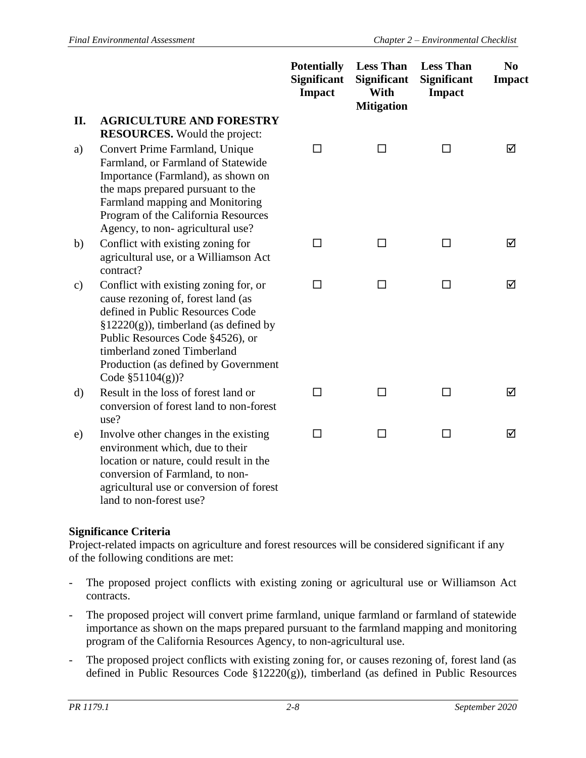| | | Potentially Significant Impact | Less Than Significant With Mitigation | Less Than Significant Impact | No Impact |
|---|---|---|---|---|---|
| **II.** | **AGRICULTURE AND FORESTRY RESOURCES.** Would the project: | | | | |
| a) | Convert Prime Farmland, Unique Farmland, or Farmland of Statewide Importance (Farmland), as shown on the maps prepared pursuant to the Farmland mapping and Monitoring Program of the California Resources Agency, to non- agricultural use? | ☐ | ☐ | ☐ | ☑ |
| b) | Conflict with existing zoning for agricultural use, or a Williamson Act contract? | ☐ | ☐ | ☐ | ☑ |
| c) | Conflict with existing zoning for, or cause rezoning of, forest land (as defined in Public Resources Code §12220(g)), timberland (as defined by Public Resources Code §4526), or timberland zoned Timberland Production (as defined by Government Code §51104(g))? | ☐ | ☐ | ☐ | ☑ |
| d) | Result in the loss of forest land or conversion of forest land to non-forest use? | ☐ | ☐ | ☐ | ☑ |
| e) | Involve other changes in the existing environment which, due to their location or nature, could result in the conversion of Farmland, to non-agricultural use or conversion of forest land to non-forest use? | ☐ | ☐ | ☐ | ☑ |

**Significance Criteria**

Project-related impacts on agriculture and forest resources will be considered significant if any of the following conditions are met:

- The proposed project conflicts with existing zoning or agricultural use or Williamson Act contracts.
- The proposed project will convert prime farmland, unique farmland or farmland of statewide importance as shown on the maps prepared pursuant to the farmland mapping and monitoring program of the California Resources Agency, to non-agricultural use.
- The proposed project conflicts with existing zoning for, or causes rezoning of, forest land (as defined in Public Resources Code §12220(g)), timberland (as defined in Public Resources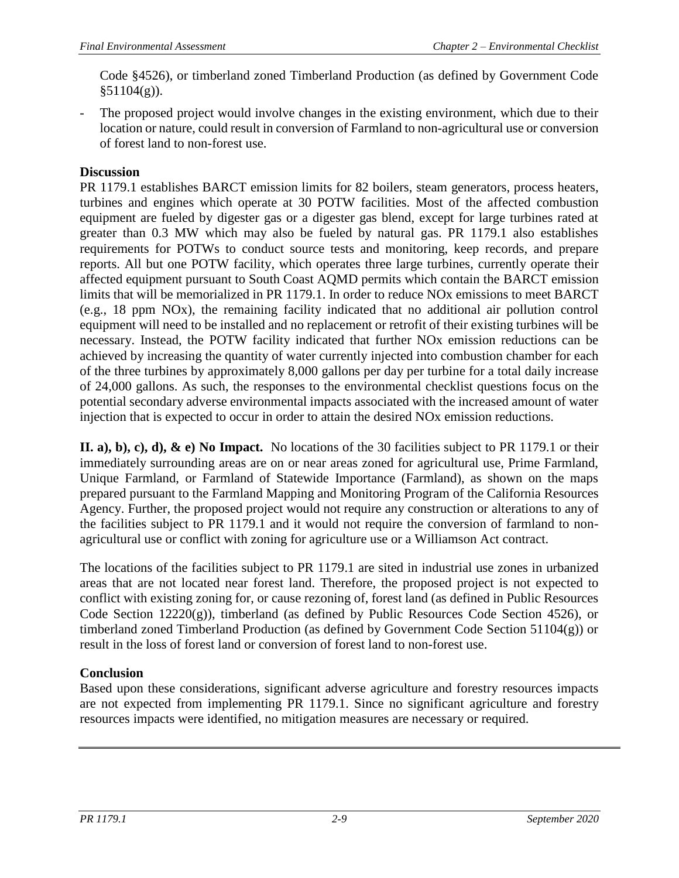Code §4526), or timberland zoned Timberland Production (as defined by Government Code §51104(g)).

- The proposed project would involve changes in the existing environment, which due to their location or nature, could result in conversion of Farmland to non-agricultural use or conversion of forest land to non-forest use.

**Discussion**

PR 1179.1 establishes BARCT emission limits for 82 boilers, steam generators, process heaters, turbines and engines which operate at 30 POTW facilities. Most of the affected combustion equipment are fueled by digester gas or a digester gas blend, except for large turbines rated at greater than 0.3 MW which may also be fueled by natural gas. PR 1179.1 also establishes requirements for POTWs to conduct source tests and monitoring, keep records, and prepare reports. All but one POTW facility, which operates three large turbines, currently operate their affected equipment pursuant to South Coast AQMD permits which contain the BARCT emission limits that will be memorialized in PR 1179.1. In order to reduce NOx emissions to meet BARCT (e.g., 18 ppm NOx), the remaining facility indicated that no additional air pollution control equipment will need to be installed and no replacement or retrofit of their existing turbines will be necessary. Instead, the POTW facility indicated that further NOx emission reductions can be achieved by increasing the quantity of water currently injected into combustion chamber for each of the three turbines by approximately 8,000 gallons per day per turbine for a total daily increase of 24,000 gallons. As such, the responses to the environmental checklist questions focus on the potential secondary adverse environmental impacts associated with the increased amount of water injection that is expected to occur in order to attain the desired NOx emission reductions.

**II. a), b), c), d), & e) No Impact.** No locations of the 30 facilities subject to PR 1179.1 or their immediately surrounding areas are on or near areas zoned for agricultural use, Prime Farmland, Unique Farmland, or Farmland of Statewide Importance (Farmland), as shown on the maps prepared pursuant to the Farmland Mapping and Monitoring Program of the California Resources Agency. Further, the proposed project would not require any construction or alterations to any of the facilities subject to PR 1179.1 and it would not require the conversion of farmland to non-agricultural use or conflict with zoning for agriculture use or a Williamson Act contract.

The locations of the facilities subject to PR 1179.1 are sited in industrial use zones in urbanized areas that are not located near forest land. Therefore, the proposed project is not expected to conflict with existing zoning for, or cause rezoning of, forest land (as defined in Public Resources Code Section 12220(g)), timberland (as defined by Public Resources Code Section 4526), or timberland zoned Timberland Production (as defined by Government Code Section 51104(g)) or result in the loss of forest land or conversion of forest land to non-forest use.

**Conclusion**

Based upon these considerations, significant adverse agriculture and forestry resources impacts are not expected from implementing PR 1179.1. Since no significant agriculture and forestry resources impacts were identified, no mitigation measures are necessary or required.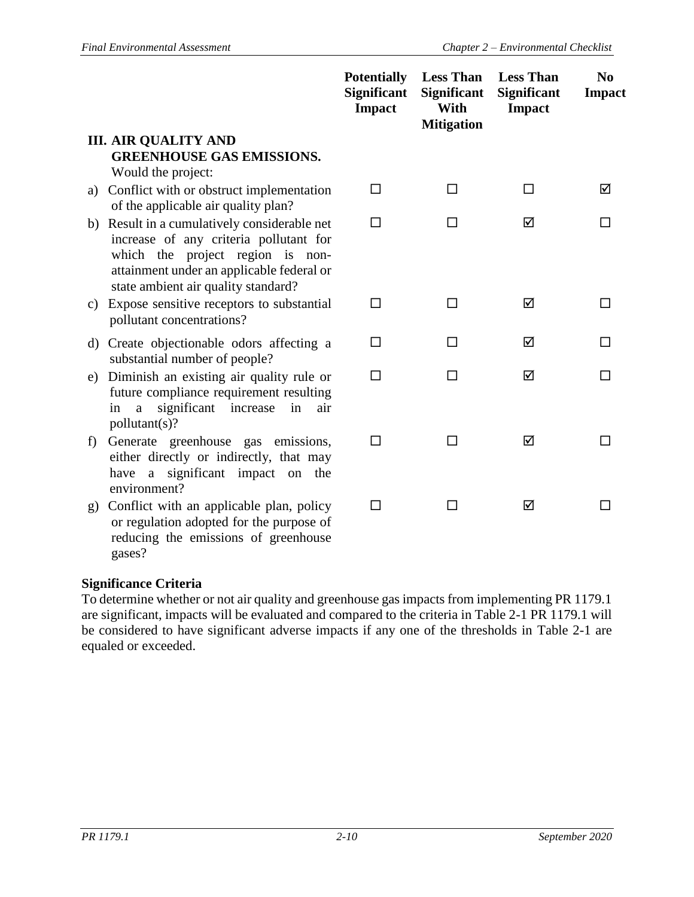| | Potentially Significant Impact | Less Than Significant With Mitigation | Less Than Significant Impact | No Impact |
|---|---|---|---|---|
| **III. AIR QUALITY AND GREENHOUSE GAS EMISSIONS.** Would the project: | | | | |
| a) Conflict with or obstruct implementation of the applicable air quality plan? | ☐ | ☐ | ☐ | ☑ |
| b) Result in a cumulatively considerable net increase of any criteria pollutant for which the project region is non-attainment under an applicable federal or state ambient air quality standard? | ☐ | ☐ | ☑ | ☐ |
| c) Expose sensitive receptors to substantial pollutant concentrations? | ☐ | ☐ | ☑ | ☐ |
| d) Create objectionable odors affecting a substantial number of people? | ☐ | ☐ | ☑ | ☐ |
| e) Diminish an existing air quality rule or future compliance requirement resulting in a significant increase in air pollutant(s)? | ☐ | ☐ | ☑ | ☐ |
| f) Generate greenhouse gas emissions, either directly or indirectly, that may have a significant impact on the environment? | ☐ | ☐ | ☑ | ☐ |
| g) Conflict with an applicable plan, policy or regulation adopted for the purpose of reducing the emissions of greenhouse gases? | ☐ | ☐ | ☑ | ☐ |

**Significance Criteria**

To determine whether or not air quality and greenhouse gas impacts from implementing PR 1179.1 are significant, impacts will be evaluated and compared to the criteria in Table 2-1 PR 1179.1 will be considered to have significant adverse impacts if any one of the thresholds in Table 2-1 are equaled or exceeded.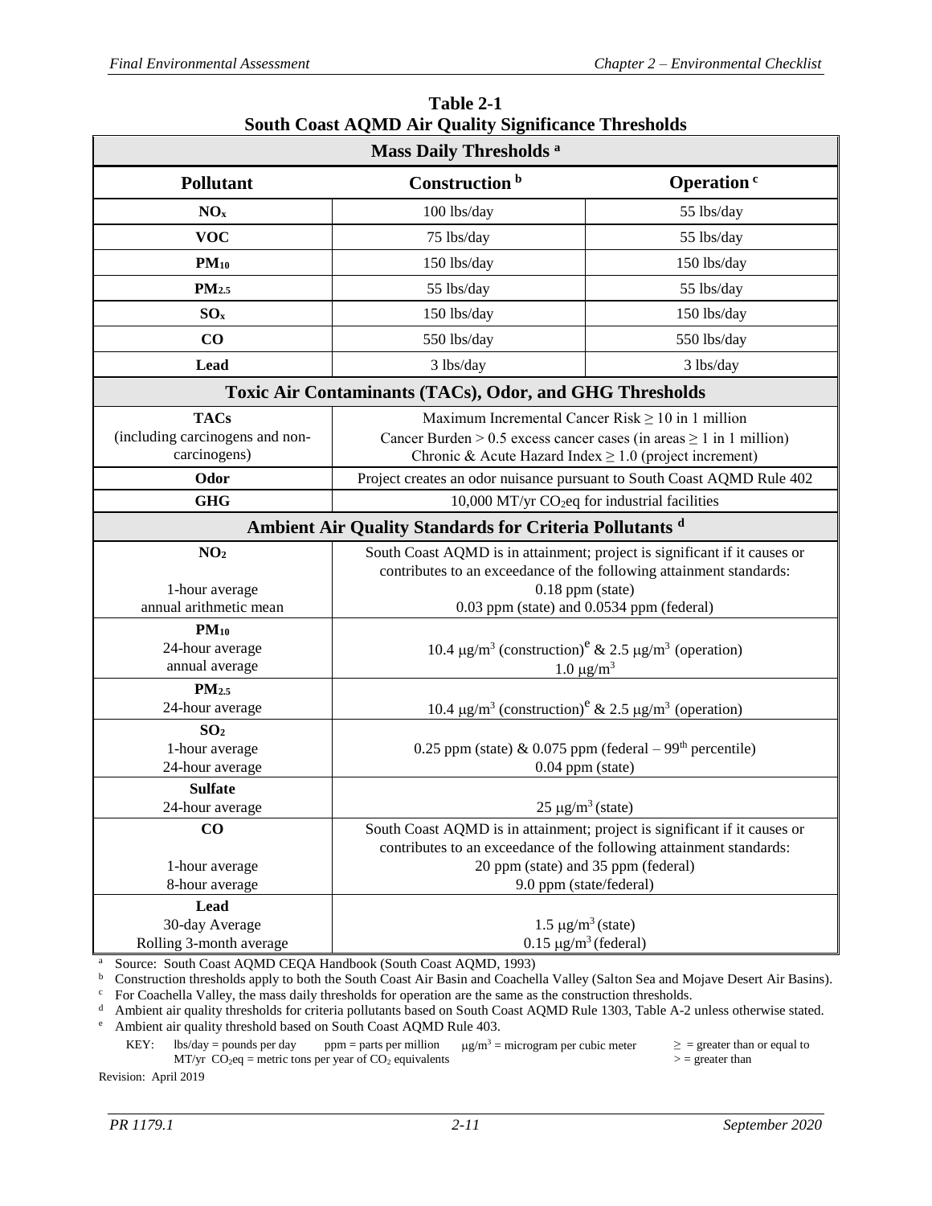**Table 2-1**
**South Coast AQMD Air Quality Significance Thresholds**

| Mass Daily Thresholds [a] | | |
|---|---|---|
| **Pollutant** | **Construction [b]** | **Operation [c]** |
| **$NO_x$** | 100 lbs/day | 55 lbs/day |
| **VOC** | 75 lbs/day | 55 lbs/day |
| **$PM_{10}$** | 150 lbs/day | 150 lbs/day |
| **$PM_{2.5}$** | 55 lbs/day | 55 lbs/day |
| **$SO_x$** | 150 lbs/day | 150 lbs/day |
| **CO** | 550 lbs/day | 550 lbs/day |
| **Lead** | 3 lbs/day | 3 lbs/day |
| **Toxic Air Contaminants (TACs), Odor, and GHG Thresholds** | | |
| **TACs** (including carcinogens and non-carcinogens) | Maximum Incremental Cancer Risk ≥ 10 in 1 million<br>Cancer Burden > 0.5 excess cancer cases (in areas ≥ 1 in 1 million)<br>Chronic & Acute Hazard Index ≥ 1.0 (project increment) | |
| **Odor** | Project creates an odor nuisance pursuant to South Coast AQMD Rule 402 | |
| **GHG** | 10,000 MT/yr $CO_2$eq for industrial facilities | |
| **Ambient Air Quality Standards for Criteria Pollutants [d]** | | |
| **$NO_2$**<br>1-hour average<br>annual arithmetic mean | South Coast AQMD is in attainment; project is significant if it causes or contributes to an exceedance of the following attainment standards:<br>0.18 ppm (state)<br>0.03 ppm (state) and 0.0534 ppm (federal) | |
| **$PM_{10}$**<br>24-hour average<br>annual average | 10.4 $\mu g/m^3$ (construction)[e] & 2.5 $\mu g/m^3$ (operation)<br>1.0 $\mu g/m^3$ | |
| **$PM_{2.5}$**<br>24-hour average | 10.4 $\mu g/m^3$ (construction)[e] & 2.5 $\mu g/m^3$ (operation) | |
| **$SO_2$**<br>1-hour average<br>24-hour average | 0.25 ppm (state) & 0.075 ppm (federal – 99th percentile)<br>0.04 ppm (state) | |
| **Sulfate**<br>24-hour average | 25 $\mu g/m^3$ (state) | |
| **CO**<br>1-hour average<br>8-hour average | South Coast AQMD is in attainment; project is significant if it causes or contributes to an exceedance of the following attainment standards:<br>20 ppm (state) and 35 ppm (federal)<br>9.0 ppm (state/federal) | |
| **Lead**<br>30-day Average<br>Rolling 3-month average | 1.5 $\mu g/m^3$ (state)<br>0.15 $\mu g/m^3$ (federal) | |

[a] Source: South Coast AQMD CEQA Handbook (South Coast AQMD, 1993)
[b] Construction thresholds apply to both the South Coast Air Basin and Coachella Valley (Salton Sea and Mojave Desert Air Basins).
[c] For Coachella Valley, the mass daily thresholds for operation are the same as the construction thresholds.
[d] Ambient air quality thresholds for criteria pollutants based on South Coast AQMD Rule 1303, Table A-2 unless otherwise stated.
[e] Ambient air quality threshold based on South Coast AQMD Rule 403.

KEY: lbs/day = pounds per day; ppm = parts per million; $\mu g/m^3$ = microgram per cubic meter; ≥ = greater than or equal to; MT/yr $CO_2$eq = metric tons per year of $CO_2$ equivalents; > = greater than

Revision: April 2019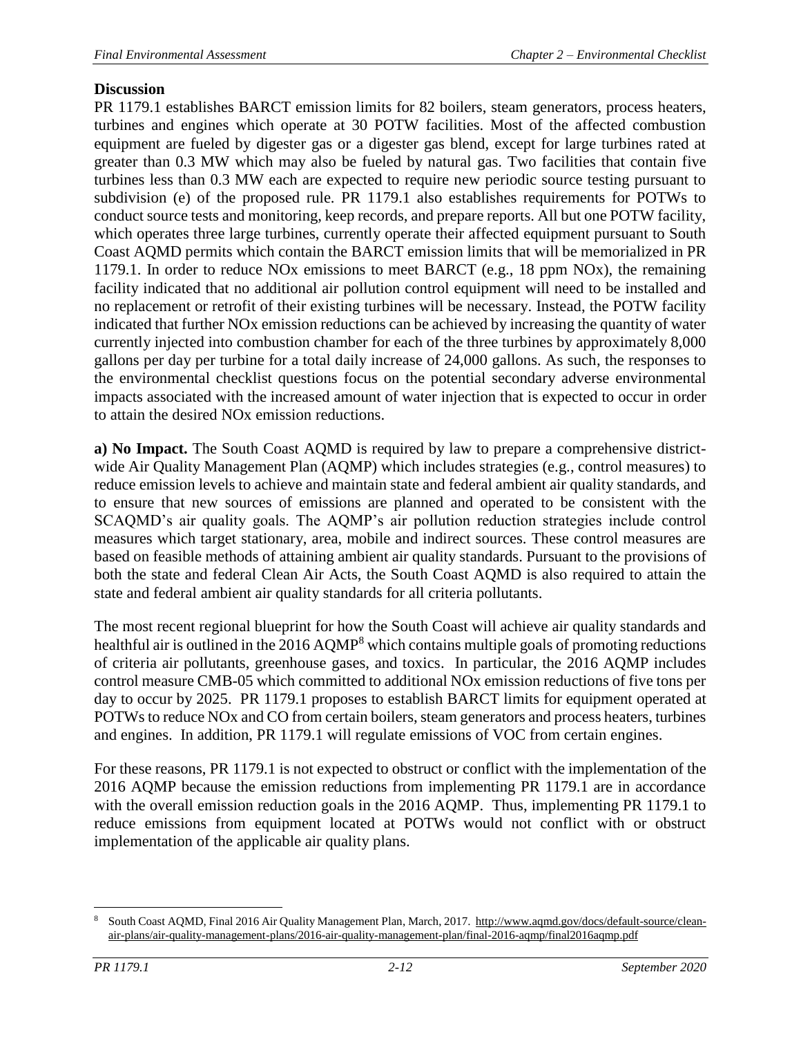**Discussion**

PR 1179.1 establishes BARCT emission limits for 82 boilers, steam generators, process heaters, turbines and engines which operate at 30 POTW facilities. Most of the affected combustion equipment are fueled by digester gas or a digester gas blend, except for large turbines rated at greater than 0.3 MW which may also be fueled by natural gas. Two facilities that contain five turbines less than 0.3 MW each are expected to require new periodic source testing pursuant to subdivision (e) of the proposed rule. PR 1179.1 also establishes requirements for POTWs to conduct source tests and monitoring, keep records, and prepare reports. All but one POTW facility, which operates three large turbines, currently operate their affected equipment pursuant to South Coast AQMD permits which contain the BARCT emission limits that will be memorialized in PR 1179.1. In order to reduce NOx emissions to meet BARCT (e.g., 18 ppm NOx), the remaining facility indicated that no additional air pollution control equipment will need to be installed and no replacement or retrofit of their existing turbines will be necessary. Instead, the POTW facility indicated that further NOx emission reductions can be achieved by increasing the quantity of water currently injected into combustion chamber for each of the three turbines by approximately 8,000 gallons per day per turbine for a total daily increase of 24,000 gallons. As such, the responses to the environmental checklist questions focus on the potential secondary adverse environmental impacts associated with the increased amount of water injection that is expected to occur in order to attain the desired NOx emission reductions.

**a) No Impact.** The South Coast AQMD is required by law to prepare a comprehensive district-wide Air Quality Management Plan (AQMP) which includes strategies (e.g., control measures) to reduce emission levels to achieve and maintain state and federal ambient air quality standards, and to ensure that new sources of emissions are planned and operated to be consistent with the SCAQMD's air quality goals. The AQMP's air pollution reduction strategies include control measures which target stationary, area, mobile and indirect sources. These control measures are based on feasible methods of attaining ambient air quality standards. Pursuant to the provisions of both the state and federal Clean Air Acts, the South Coast AQMD is also required to attain the state and federal ambient air quality standards for all criteria pollutants.

The most recent regional blueprint for how the South Coast will achieve air quality standards and healthful air is outlined in the 2016 AQMP[8] which contains multiple goals of promoting reductions of criteria air pollutants, greenhouse gases, and toxics. In particular, the 2016 AQMP includes control measure CMB-05 which committed to additional NOx emission reductions of five tons per day to occur by 2025. PR 1179.1 proposes to establish BARCT limits for equipment operated at POTWs to reduce NOx and CO from certain boilers, steam generators and process heaters, turbines and engines. In addition, PR 1179.1 will regulate emissions of VOC from certain engines.

For these reasons, PR 1179.1 is not expected to obstruct or conflict with the implementation of the 2016 AQMP because the emission reductions from implementing PR 1179.1 are in accordance with the overall emission reduction goals in the 2016 AQMP. Thus, implementing PR 1179.1 to reduce emissions from equipment located at POTWs would not conflict with or obstruct implementation of the applicable air quality plans.

---

[8] South Coast AQMD, Final 2016 Air Quality Management Plan, March, 2017. http://www.aqmd.gov/docs/default-source/clean-air-plans/air-quality-management-plans/2016-air-quality-management-plan/final-2016-aqmp/final2016aqmp.pdf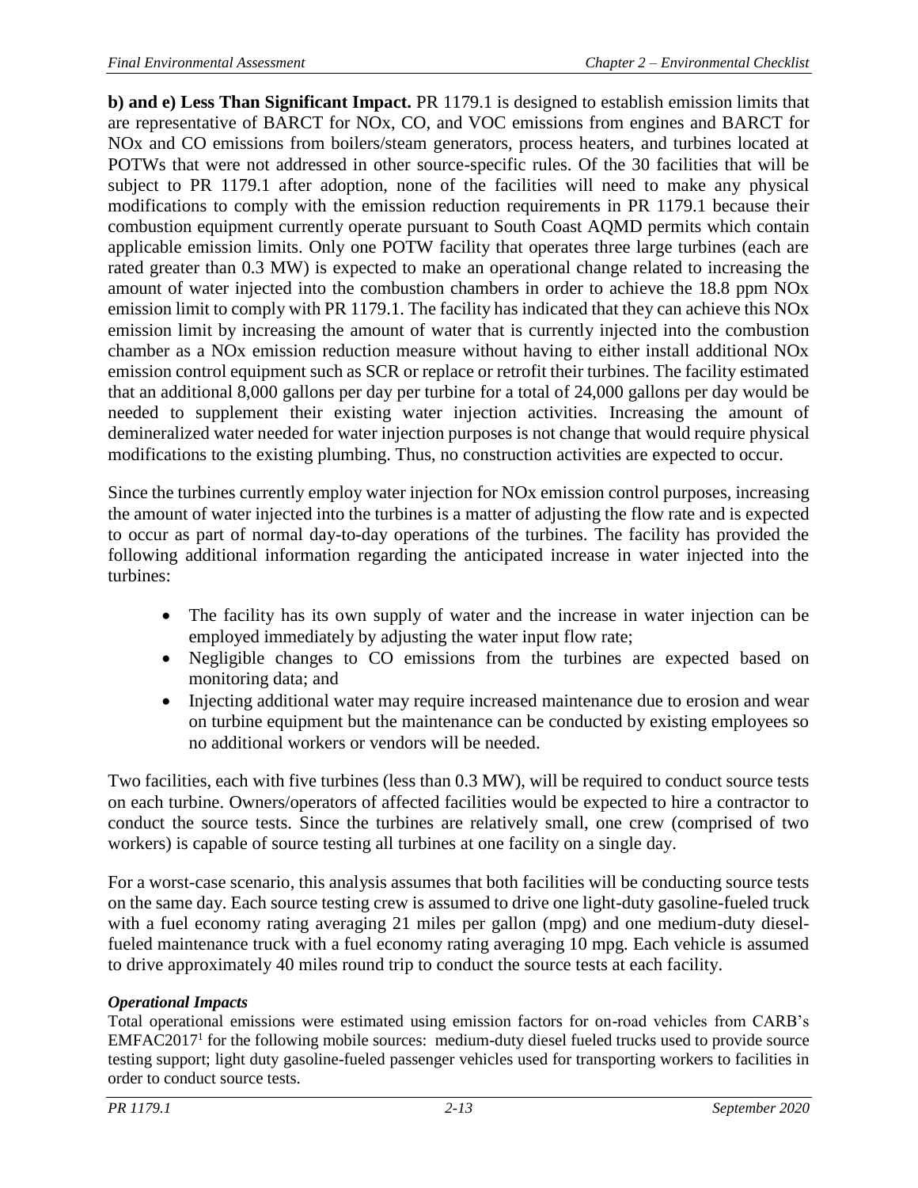**b) and e) Less Than Significant Impact.** PR 1179.1 is designed to establish emission limits that are representative of BARCT for NOx, CO, and VOC emissions from engines and BARCT for NOx and CO emissions from boilers/steam generators, process heaters, and turbines located at POTWs that were not addressed in other source-specific rules. Of the 30 facilities that will be subject to PR 1179.1 after adoption, none of the facilities will need to make any physical modifications to comply with the emission reduction requirements in PR 1179.1 because their combustion equipment currently operate pursuant to South Coast AQMD permits which contain applicable emission limits. Only one POTW facility that operates three large turbines (each are rated greater than 0.3 MW) is expected to make an operational change related to increasing the amount of water injected into the combustion chambers in order to achieve the 18.8 ppm NOx emission limit to comply with PR 1179.1. The facility has indicated that they can achieve this NOx emission limit by increasing the amount of water that is currently injected into the combustion chamber as a NOx emission reduction measure without having to either install additional NOx emission control equipment such as SCR or replace or retrofit their turbines. The facility estimated that an additional 8,000 gallons per day per turbine for a total of 24,000 gallons per day would be needed to supplement their existing water injection activities. Increasing the amount of demineralized water needed for water injection purposes is not change that would require physical modifications to the existing plumbing. Thus, no construction activities are expected to occur.

Since the turbines currently employ water injection for NOx emission control purposes, increasing the amount of water injected into the turbines is a matter of adjusting the flow rate and is expected to occur as part of normal day-to-day operations of the turbines. The facility has provided the following additional information regarding the anticipated increase in water injected into the turbines:

- The facility has its own supply of water and the increase in water injection can be employed immediately by adjusting the water input flow rate;
- Negligible changes to CO emissions from the turbines are expected based on monitoring data; and
- Injecting additional water may require increased maintenance due to erosion and wear on turbine equipment but the maintenance can be conducted by existing employees so no additional workers or vendors will be needed.

Two facilities, each with five turbines (less than 0.3 MW), will be required to conduct source tests on each turbine. Owners/operators of affected facilities would be expected to hire a contractor to conduct the source tests. Since the turbines are relatively small, one crew (comprised of two workers) is capable of source testing all turbines at one facility on a single day.

For a worst-case scenario, this analysis assumes that both facilities will be conducting source tests on the same day. Each source testing crew is assumed to drive one light-duty gasoline-fueled truck with a fuel economy rating averaging 21 miles per gallon (mpg) and one medium-duty diesel-fueled maintenance truck with a fuel economy rating averaging 10 mpg. Each vehicle is assumed to drive approximately 40 miles round trip to conduct the source tests at each facility.

***Operational Impacts***

Total operational emissions were estimated using emission factors for on-road vehicles from CARB's EMFAC2017[1] for the following mobile sources: medium-duty diesel fueled trucks used to provide source testing support; light duty gasoline-fueled passenger vehicles used for transporting workers to facilities in order to conduct source tests.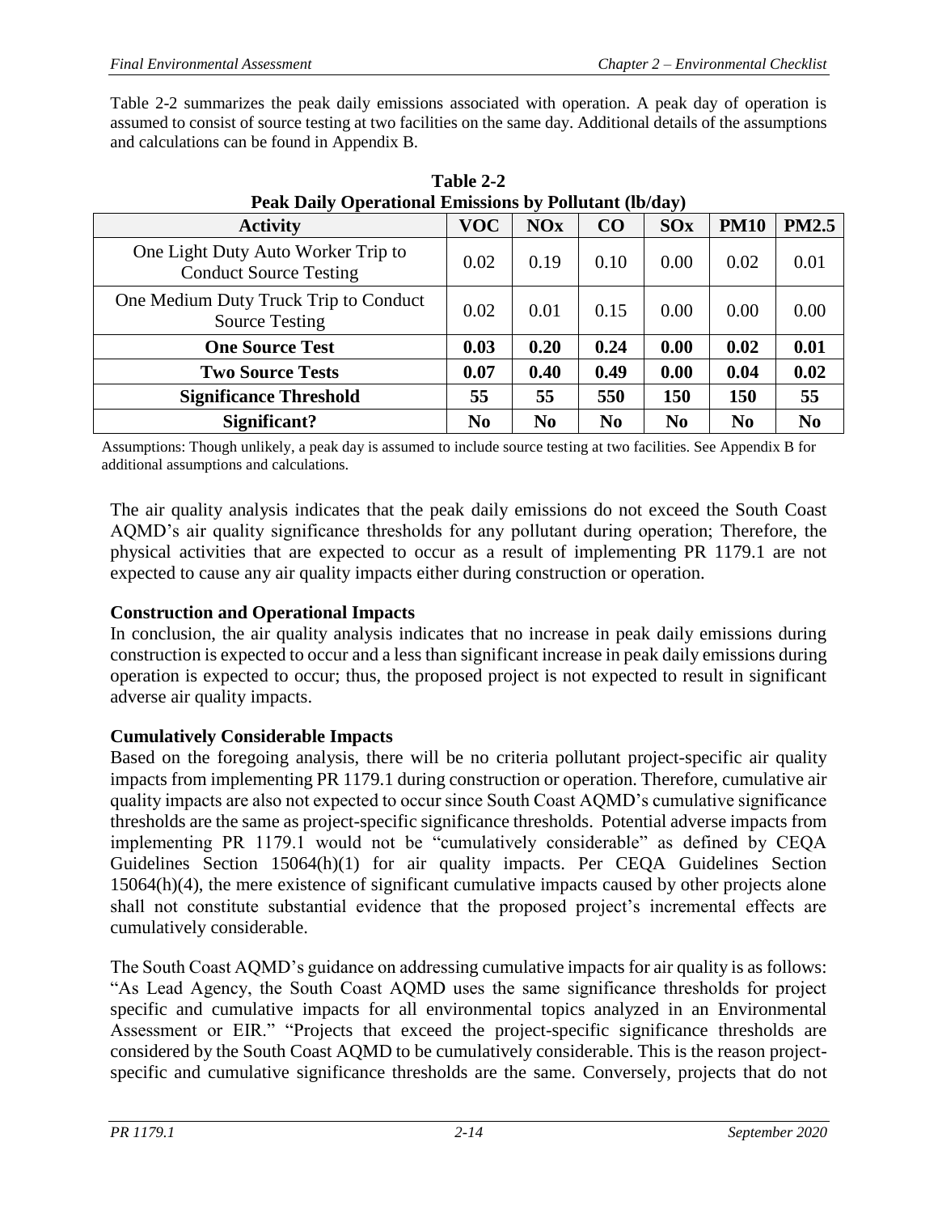Table 2-2 summarizes the peak daily emissions associated with operation. A peak day of operation is assumed to consist of source testing at two facilities on the same day. Additional details of the assumptions and calculations can be found in Appendix B.

**Table 2-2**
**Peak Daily Operational Emissions by Pollutant (lb/day)**

| Activity | VOC | NOx | CO | SOx | PM10 | PM2.5 |
|---|---|---|---|---|---|---|
| One Light Duty Auto Worker Trip to Conduct Source Testing | 0.02 | 0.19 | 0.10 | 0.00 | 0.02 | 0.01 |
| One Medium Duty Truck Trip to Conduct Source Testing | 0.02 | 0.01 | 0.15 | 0.00 | 0.00 | 0.00 |
| **One Source Test** | **0.03** | **0.20** | **0.24** | **0.00** | **0.02** | **0.01** |
| **Two Source Tests** | **0.07** | **0.40** | **0.49** | **0.00** | **0.04** | **0.02** |
| **Significance Threshold** | **55** | **55** | **550** | **150** | **150** | **55** |
| **Significant?** | **No** | **No** | **No** | **No** | **No** | **No** |

Assumptions: Though unlikely, a peak day is assumed to include source testing at two facilities. See Appendix B for additional assumptions and calculations.

The air quality analysis indicates that the peak daily emissions do not exceed the South Coast AQMD's air quality significance thresholds for any pollutant during operation; Therefore, the physical activities that are expected to occur as a result of implementing PR 1179.1 are not expected to cause any air quality impacts either during construction or operation.

**Construction and Operational Impacts**

In conclusion, the air quality analysis indicates that no increase in peak daily emissions during construction is expected to occur and a less than significant increase in peak daily emissions during operation is expected to occur; thus, the proposed project is not expected to result in significant adverse air quality impacts.

**Cumulatively Considerable Impacts**

Based on the foregoing analysis, there will be no criteria pollutant project-specific air quality impacts from implementing PR 1179.1 during construction or operation. Therefore, cumulative air quality impacts are also not expected to occur since South Coast AQMD's cumulative significance thresholds are the same as project-specific significance thresholds. Potential adverse impacts from implementing PR 1179.1 would not be "cumulatively considerable" as defined by CEQA Guidelines Section 15064(h)(1) for air quality impacts. Per CEQA Guidelines Section 15064(h)(4), the mere existence of significant cumulative impacts caused by other projects alone shall not constitute substantial evidence that the proposed project's incremental effects are cumulatively considerable.

The South Coast AQMD's guidance on addressing cumulative impacts for air quality is as follows: "As Lead Agency, the South Coast AQMD uses the same significance thresholds for project specific and cumulative impacts for all environmental topics analyzed in an Environmental Assessment or EIR." "Projects that exceed the project-specific significance thresholds are considered by the South Coast AQMD to be cumulatively considerable. This is the reason project-specific and cumulative significance thresholds are the same. Conversely, projects that do not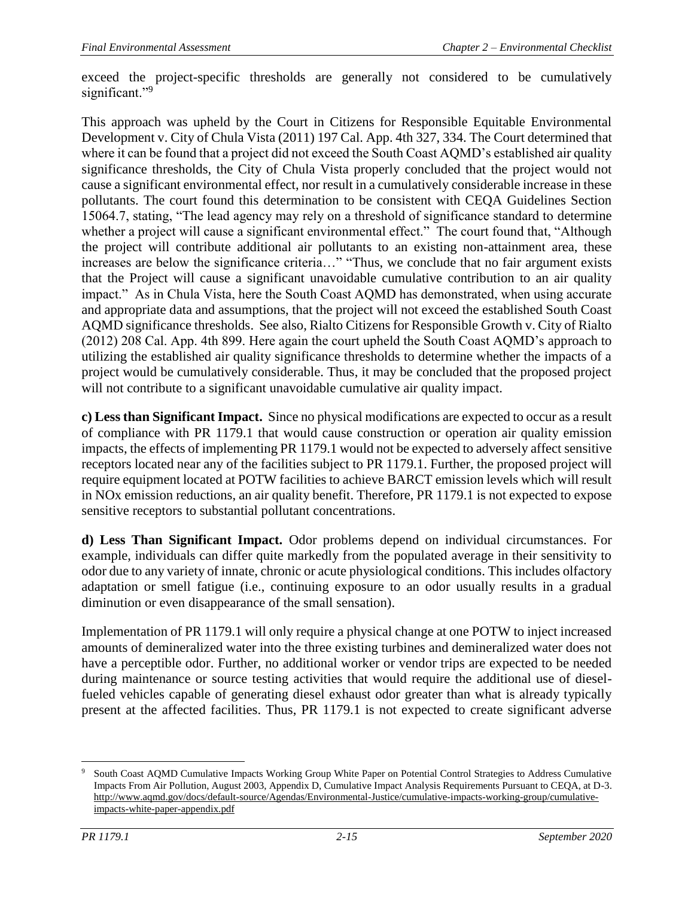exceed the project-specific thresholds are generally not considered to be cumulatively significant."[9]

This approach was upheld by the Court in Citizens for Responsible Equitable Environmental Development v. City of Chula Vista (2011) 197 Cal. App. 4th 327, 334. The Court determined that where it can be found that a project did not exceed the South Coast AQMD's established air quality significance thresholds, the City of Chula Vista properly concluded that the project would not cause a significant environmental effect, nor result in a cumulatively considerable increase in these pollutants. The court found this determination to be consistent with CEQA Guidelines Section 15064.7, stating, "The lead agency may rely on a threshold of significance standard to determine whether a project will cause a significant environmental effect." The court found that, "Although the project will contribute additional air pollutants to an existing non-attainment area, these increases are below the significance criteria…" "Thus, we conclude that no fair argument exists that the Project will cause a significant unavoidable cumulative contribution to an air quality impact." As in Chula Vista, here the South Coast AQMD has demonstrated, when using accurate and appropriate data and assumptions, that the project will not exceed the established South Coast AQMD significance thresholds. See also, Rialto Citizens for Responsible Growth v. City of Rialto (2012) 208 Cal. App. 4th 899. Here again the court upheld the South Coast AQMD's approach to utilizing the established air quality significance thresholds to determine whether the impacts of a project would be cumulatively considerable. Thus, it may be concluded that the proposed project will not contribute to a significant unavoidable cumulative air quality impact.

**c) Less than Significant Impact.** Since no physical modifications are expected to occur as a result of compliance with PR 1179.1 that would cause construction or operation air quality emission impacts, the effects of implementing PR 1179.1 would not be expected to adversely affect sensitive receptors located near any of the facilities subject to PR 1179.1. Further, the proposed project will require equipment located at POTW facilities to achieve BARCT emission levels which will result in NOx emission reductions, an air quality benefit. Therefore, PR 1179.1 is not expected to expose sensitive receptors to substantial pollutant concentrations.

**d) Less Than Significant Impact.** Odor problems depend on individual circumstances. For example, individuals can differ quite markedly from the populated average in their sensitivity to odor due to any variety of innate, chronic or acute physiological conditions. This includes olfactory adaptation or smell fatigue (i.e., continuing exposure to an odor usually results in a gradual diminution or even disappearance of the small sensation).

Implementation of PR 1179.1 will only require a physical change at one POTW to inject increased amounts of demineralized water into the three existing turbines and demineralized water does not have a perceptible odor. Further, no additional worker or vendor trips are expected to be needed during maintenance or source testing activities that would require the additional use of diesel-fueled vehicles capable of generating diesel exhaust odor greater than what is already typically present at the affected facilities. Thus, PR 1179.1 is not expected to create significant adverse

---

[9] South Coast AQMD Cumulative Impacts Working Group White Paper on Potential Control Strategies to Address Cumulative Impacts From Air Pollution, August 2003, Appendix D, Cumulative Impact Analysis Requirements Pursuant to CEQA, at D-3. http://www.aqmd.gov/docs/default-source/Agendas/Environmental-Justice/cumulative-impacts-working-group/cumulative-impacts-white-paper-appendix.pdf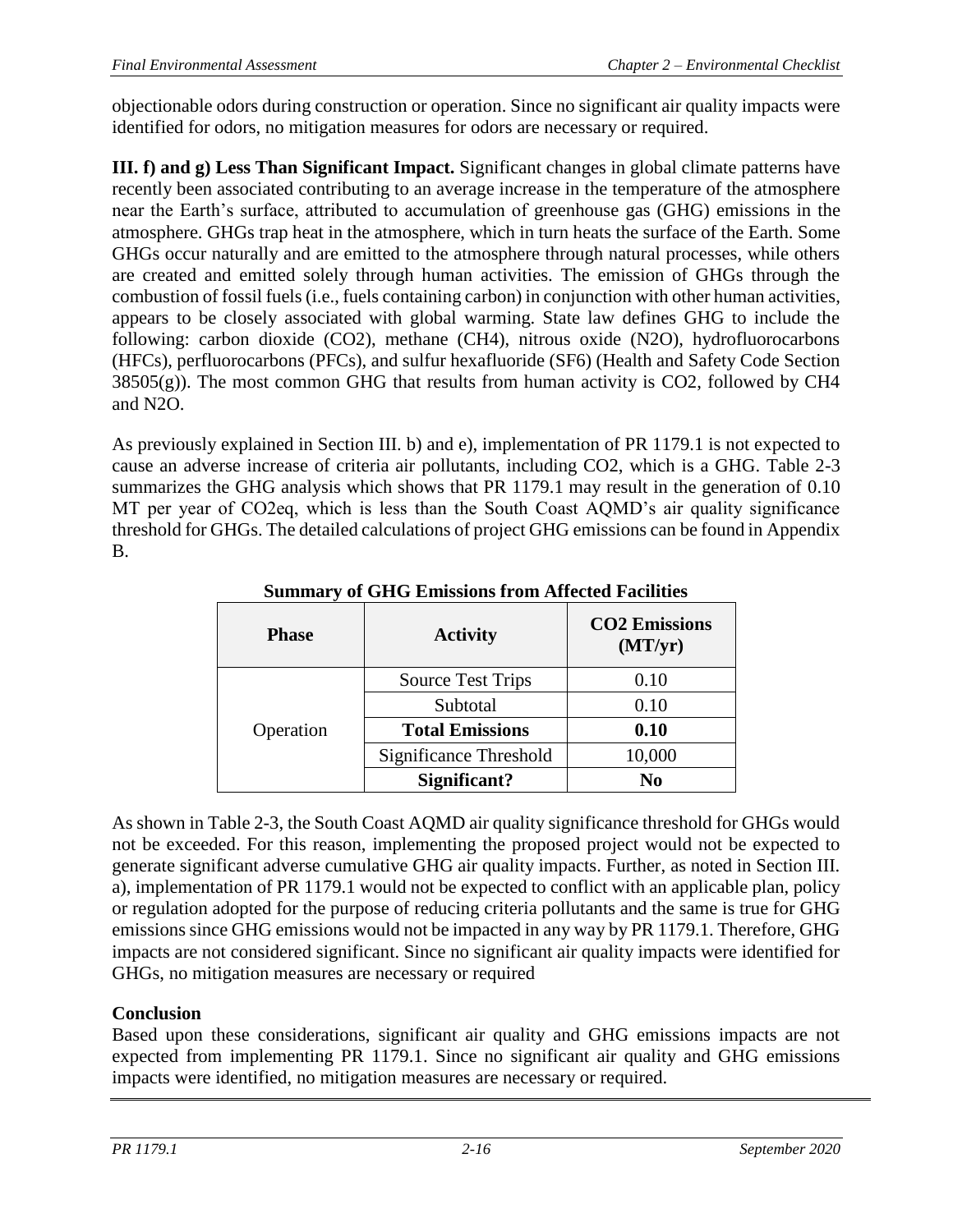objectionable odors during construction or operation. Since no significant air quality impacts were identified for odors, no mitigation measures for odors are necessary or required.

**III. f) and g) Less Than Significant Impact.** Significant changes in global climate patterns have recently been associated contributing to an average increase in the temperature of the atmosphere near the Earth's surface, attributed to accumulation of greenhouse gas (GHG) emissions in the atmosphere. GHGs trap heat in the atmosphere, which in turn heats the surface of the Earth. Some GHGs occur naturally and are emitted to the atmosphere through natural processes, while others are created and emitted solely through human activities. The emission of GHGs through the combustion of fossil fuels (i.e., fuels containing carbon) in conjunction with other human activities, appears to be closely associated with global warming. State law defines GHG to include the following: carbon dioxide ($CO_2$), methane ($CH_4$), nitrous oxide ($N_2O$), hydrofluorocarbons (HFCs), perfluorocarbons (PFCs), and sulfur hexafluoride ($SF_6$) (Health and Safety Code Section 38505(g)). The most common GHG that results from human activity is $CO_2$, followed by $CH_4$ and $N_2O$.

As previously explained in Section III. b) and e), implementation of PR 1179.1 is not expected to cause an adverse increase of criteria air pollutants, including $CO_2$, which is a GHG. Table 2-3 summarizes the GHG analysis which shows that PR 1179.1 may result in the generation of 0.10 MT per year of $CO_2eq$, which is less than the South Coast AQMD's air quality significance threshold for GHGs. The detailed calculations of project GHG emissions can be found in Appendix B.

**Summary of GHG Emissions from Affected Facilities**

| Phase | Activity | $CO_2$ Emissions (MT/yr) |
|---|---|---|
| Operation | Source Test Trips | 0.10 |
| | Subtotal | 0.10 |
| | **Total Emissions** | **0.10** |
| | Significance Threshold | 10,000 |
| | **Significant?** | **No** |

As shown in Table 2-3, the South Coast AQMD air quality significance threshold for GHGs would not be exceeded. For this reason, implementing the proposed project would not be expected to generate significant adverse cumulative GHG air quality impacts. Further, as noted in Section III. a), implementation of PR 1179.1 would not be expected to conflict with an applicable plan, policy or regulation adopted for the purpose of reducing criteria pollutants and the same is true for GHG emissions since GHG emissions would not be impacted in any way by PR 1179.1. Therefore, GHG impacts are not considered significant. Since no significant air quality impacts were identified for GHGs, no mitigation measures are necessary or required

**Conclusion**

Based upon these considerations, significant air quality and GHG emissions impacts are not expected from implementing PR 1179.1. Since no significant air quality and GHG emissions impacts were identified, no mitigation measures are necessary or required.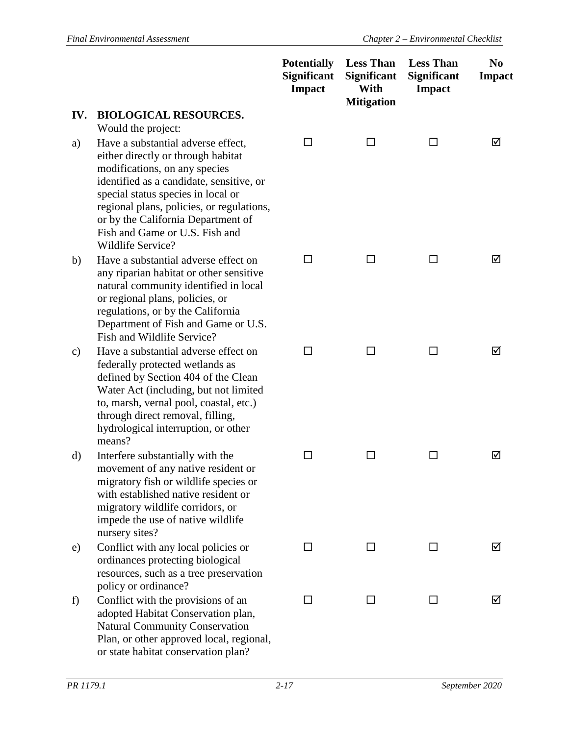| | | Potentially Significant Impact | Less Than Significant With Mitigation | Less Than Significant Impact | No Impact |
|---|---|---|---|---|---|
| **IV.** | **BIOLOGICAL RESOURCES.** Would the project: | | | | |
| a) | Have a substantial adverse effect, either directly or through habitat modifications, on any species identified as a candidate, sensitive, or special status species in local or regional plans, policies, or regulations, or by the California Department of Fish and Game or U.S. Fish and Wildlife Service? | ☐ | ☐ | ☐ | ☑ |
| b) | Have a substantial adverse effect on any riparian habitat or other sensitive natural community identified in local or regional plans, policies, or regulations, or by the California Department of Fish and Game or U.S. Fish and Wildlife Service? | ☐ | ☐ | ☐ | ☑ |
| c) | Have a substantial adverse effect on federally protected wetlands as defined by Section 404 of the Clean Water Act (including, but not limited to, marsh, vernal pool, coastal, etc.) through direct removal, filling, hydrological interruption, or other means? | ☐ | ☐ | ☐ | ☑ |
| d) | Interfere substantially with the movement of any native resident or migratory fish or wildlife species or with established native resident or migratory wildlife corridors, or impede the use of native wildlife nursery sites? | ☐ | ☐ | ☐ | ☑ |
| e) | Conflict with any local policies or ordinances protecting biological resources, such as a tree preservation policy or ordinance? | ☐ | ☐ | ☐ | ☑ |
| f) | Conflict with the provisions of an adopted Habitat Conservation plan, Natural Community Conservation Plan, or other approved local, regional, or state habitat conservation plan? | ☐ | ☐ | ☐ | ☑ |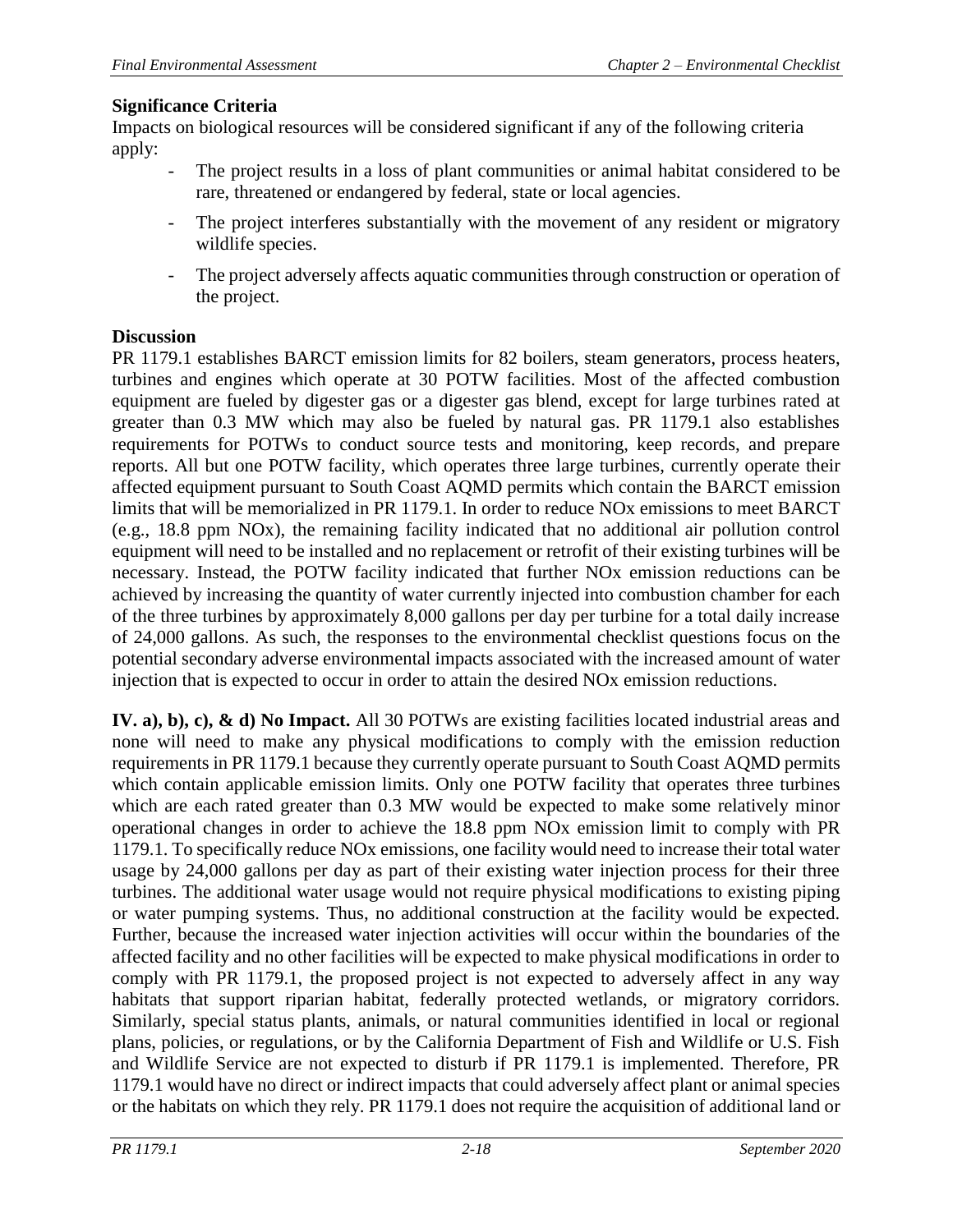**Significance Criteria**

Impacts on biological resources will be considered significant if any of the following criteria apply:

- The project results in a loss of plant communities or animal habitat considered to be rare, threatened or endangered by federal, state or local agencies.
- The project interferes substantially with the movement of any resident or migratory wildlife species.
- The project adversely affects aquatic communities through construction or operation of the project.

**Discussion**

PR 1179.1 establishes BARCT emission limits for 82 boilers, steam generators, process heaters, turbines and engines which operate at 30 POTW facilities. Most of the affected combustion equipment are fueled by digester gas or a digester gas blend, except for large turbines rated at greater than 0.3 MW which may also be fueled by natural gas. PR 1179.1 also establishes requirements for POTWs to conduct source tests and monitoring, keep records, and prepare reports. All but one POTW facility, which operates three large turbines, currently operate their affected equipment pursuant to South Coast AQMD permits which contain the BARCT emission limits that will be memorialized in PR 1179.1. In order to reduce NOx emissions to meet BARCT (e.g., 18.8 ppm NOx), the remaining facility indicated that no additional air pollution control equipment will need to be installed and no replacement or retrofit of their existing turbines will be necessary. Instead, the POTW facility indicated that further NOx emission reductions can be achieved by increasing the quantity of water currently injected into combustion chamber for each of the three turbines by approximately 8,000 gallons per day per turbine for a total daily increase of 24,000 gallons. As such, the responses to the environmental checklist questions focus on the potential secondary adverse environmental impacts associated with the increased amount of water injection that is expected to occur in order to attain the desired NOx emission reductions.

**IV. a), b), c), & d) No Impact.** All 30 POTWs are existing facilities located industrial areas and none will need to make any physical modifications to comply with the emission reduction requirements in PR 1179.1 because they currently operate pursuant to South Coast AQMD permits which contain applicable emission limits. Only one POTW facility that operates three turbines which are each rated greater than 0.3 MW would be expected to make some relatively minor operational changes in order to achieve the 18.8 ppm NOx emission limit to comply with PR 1179.1. To specifically reduce NOx emissions, one facility would need to increase their total water usage by 24,000 gallons per day as part of their existing water injection process for their three turbines. The additional water usage would not require physical modifications to existing piping or water pumping systems. Thus, no additional construction at the facility would be expected. Further, because the increased water injection activities will occur within the boundaries of the affected facility and no other facilities will be expected to make physical modifications in order to comply with PR 1179.1, the proposed project is not expected to adversely affect in any way habitats that support riparian habitat, federally protected wetlands, or migratory corridors. Similarly, special status plants, animals, or natural communities identified in local or regional plans, policies, or regulations, or by the California Department of Fish and Wildlife or U.S. Fish and Wildlife Service are not expected to disturb if PR 1179.1 is implemented. Therefore, PR 1179.1 would have no direct or indirect impacts that could adversely affect plant or animal species or the habitats on which they rely. PR 1179.1 does not require the acquisition of additional land or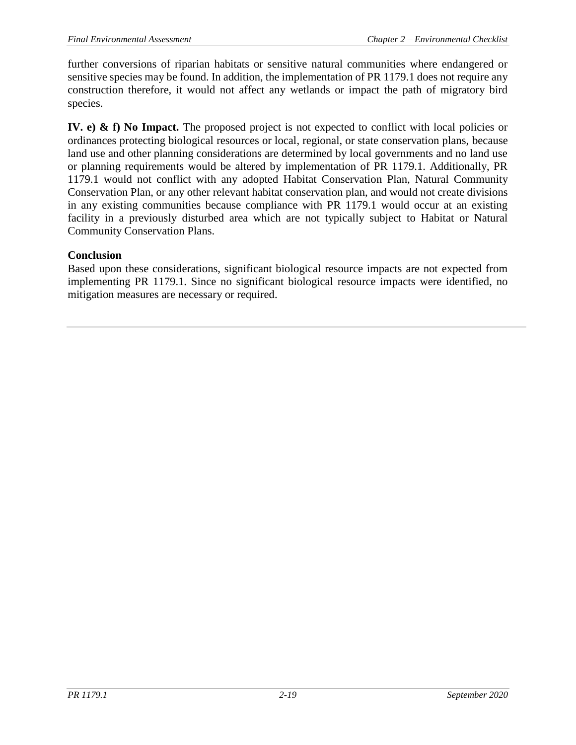further conversions of riparian habitats or sensitive natural communities where endangered or sensitive species may be found. In addition, the implementation of PR 1179.1 does not require any construction therefore, it would not affect any wetlands or impact the path of migratory bird species.

**IV. e) & f) No Impact.** The proposed project is not expected to conflict with local policies or ordinances protecting biological resources or local, regional, or state conservation plans, because land use and other planning considerations are determined by local governments and no land use or planning requirements would be altered by implementation of PR 1179.1. Additionally, PR 1179.1 would not conflict with any adopted Habitat Conservation Plan, Natural Community Conservation Plan, or any other relevant habitat conservation plan, and would not create divisions in any existing communities because compliance with PR 1179.1 would occur at an existing facility in a previously disturbed area which are not typically subject to Habitat or Natural Community Conservation Plans.

**Conclusion**

Based upon these considerations, significant biological resource impacts are not expected from implementing PR 1179.1. Since no significant biological resource impacts were identified, no mitigation measures are necessary or required.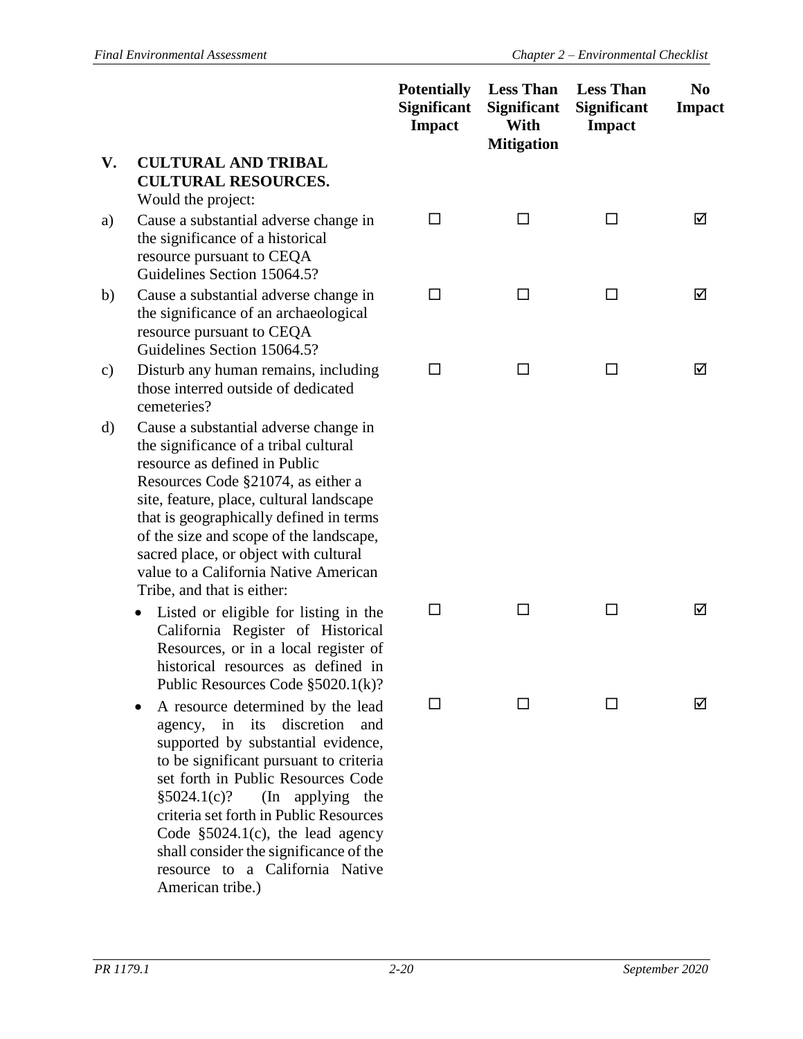| | | Potentially Significant Impact | Less Than Significant With Mitigation | Less Than Significant Impact | No Impact |
|---|---|---|---|---|---|
| **V.** | **CULTURAL AND TRIBAL CULTURAL RESOURCES.** Would the project: | | | | |
| a) | Cause a substantial adverse change in the significance of a historical resource pursuant to CEQA Guidelines Section 15064.5? | ☐ | ☐ | ☐ | ☑ |
| b) | Cause a substantial adverse change in the significance of an archaeological resource pursuant to CEQA Guidelines Section 15064.5? | ☐ | ☐ | ☐ | ☑ |
| c) | Disturb any human remains, including those interred outside of dedicated cemeteries? | ☐ | ☐ | ☐ | ☑ |
| d) | Cause a substantial adverse change in the significance of a tribal cultural resource as defined in Public Resources Code §21074, as either a site, feature, place, cultural landscape that is geographically defined in terms of the size and scope of the landscape, sacred place, or object with cultural value to a California Native American Tribe, and that is either: | | | | |
| | • Listed or eligible for listing in the California Register of Historical Resources, or in a local register of historical resources as defined in Public Resources Code §5020.1(k)? | ☐ | ☐ | ☐ | ☑ |
| | • A resource determined by the lead agency, in its discretion and supported by substantial evidence, to be significant pursuant to criteria set forth in Public Resources Code §5024.1(c)? (In applying the criteria set forth in Public Resources Code §5024.1(c), the lead agency shall consider the significance of the resource to a California Native American tribe.) | ☐ | ☐ | ☐ | ☑ |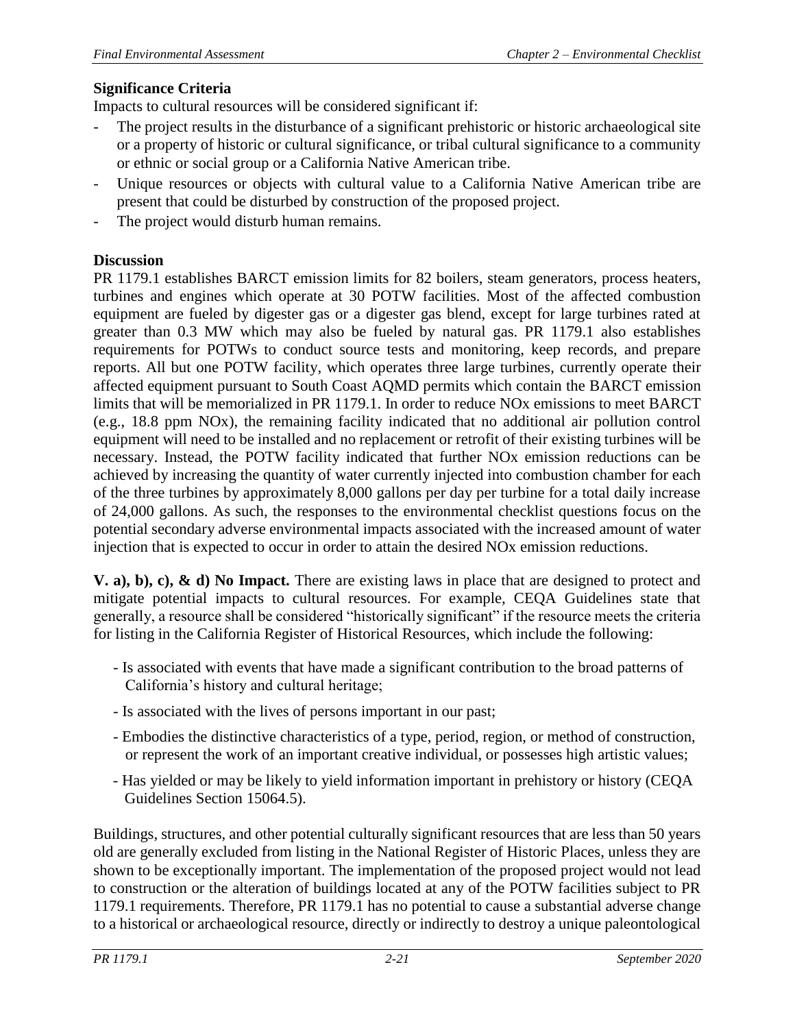**Significance Criteria**

Impacts to cultural resources will be considered significant if:

- The project results in the disturbance of a significant prehistoric or historic archaeological site or a property of historic or cultural significance, or tribal cultural significance to a community or ethnic or social group or a California Native American tribe.
- Unique resources or objects with cultural value to a California Native American tribe are present that could be disturbed by construction of the proposed project.
- The project would disturb human remains.

**Discussion**

PR 1179.1 establishes BARCT emission limits for 82 boilers, steam generators, process heaters, turbines and engines which operate at 30 POTW facilities. Most of the affected combustion equipment are fueled by digester gas or a digester gas blend, except for large turbines rated at greater than 0.3 MW which may also be fueled by natural gas. PR 1179.1 also establishes requirements for POTWs to conduct source tests and monitoring, keep records, and prepare reports. All but one POTW facility, which operates three large turbines, currently operate their affected equipment pursuant to South Coast AQMD permits which contain the BARCT emission limits that will be memorialized in PR 1179.1. In order to reduce NOx emissions to meet BARCT (e.g., 18.8 ppm NOx), the remaining facility indicated that no additional air pollution control equipment will need to be installed and no replacement or retrofit of their existing turbines will be necessary. Instead, the POTW facility indicated that further NOx emission reductions can be achieved by increasing the quantity of water currently injected into combustion chamber for each of the three turbines by approximately 8,000 gallons per day per turbine for a total daily increase of 24,000 gallons. As such, the responses to the environmental checklist questions focus on the potential secondary adverse environmental impacts associated with the increased amount of water injection that is expected to occur in order to attain the desired NOx emission reductions.

**V. a), b), c), & d) No Impact.** There are existing laws in place that are designed to protect and mitigate potential impacts to cultural resources. For example, CEQA Guidelines state that generally, a resource shall be considered "historically significant" if the resource meets the criteria for listing in the California Register of Historical Resources, which include the following:

- Is associated with events that have made a significant contribution to the broad patterns of California's history and cultural heritage;
- Is associated with the lives of persons important in our past;
- Embodies the distinctive characteristics of a type, period, region, or method of construction, or represent the work of an important creative individual, or possesses high artistic values;
- Has yielded or may be likely to yield information important in prehistory or history (CEQA Guidelines Section 15064.5).

Buildings, structures, and other potential culturally significant resources that are less than 50 years old are generally excluded from listing in the National Register of Historic Places, unless they are shown to be exceptionally important. The implementation of the proposed project would not lead to construction or the alteration of buildings located at any of the POTW facilities subject to PR 1179.1 requirements. Therefore, PR 1179.1 has no potential to cause a substantial adverse change to a historical or archaeological resource, directly or indirectly to destroy a unique paleontological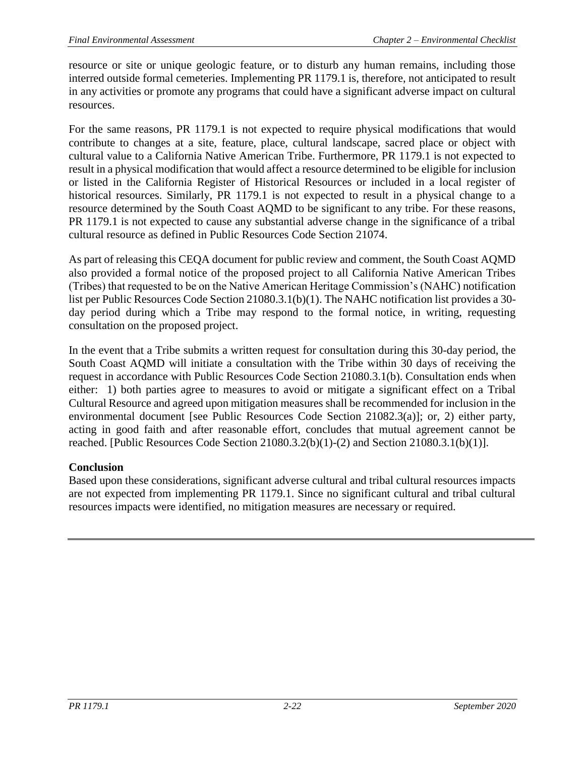resource or site or unique geologic feature, or to disturb any human remains, including those interred outside formal cemeteries. Implementing PR 1179.1 is, therefore, not anticipated to result in any activities or promote any programs that could have a significant adverse impact on cultural resources.

For the same reasons, PR 1179.1 is not expected to require physical modifications that would contribute to changes at a site, feature, place, cultural landscape, sacred place or object with cultural value to a California Native American Tribe. Furthermore, PR 1179.1 is not expected to result in a physical modification that would affect a resource determined to be eligible for inclusion or listed in the California Register of Historical Resources or included in a local register of historical resources. Similarly, PR 1179.1 is not expected to result in a physical change to a resource determined by the South Coast AQMD to be significant to any tribe. For these reasons, PR 1179.1 is not expected to cause any substantial adverse change in the significance of a tribal cultural resource as defined in Public Resources Code Section 21074.

As part of releasing this CEQA document for public review and comment, the South Coast AQMD also provided a formal notice of the proposed project to all California Native American Tribes (Tribes) that requested to be on the Native American Heritage Commission's (NAHC) notification list per Public Resources Code Section 21080.3.1(b)(1). The NAHC notification list provides a 30-day period during which a Tribe may respond to the formal notice, in writing, requesting consultation on the proposed project.

In the event that a Tribe submits a written request for consultation during this 30-day period, the South Coast AQMD will initiate a consultation with the Tribe within 30 days of receiving the request in accordance with Public Resources Code Section 21080.3.1(b). Consultation ends when either: 1) both parties agree to measures to avoid or mitigate a significant effect on a Tribal Cultural Resource and agreed upon mitigation measures shall be recommended for inclusion in the environmental document [see Public Resources Code Section 21082.3(a)]; or, 2) either party, acting in good faith and after reasonable effort, concludes that mutual agreement cannot be reached. [Public Resources Code Section 21080.3.2(b)(1)-(2) and Section 21080.3.1(b)(1)].

**Conclusion**

Based upon these considerations, significant adverse cultural and tribal cultural resources impacts are not expected from implementing PR 1179.1. Since no significant cultural and tribal cultural resources impacts were identified, no mitigation measures are necessary or required.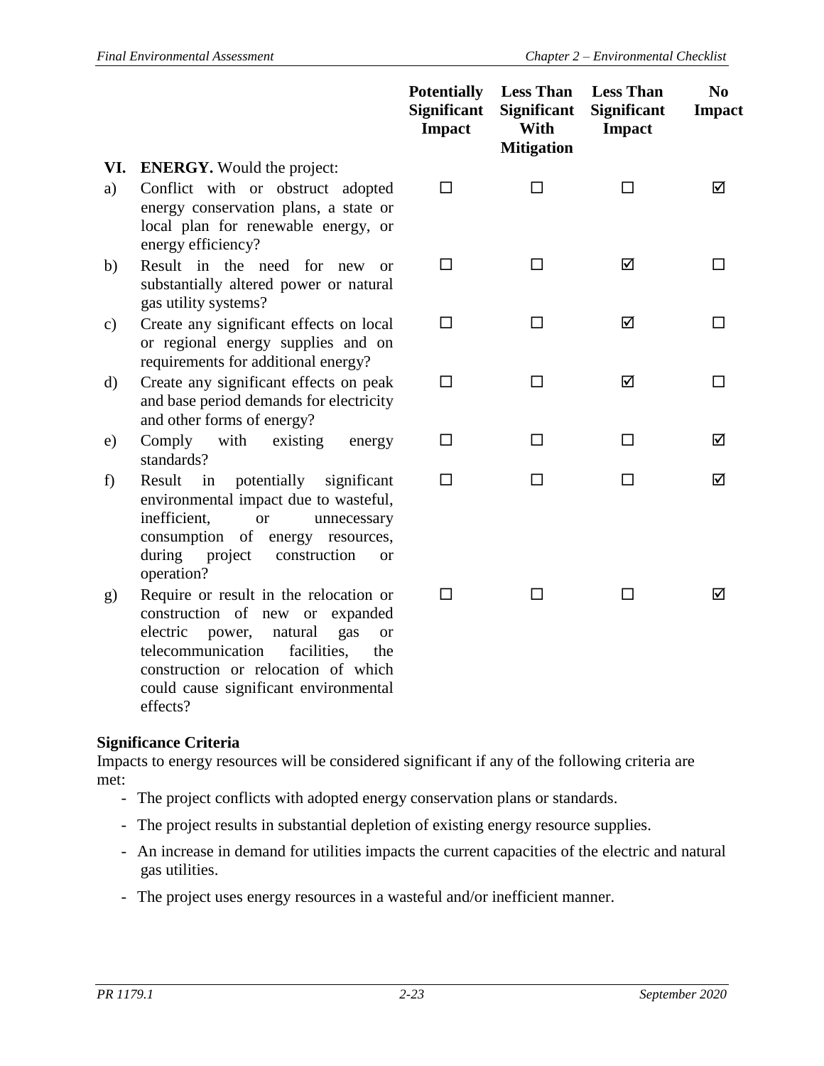| | | Potentially Significant Impact | Less Than Significant With Mitigation | Less Than Significant Impact | No Impact |
|---|---|---|---|---|---|
| **VI.** | **ENERGY.** Would the project: | | | | |
| a) | Conflict with or obstruct adopted energy conservation plans, a state or local plan for renewable energy, or energy efficiency? | ☐ | ☐ | ☐ | ☑ |
| b) | Result in the need for new or substantially altered power or natural gas utility systems? | ☐ | ☐ | ☑ | ☐ |
| c) | Create any significant effects on local or regional energy supplies and on requirements for additional energy? | ☐ | ☐ | ☑ | ☐ |
| d) | Create any significant effects on peak and base period demands for electricity and other forms of energy? | ☐ | ☐ | ☑ | ☐ |
| e) | Comply with existing energy standards? | ☐ | ☐ | ☐ | ☑ |
| f) | Result in potentially significant environmental impact due to wasteful, inefficient, or unnecessary consumption of energy resources, during project construction or operation? | ☐ | ☐ | ☐ | ☑ |
| g) | Require or result in the relocation or construction of new or expanded electric power, natural gas or telecommunication facilities, the construction or relocation of which could cause significant environmental effects? | ☐ | ☐ | ☐ | ☑ |

**Significance Criteria**

Impacts to energy resources will be considered significant if any of the following criteria are met:

- The project conflicts with adopted energy conservation plans or standards.
- The project results in substantial depletion of existing energy resource supplies.
- An increase in demand for utilities impacts the current capacities of the electric and natural gas utilities.
- The project uses energy resources in a wasteful and/or inefficient manner.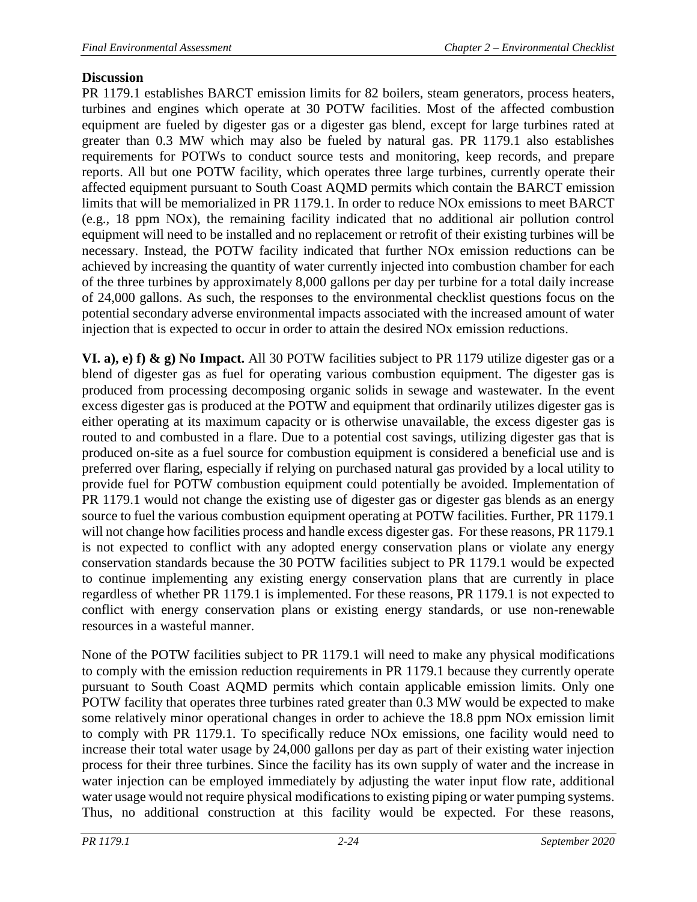**Discussion**

PR 1179.1 establishes BARCT emission limits for 82 boilers, steam generators, process heaters, turbines and engines which operate at 30 POTW facilities. Most of the affected combustion equipment are fueled by digester gas or a digester gas blend, except for large turbines rated at greater than 0.3 MW which may also be fueled by natural gas. PR 1179.1 also establishes requirements for POTWs to conduct source tests and monitoring, keep records, and prepare reports. All but one POTW facility, which operates three large turbines, currently operate their affected equipment pursuant to South Coast AQMD permits which contain the BARCT emission limits that will be memorialized in PR 1179.1. In order to reduce NOx emissions to meet BARCT (e.g., 18 ppm NOx), the remaining facility indicated that no additional air pollution control equipment will need to be installed and no replacement or retrofit of their existing turbines will be necessary. Instead, the POTW facility indicated that further NOx emission reductions can be achieved by increasing the quantity of water currently injected into combustion chamber for each of the three turbines by approximately 8,000 gallons per day per turbine for a total daily increase of 24,000 gallons. As such, the responses to the environmental checklist questions focus on the potential secondary adverse environmental impacts associated with the increased amount of water injection that is expected to occur in order to attain the desired NOx emission reductions.

**VI. a), e) f) & g) No Impact.** All 30 POTW facilities subject to PR 1179 utilize digester gas or a blend of digester gas as fuel for operating various combustion equipment. The digester gas is produced from processing decomposing organic solids in sewage and wastewater. In the event excess digester gas is produced at the POTW and equipment that ordinarily utilizes digester gas is either operating at its maximum capacity or is otherwise unavailable, the excess digester gas is routed to and combusted in a flare. Due to a potential cost savings, utilizing digester gas that is produced on-site as a fuel source for combustion equipment is considered a beneficial use and is preferred over flaring, especially if relying on purchased natural gas provided by a local utility to provide fuel for POTW combustion equipment could potentially be avoided. Implementation of PR 1179.1 would not change the existing use of digester gas or digester gas blends as an energy source to fuel the various combustion equipment operating at POTW facilities. Further, PR 1179.1 will not change how facilities process and handle excess digester gas. For these reasons, PR 1179.1 is not expected to conflict with any adopted energy conservation plans or violate any energy conservation standards because the 30 POTW facilities subject to PR 1179.1 would be expected to continue implementing any existing energy conservation plans that are currently in place regardless of whether PR 1179.1 is implemented. For these reasons, PR 1179.1 is not expected to conflict with energy conservation plans or existing energy standards, or use non-renewable resources in a wasteful manner.

None of the POTW facilities subject to PR 1179.1 will need to make any physical modifications to comply with the emission reduction requirements in PR 1179.1 because they currently operate pursuant to South Coast AQMD permits which contain applicable emission limits. Only one POTW facility that operates three turbines rated greater than 0.3 MW would be expected to make some relatively minor operational changes in order to achieve the 18.8 ppm NOx emission limit to comply with PR 1179.1. To specifically reduce NOx emissions, one facility would need to increase their total water usage by 24,000 gallons per day as part of their existing water injection process for their three turbines. Since the facility has its own supply of water and the increase in water injection can be employed immediately by adjusting the water input flow rate, additional water usage would not require physical modifications to existing piping or water pumping systems. Thus, no additional construction at this facility would be expected. For these reasons,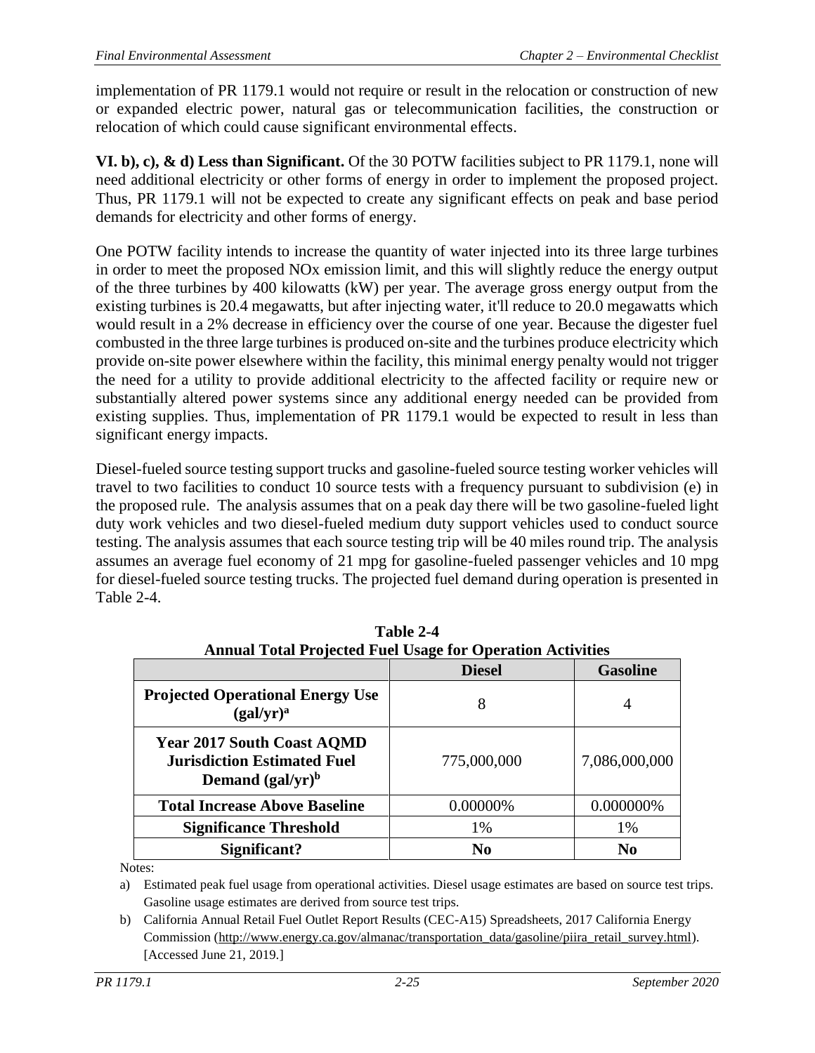implementation of PR 1179.1 would not require or result in the relocation or construction of new or expanded electric power, natural gas or telecommunication facilities, the construction or relocation of which could cause significant environmental effects.

**VI. b), c), & d) Less than Significant.** Of the 30 POTW facilities subject to PR 1179.1, none will need additional electricity or other forms of energy in order to implement the proposed project. Thus, PR 1179.1 will not be expected to create any significant effects on peak and base period demands for electricity and other forms of energy.

One POTW facility intends to increase the quantity of water injected into its three large turbines in order to meet the proposed NOx emission limit, and this will slightly reduce the energy output of the three turbines by 400 kilowatts (kW) per year. The average gross energy output from the existing turbines is 20.4 megawatts, but after injecting water, it'll reduce to 20.0 megawatts which would result in a 2% decrease in efficiency over the course of one year. Because the digester fuel combusted in the three large turbines is produced on-site and the turbines produce electricity which provide on-site power elsewhere within the facility, this minimal energy penalty would not trigger the need for a utility to provide additional electricity to the affected facility or require new or substantially altered power systems since any additional energy needed can be provided from existing supplies. Thus, implementation of PR 1179.1 would be expected to result in less than significant energy impacts.

Diesel-fueled source testing support trucks and gasoline-fueled source testing worker vehicles will travel to two facilities to conduct 10 source tests with a frequency pursuant to subdivision (e) in the proposed rule. The analysis assumes that on a peak day there will be two gasoline-fueled light duty work vehicles and two diesel-fueled medium duty support vehicles used to conduct source testing. The analysis assumes that each source testing trip will be 40 miles round trip. The analysis assumes an average fuel economy of 21 mpg for gasoline-fueled passenger vehicles and 10 mpg for diesel-fueled source testing trucks. The projected fuel demand during operation is presented in Table 2-4.

**Table 2-4**
**Annual Total Projected Fuel Usage for Operation Activities**

| | Diesel | Gasoline |
|---|---|---|
| **Projected Operational Energy Use (gal/yr)[a]** | 8 | 4 |
| **Year 2017 South Coast AQMD Jurisdiction Estimated Fuel Demand (gal/yr)[b]** | 775,000,000 | 7,086,000,000 |
| **Total Increase Above Baseline** | 0.00000% | 0.000000% |
| **Significance Threshold** | 1% | 1% |
| **Significant?** | **No** | **No** |

Notes:

a) Estimated peak fuel usage from operational activities. Diesel usage estimates are based on source test trips. Gasoline usage estimates are derived from source test trips.

b) California Annual Retail Fuel Outlet Report Results (CEC-A15) Spreadsheets, 2017 California Energy Commission (http://www.energy.ca.gov/almanac/transportation_data/gasoline/piira_retail_survey.html). [Accessed June 21, 2019.]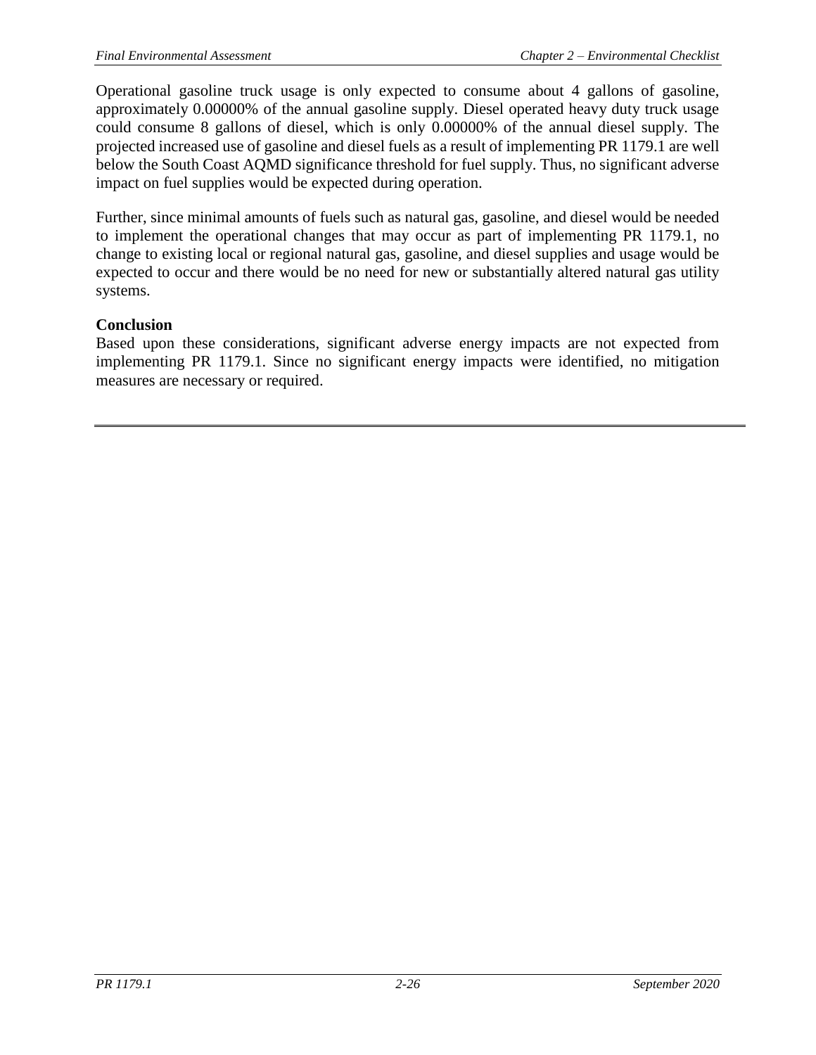Operational gasoline truck usage is only expected to consume about 4 gallons of gasoline, approximately 0.00000% of the annual gasoline supply. Diesel operated heavy duty truck usage could consume 8 gallons of diesel, which is only 0.00000% of the annual diesel supply. The projected increased use of gasoline and diesel fuels as a result of implementing PR 1179.1 are well below the South Coast AQMD significance threshold for fuel supply. Thus, no significant adverse impact on fuel supplies would be expected during operation.

Further, since minimal amounts of fuels such as natural gas, gasoline, and diesel would be needed to implement the operational changes that may occur as part of implementing PR 1179.1, no change to existing local or regional natural gas, gasoline, and diesel supplies and usage would be expected to occur and there would be no need for new or substantially altered natural gas utility systems.

**Conclusion**

Based upon these considerations, significant adverse energy impacts are not expected from implementing PR 1179.1. Since no significant energy impacts were identified, no mitigation measures are necessary or required.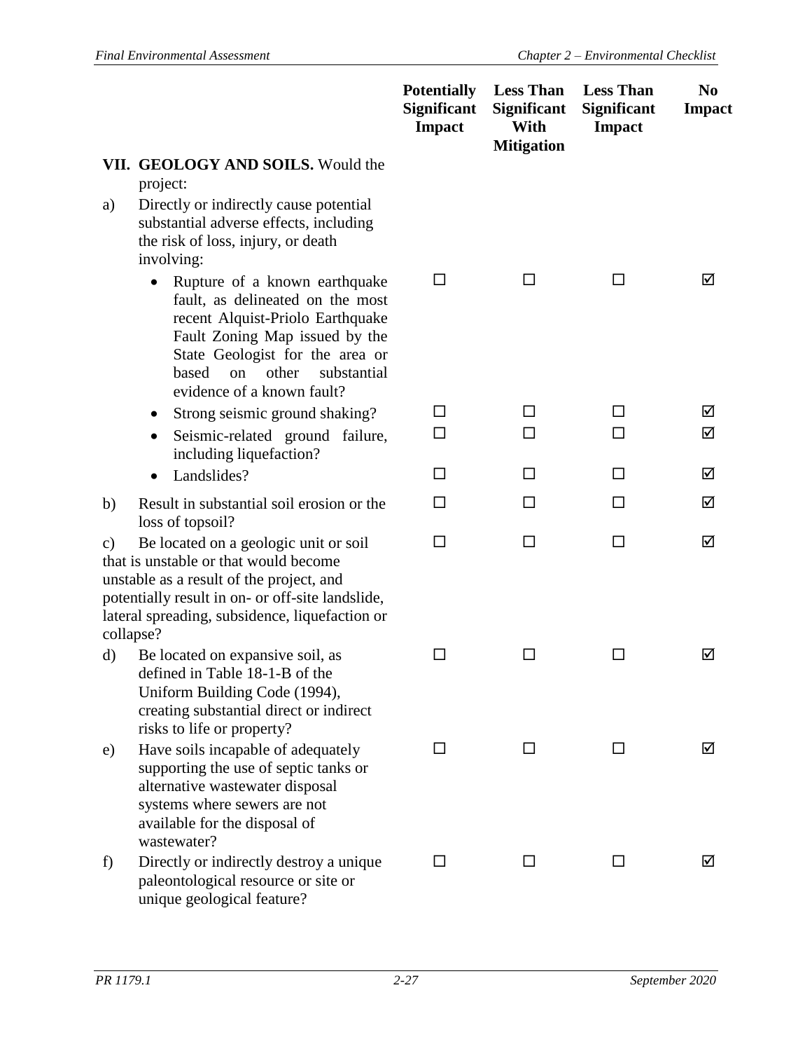| | Potentially Significant Impact | Less Than Significant With Mitigation | Less Than Significant Impact | No Impact |
|---|---|---|---|---|
| **VII. GEOLOGY AND SOILS.** Would the project: | | | | |
| a) Directly or indirectly cause potential substantial adverse effects, including the risk of loss, injury, or death involving: | | | | |
| • Rupture of a known earthquake fault, as delineated on the most recent Alquist-Priolo Earthquake Fault Zoning Map issued by the State Geologist for the area or based on other substantial evidence of a known fault? | ☐ | ☐ | ☐ | ☑ |
| • Strong seismic ground shaking? | ☐ | ☐ | ☐ | ☑ |
| • Seismic-related ground failure, including liquefaction? | ☐ | ☐ | ☐ | ☑ |
| • Landslides? | ☐ | ☐ | ☐ | ☑ |
| b) Result in substantial soil erosion or the loss of topsoil? | ☐ | ☐ | ☐ | ☑ |
| c) Be located on a geologic unit or soil that is unstable or that would become unstable as a result of the project, and potentially result in on- or off-site landslide, lateral spreading, subsidence, liquefaction or collapse? | ☐ | ☐ | ☐ | ☑ |
| d) Be located on expansive soil, as defined in Table 18-1-B of the Uniform Building Code (1994), creating substantial direct or indirect risks to life or property? | ☐ | ☐ | ☐ | ☑ |
| e) Have soils incapable of adequately supporting the use of septic tanks or alternative wastewater disposal systems where sewers are not available for the disposal of wastewater? | ☐ | ☐ | ☐ | ☑ |
| f) Directly or indirectly destroy a unique paleontological resource or site or unique geological feature? | ☐ | ☐ | ☐ | ☑ |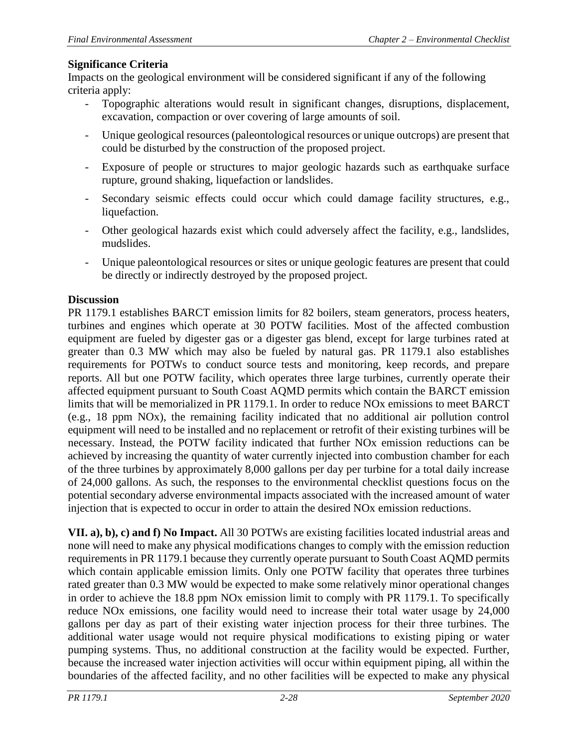**Significance Criteria**

Impacts on the geological environment will be considered significant if any of the following criteria apply:

- Topographic alterations would result in significant changes, disruptions, displacement, excavation, compaction or over covering of large amounts of soil.
- Unique geological resources (paleontological resources or unique outcrops) are present that could be disturbed by the construction of the proposed project.
- Exposure of people or structures to major geologic hazards such as earthquake surface rupture, ground shaking, liquefaction or landslides.
- Secondary seismic effects could occur which could damage facility structures, e.g., liquefaction.
- Other geological hazards exist which could adversely affect the facility, e.g., landslides, mudslides.
- Unique paleontological resources or sites or unique geologic features are present that could be directly or indirectly destroyed by the proposed project.

**Discussion**

PR 1179.1 establishes BARCT emission limits for 82 boilers, steam generators, process heaters, turbines and engines which operate at 30 POTW facilities. Most of the affected combustion equipment are fueled by digester gas or a digester gas blend, except for large turbines rated at greater than 0.3 MW which may also be fueled by natural gas. PR 1179.1 also establishes requirements for POTWs to conduct source tests and monitoring, keep records, and prepare reports. All but one POTW facility, which operates three large turbines, currently operate their affected equipment pursuant to South Coast AQMD permits which contain the BARCT emission limits that will be memorialized in PR 1179.1. In order to reduce NOx emissions to meet BARCT (e.g., 18 ppm NOx), the remaining facility indicated that no additional air pollution control equipment will need to be installed and no replacement or retrofit of their existing turbines will be necessary. Instead, the POTW facility indicated that further NOx emission reductions can be achieved by increasing the quantity of water currently injected into combustion chamber for each of the three turbines by approximately 8,000 gallons per day per turbine for a total daily increase of 24,000 gallons. As such, the responses to the environmental checklist questions focus on the potential secondary adverse environmental impacts associated with the increased amount of water injection that is expected to occur in order to attain the desired NOx emission reductions.

**VII. a), b), c) and f) No Impact.** All 30 POTWs are existing facilities located industrial areas and none will need to make any physical modifications changes to comply with the emission reduction requirements in PR 1179.1 because they currently operate pursuant to South Coast AQMD permits which contain applicable emission limits. Only one POTW facility that operates three turbines rated greater than 0.3 MW would be expected to make some relatively minor operational changes in order to achieve the 18.8 ppm NOx emission limit to comply with PR 1179.1. To specifically reduce NOx emissions, one facility would need to increase their total water usage by 24,000 gallons per day as part of their existing water injection process for their three turbines. The additional water usage would not require physical modifications to existing piping or water pumping systems. Thus, no additional construction at the facility would be expected. Further, because the increased water injection activities will occur within equipment piping, all within the boundaries of the affected facility, and no other facilities will be expected to make any physical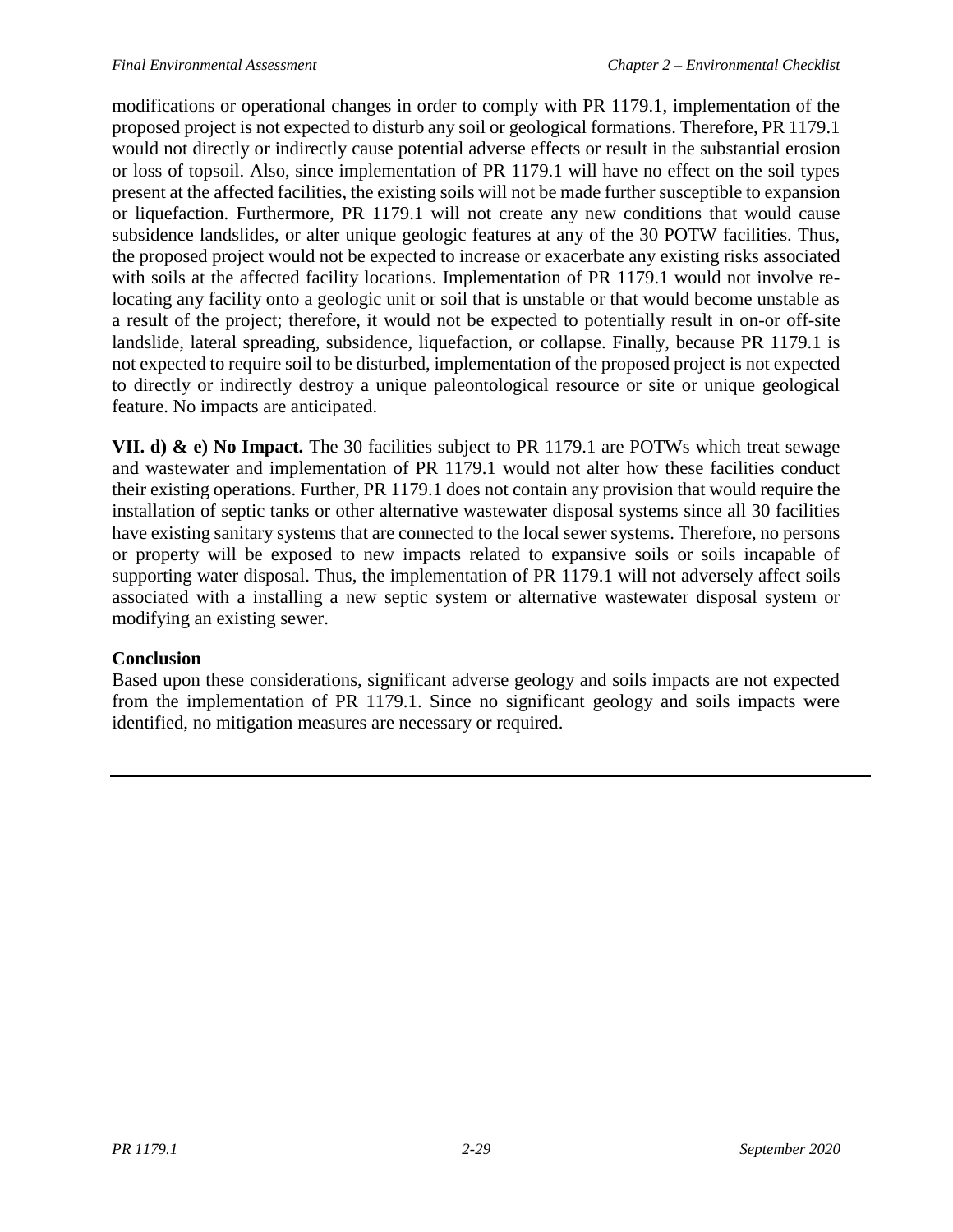modifications or operational changes in order to comply with PR 1179.1, implementation of the proposed project is not expected to disturb any soil or geological formations. Therefore, PR 1179.1 would not directly or indirectly cause potential adverse effects or result in the substantial erosion or loss of topsoil. Also, since implementation of PR 1179.1 will have no effect on the soil types present at the affected facilities, the existing soils will not be made further susceptible to expansion or liquefaction. Furthermore, PR 1179.1 will not create any new conditions that would cause subsidence landslides, or alter unique geologic features at any of the 30 POTW facilities. Thus, the proposed project would not be expected to increase or exacerbate any existing risks associated with soils at the affected facility locations. Implementation of PR 1179.1 would not involve re-locating any facility onto a geologic unit or soil that is unstable or that would become unstable as a result of the project; therefore, it would not be expected to potentially result in on-or off-site landslide, lateral spreading, subsidence, liquefaction, or collapse. Finally, because PR 1179.1 is not expected to require soil to be disturbed, implementation of the proposed project is not expected to directly or indirectly destroy a unique paleontological resource or site or unique geological feature. No impacts are anticipated.

**VII. d) & e) No Impact.** The 30 facilities subject to PR 1179.1 are POTWs which treat sewage and wastewater and implementation of PR 1179.1 would not alter how these facilities conduct their existing operations. Further, PR 1179.1 does not contain any provision that would require the installation of septic tanks or other alternative wastewater disposal systems since all 30 facilities have existing sanitary systems that are connected to the local sewer systems. Therefore, no persons or property will be exposed to new impacts related to expansive soils or soils incapable of supporting water disposal. Thus, the implementation of PR 1179.1 will not adversely affect soils associated with a installing a new septic system or alternative wastewater disposal system or modifying an existing sewer.

**Conclusion**

Based upon these considerations, significant adverse geology and soils impacts are not expected from the implementation of PR 1179.1. Since no significant geology and soils impacts were identified, no mitigation measures are necessary or required.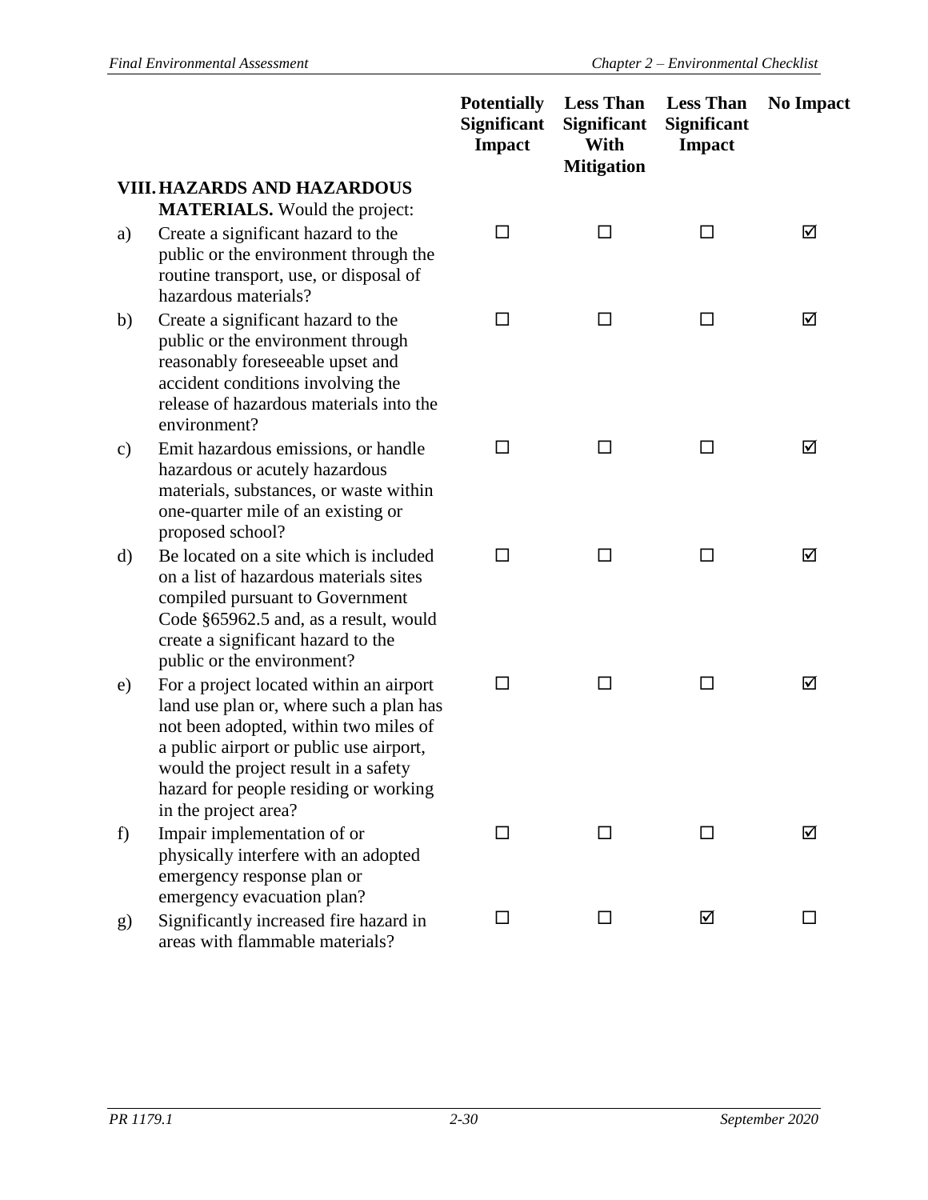| | | Potentially Significant Impact | Less Than Significant With Mitigation | Less Than Significant Impact | No Impact |
|---|---|---|---|---|---|
| **VIII.** | **HAZARDS AND HAZARDOUS MATERIALS.** Would the project: | | | | |
| a) | Create a significant hazard to the public or the environment through the routine transport, use, or disposal of hazardous materials? | ☐ | ☐ | ☐ | ☑ |
| b) | Create a significant hazard to the public or the environment through reasonably foreseeable upset and accident conditions involving the release of hazardous materials into the environment? | ☐ | ☐ | ☐ | ☑ |
| c) | Emit hazardous emissions, or handle hazardous or acutely hazardous materials, substances, or waste within one-quarter mile of an existing or proposed school? | ☐ | ☐ | ☐ | ☑ |
| d) | Be located on a site which is included on a list of hazardous materials sites compiled pursuant to Government Code §65962.5 and, as a result, would create a significant hazard to the public or the environment? | ☐ | ☐ | ☐ | ☑ |
| e) | For a project located within an airport land use plan or, where such a plan has not been adopted, within two miles of a public airport or public use airport, would the project result in a safety hazard for people residing or working in the project area? | ☐ | ☐ | ☐ | ☑ |
| f) | Impair implementation of or physically interfere with an adopted emergency response plan or emergency evacuation plan? | ☐ | ☐ | ☐ | ☑ |
| g) | Significantly increased fire hazard in areas with flammable materials? | ☐ | ☐ | ☑ | ☐ |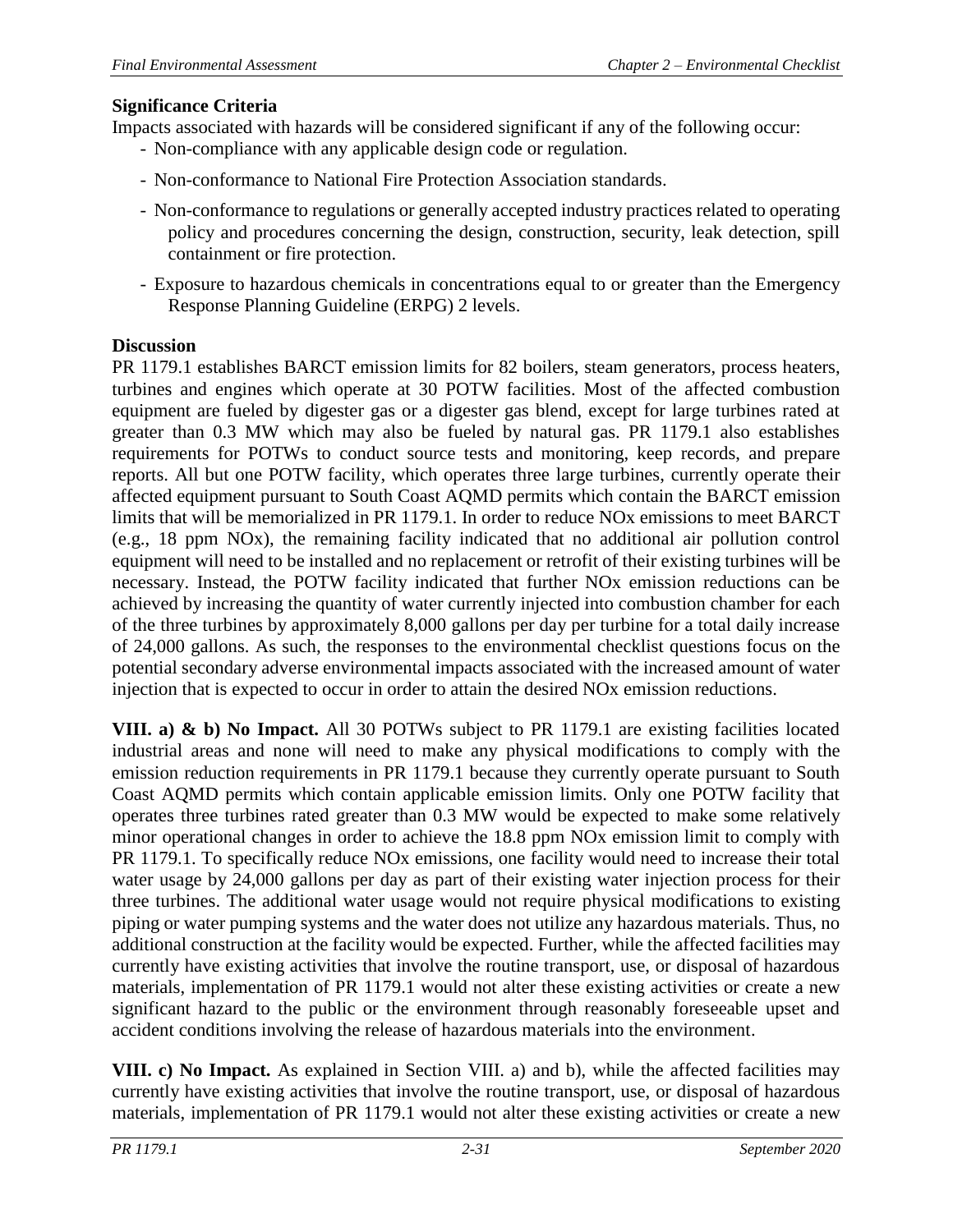**Significance Criteria**

Impacts associated with hazards will be considered significant if any of the following occur:

- Non-compliance with any applicable design code or regulation.
- Non-conformance to National Fire Protection Association standards.
- Non-conformance to regulations or generally accepted industry practices related to operating policy and procedures concerning the design, construction, security, leak detection, spill containment or fire protection.
- Exposure to hazardous chemicals in concentrations equal to or greater than the Emergency Response Planning Guideline (ERPG) 2 levels.

**Discussion**

PR 1179.1 establishes BARCT emission limits for 82 boilers, steam generators, process heaters, turbines and engines which operate at 30 POTW facilities. Most of the affected combustion equipment are fueled by digester gas or a digester gas blend, except for large turbines rated at greater than 0.3 MW which may also be fueled by natural gas. PR 1179.1 also establishes requirements for POTWs to conduct source tests and monitoring, keep records, and prepare reports. All but one POTW facility, which operates three large turbines, currently operate their affected equipment pursuant to South Coast AQMD permits which contain the BARCT emission limits that will be memorialized in PR 1179.1. In order to reduce NOx emissions to meet BARCT (e.g., 18 ppm NOx), the remaining facility indicated that no additional air pollution control equipment will need to be installed and no replacement or retrofit of their existing turbines will be necessary. Instead, the POTW facility indicated that further NOx emission reductions can be achieved by increasing the quantity of water currently injected into combustion chamber for each of the three turbines by approximately 8,000 gallons per day per turbine for a total daily increase of 24,000 gallons. As such, the responses to the environmental checklist questions focus on the potential secondary adverse environmental impacts associated with the increased amount of water injection that is expected to occur in order to attain the desired NOx emission reductions.

**VIII. a) & b) No Impact.** All 30 POTWs subject to PR 1179.1 are existing facilities located industrial areas and none will need to make any physical modifications to comply with the emission reduction requirements in PR 1179.1 because they currently operate pursuant to South Coast AQMD permits which contain applicable emission limits. Only one POTW facility that operates three turbines rated greater than 0.3 MW would be expected to make some relatively minor operational changes in order to achieve the 18.8 ppm NOx emission limit to comply with PR 1179.1. To specifically reduce NOx emissions, one facility would need to increase their total water usage by 24,000 gallons per day as part of their existing water injection process for their three turbines. The additional water usage would not require physical modifications to existing piping or water pumping systems and the water does not utilize any hazardous materials. Thus, no additional construction at the facility would be expected. Further, while the affected facilities may currently have existing activities that involve the routine transport, use, or disposal of hazardous materials, implementation of PR 1179.1 would not alter these existing activities or create a new significant hazard to the public or the environment through reasonably foreseeable upset and accident conditions involving the release of hazardous materials into the environment.

**VIII. c) No Impact.** As explained in Section VIII. a) and b), while the affected facilities may currently have existing activities that involve the routine transport, use, or disposal of hazardous materials, implementation of PR 1179.1 would not alter these existing activities or create a new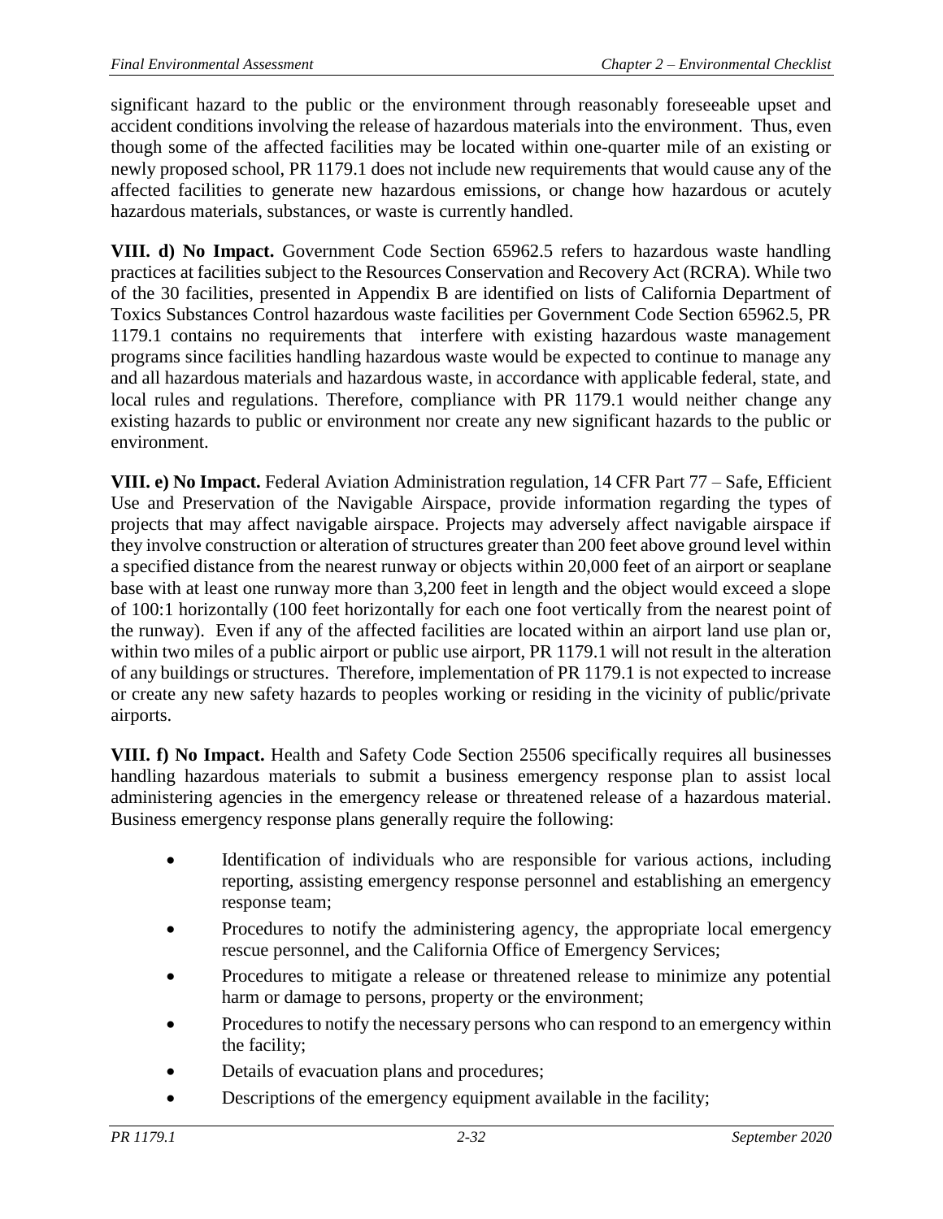significant hazard to the public or the environment through reasonably foreseeable upset and accident conditions involving the release of hazardous materials into the environment. Thus, even though some of the affected facilities may be located within one-quarter mile of an existing or newly proposed school, PR 1179.1 does not include new requirements that would cause any of the affected facilities to generate new hazardous emissions, or change how hazardous or acutely hazardous materials, substances, or waste is currently handled.

**VIII. d) No Impact.** Government Code Section 65962.5 refers to hazardous waste handling practices at facilities subject to the Resources Conservation and Recovery Act (RCRA). While two of the 30 facilities, presented in Appendix B are identified on lists of California Department of Toxics Substances Control hazardous waste facilities per Government Code Section 65962.5, PR 1179.1 contains no requirements that interfere with existing hazardous waste management programs since facilities handling hazardous waste would be expected to continue to manage any and all hazardous materials and hazardous waste, in accordance with applicable federal, state, and local rules and regulations. Therefore, compliance with PR 1179.1 would neither change any existing hazards to public or environment nor create any new significant hazards to the public or environment.

**VIII. e) No Impact.** Federal Aviation Administration regulation, 14 CFR Part 77 – Safe, Efficient Use and Preservation of the Navigable Airspace, provide information regarding the types of projects that may affect navigable airspace. Projects may adversely affect navigable airspace if they involve construction or alteration of structures greater than 200 feet above ground level within a specified distance from the nearest runway or objects within 20,000 feet of an airport or seaplane base with at least one runway more than 3,200 feet in length and the object would exceed a slope of 100:1 horizontally (100 feet horizontally for each one foot vertically from the nearest point of the runway). Even if any of the affected facilities are located within an airport land use plan or, within two miles of a public airport or public use airport, PR 1179.1 will not result in the alteration of any buildings or structures. Therefore, implementation of PR 1179.1 is not expected to increase or create any new safety hazards to peoples working or residing in the vicinity of public/private airports.

**VIII. f) No Impact.** Health and Safety Code Section 25506 specifically requires all businesses handling hazardous materials to submit a business emergency response plan to assist local administering agencies in the emergency release or threatened release of a hazardous material. Business emergency response plans generally require the following:

- Identification of individuals who are responsible for various actions, including reporting, assisting emergency response personnel and establishing an emergency response team;
- Procedures to notify the administering agency, the appropriate local emergency rescue personnel, and the California Office of Emergency Services;
- Procedures to mitigate a release or threatened release to minimize any potential harm or damage to persons, property or the environment;
- Procedures to notify the necessary persons who can respond to an emergency within the facility;
- Details of evacuation plans and procedures;
- Descriptions of the emergency equipment available in the facility;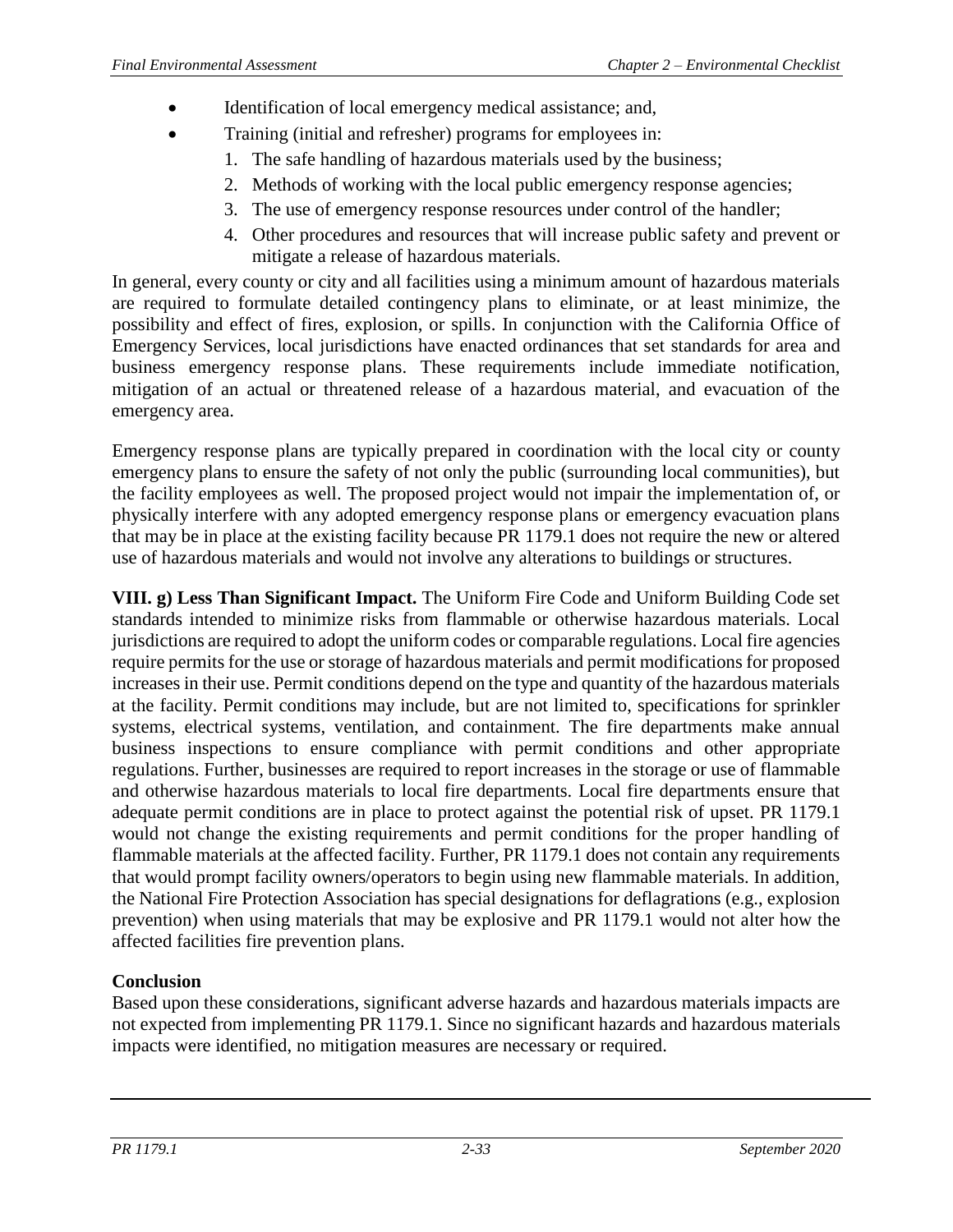- Identification of local emergency medical assistance; and,
- Training (initial and refresher) programs for employees in:
  1. The safe handling of hazardous materials used by the business;
  2. Methods of working with the local public emergency response agencies;
  3. The use of emergency response resources under control of the handler;
  4. Other procedures and resources that will increase public safety and prevent or mitigate a release of hazardous materials.

In general, every county or city and all facilities using a minimum amount of hazardous materials are required to formulate detailed contingency plans to eliminate, or at least minimize, the possibility and effect of fires, explosion, or spills. In conjunction with the California Office of Emergency Services, local jurisdictions have enacted ordinances that set standards for area and business emergency response plans. These requirements include immediate notification, mitigation of an actual or threatened release of a hazardous material, and evacuation of the emergency area.

Emergency response plans are typically prepared in coordination with the local city or county emergency plans to ensure the safety of not only the public (surrounding local communities), but the facility employees as well. The proposed project would not impair the implementation of, or physically interfere with any adopted emergency response plans or emergency evacuation plans that may be in place at the existing facility because PR 1179.1 does not require the new or altered use of hazardous materials and would not involve any alterations to buildings or structures.

**VIII. g) Less Than Significant Impact.** The Uniform Fire Code and Uniform Building Code set standards intended to minimize risks from flammable or otherwise hazardous materials. Local jurisdictions are required to adopt the uniform codes or comparable regulations. Local fire agencies require permits for the use or storage of hazardous materials and permit modifications for proposed increases in their use. Permit conditions depend on the type and quantity of the hazardous materials at the facility. Permit conditions may include, but are not limited to, specifications for sprinkler systems, electrical systems, ventilation, and containment. The fire departments make annual business inspections to ensure compliance with permit conditions and other appropriate regulations. Further, businesses are required to report increases in the storage or use of flammable and otherwise hazardous materials to local fire departments. Local fire departments ensure that adequate permit conditions are in place to protect against the potential risk of upset. PR 1179.1 would not change the existing requirements and permit conditions for the proper handling of flammable materials at the affected facility. Further, PR 1179.1 does not contain any requirements that would prompt facility owners/operators to begin using new flammable materials. In addition, the National Fire Protection Association has special designations for deflagrations (e.g., explosion prevention) when using materials that may be explosive and PR 1179.1 would not alter how the affected facilities fire prevention plans.

**Conclusion**

Based upon these considerations, significant adverse hazards and hazardous materials impacts are not expected from implementing PR 1179.1. Since no significant hazards and hazardous materials impacts were identified, no mitigation measures are necessary or required.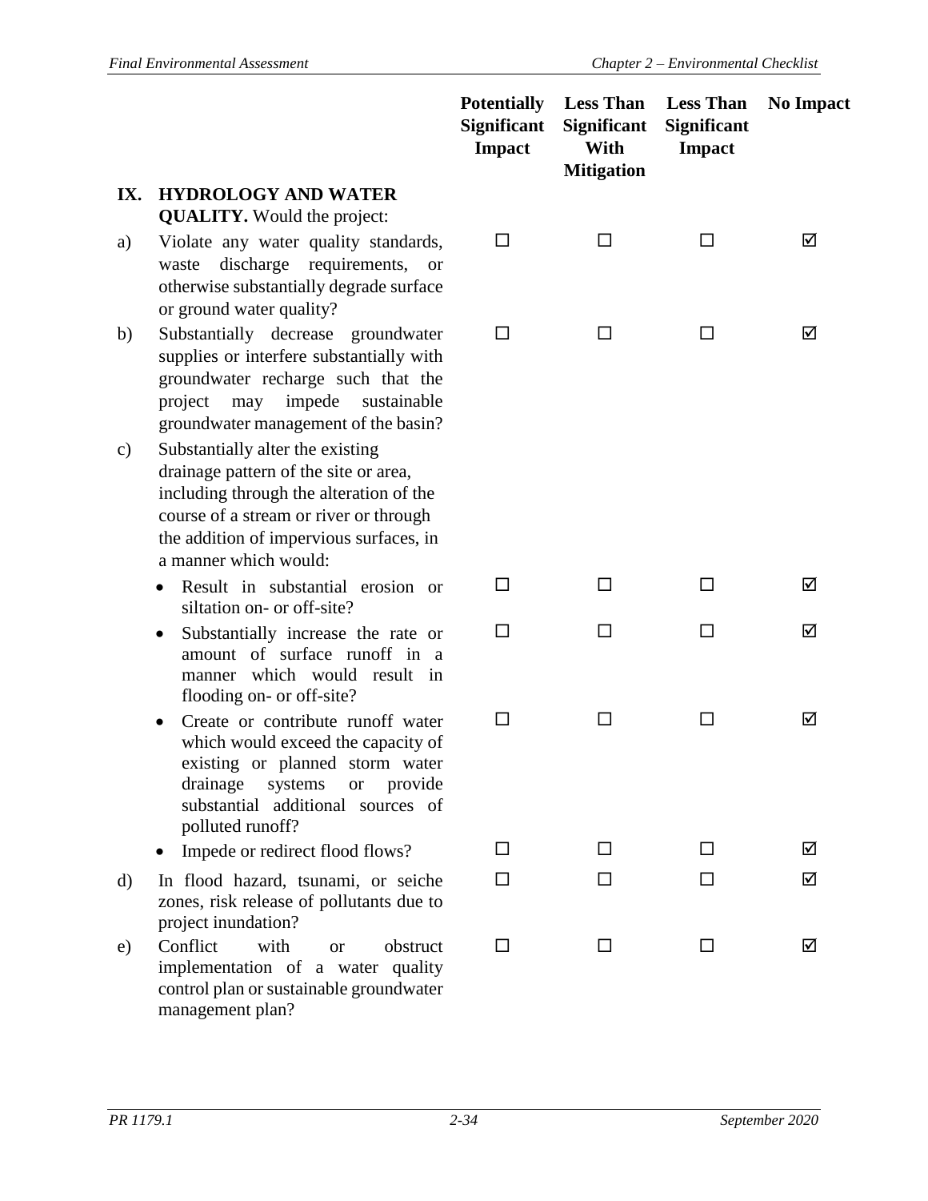| | | Potentially Significant Impact | Less Than Significant With Mitigation | Less Than Significant Impact | No Impact |
|---|---|---|---|---|---|
| **IX.** | **HYDROLOGY AND WATER QUALITY.** Would the project: | | | | |
| a) | Violate any water quality standards, waste discharge requirements, or otherwise substantially degrade surface or ground water quality? | ☐ | ☐ | ☐ | ☑ |
| b) | Substantially decrease groundwater supplies or interfere substantially with groundwater recharge such that the project may impede sustainable groundwater management of the basin? | ☐ | ☐ | ☐ | ☑ |
| c) | Substantially alter the existing drainage pattern of the site or area, including through the alteration of the course of a stream or river or through the addition of impervious surfaces, in a manner which would: | | | | |
| | • Result in substantial erosion or siltation on- or off-site? | ☐ | ☐ | ☐ | ☑ |
| | • Substantially increase the rate or amount of surface runoff in a manner which would result in flooding on- or off-site? | ☐ | ☐ | ☐ | ☑ |
| | • Create or contribute runoff water which would exceed the capacity of existing or planned storm water drainage systems or provide substantial additional sources of polluted runoff? | ☐ | ☐ | ☐ | ☑ |
| | • Impede or redirect flood flows? | ☐ | ☐ | ☐ | ☑ |
| d) | In flood hazard, tsunami, or seiche zones, risk release of pollutants due to project inundation? | ☐ | ☐ | ☐ | ☑ |
| e) | Conflict with or obstruct implementation of a water quality control plan or sustainable groundwater management plan? | ☐ | ☐ | ☐ | ☑ |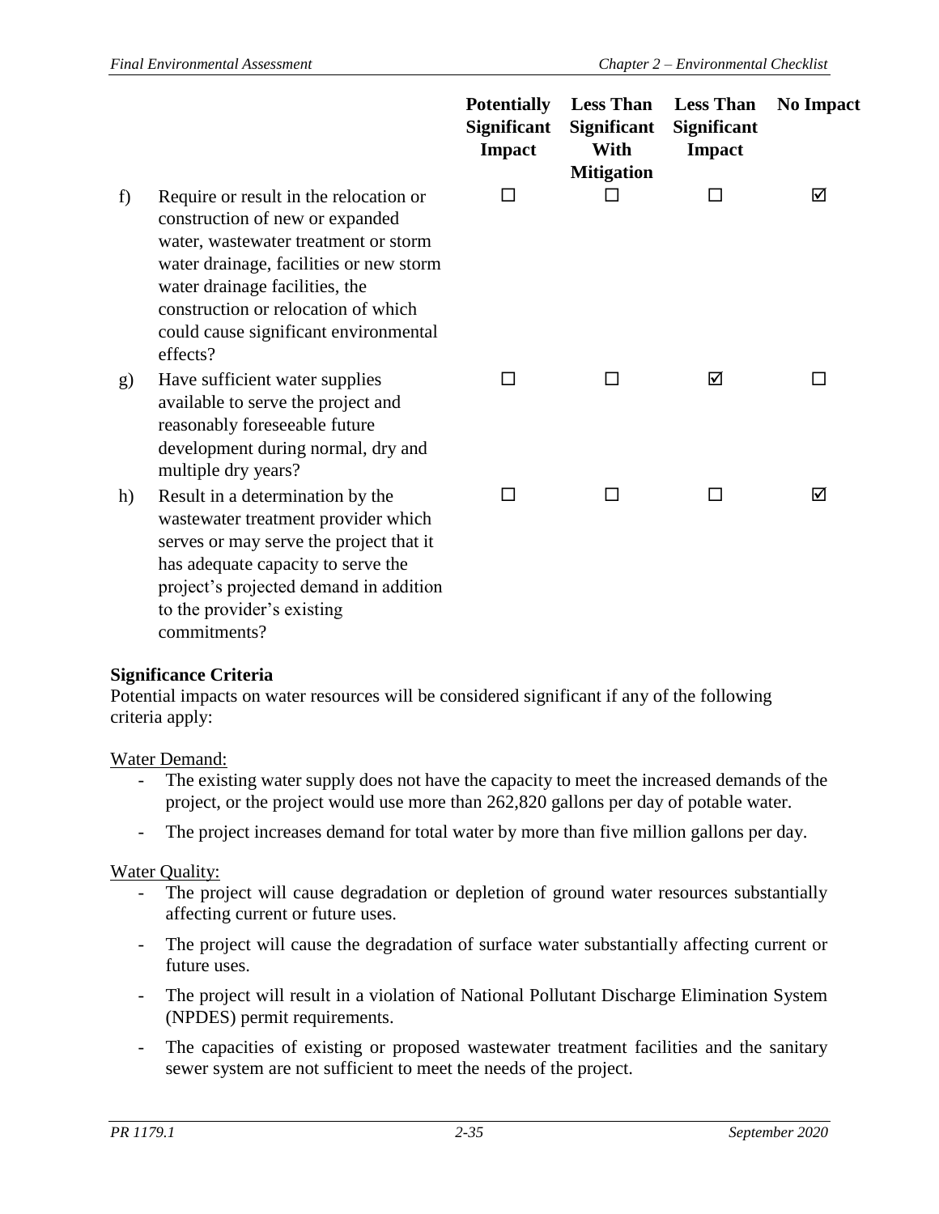| | | Potentially Significant Impact | Less Than Significant With Mitigation | Less Than Significant Impact | No Impact |
|---|---|---|---|---|---|
| f) | Require or result in the relocation or construction of new or expanded water, wastewater treatment or storm water drainage, facilities or new storm water drainage facilities, the construction or relocation of which could cause significant environmental effects? | ☐ | ☐ | ☐ | ☑ |
| g) | Have sufficient water supplies available to serve the project and reasonably foreseeable future development during normal, dry and multiple dry years? | ☐ | ☐ | ☑ | ☐ |
| h) | Result in a determination by the wastewater treatment provider which serves or may serve the project that it has adequate capacity to serve the project's projected demand in addition to the provider's existing commitments? | ☐ | ☐ | ☐ | ☑ |

**Significance Criteria**

Potential impacts on water resources will be considered significant if any of the following criteria apply:

Water Demand:

- The existing water supply does not have the capacity to meet the increased demands of the project, or the project would use more than 262,820 gallons per day of potable water.
- The project increases demand for total water by more than five million gallons per day.

Water Quality:

- The project will cause degradation or depletion of ground water resources substantially affecting current or future uses.
- The project will cause the degradation of surface water substantially affecting current or future uses.
- The project will result in a violation of National Pollutant Discharge Elimination System (NPDES) permit requirements.
- The capacities of existing or proposed wastewater treatment facilities and the sanitary sewer system are not sufficient to meet the needs of the project.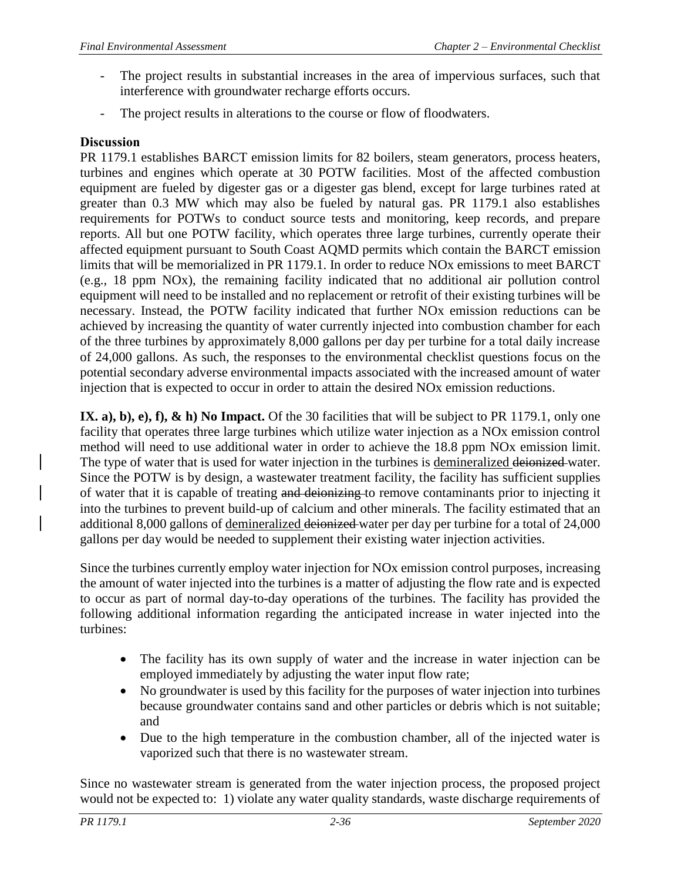- The project results in substantial increases in the area of impervious surfaces, such that interference with groundwater recharge efforts occurs.
- The project results in alterations to the course or flow of floodwaters.

**Discussion**

PR 1179.1 establishes BARCT emission limits for 82 boilers, steam generators, process heaters, turbines and engines which operate at 30 POTW facilities. Most of the affected combustion equipment are fueled by digester gas or a digester gas blend, except for large turbines rated at greater than 0.3 MW which may also be fueled by natural gas. PR 1179.1 also establishes requirements for POTWs to conduct source tests and monitoring, keep records, and prepare reports. All but one POTW facility, which operates three large turbines, currently operate their affected equipment pursuant to South Coast AQMD permits which contain the BARCT emission limits that will be memorialized in PR 1179.1. In order to reduce NOx emissions to meet BARCT (e.g., 18 ppm NOx), the remaining facility indicated that no additional air pollution control equipment will need to be installed and no replacement or retrofit of their existing turbines will be necessary. Instead, the POTW facility indicated that further NOx emission reductions can be achieved by increasing the quantity of water currently injected into combustion chamber for each of the three turbines by approximately 8,000 gallons per day per turbine for a total daily increase of 24,000 gallons. As such, the responses to the environmental checklist questions focus on the potential secondary adverse environmental impacts associated with the increased amount of water injection that is expected to occur in order to attain the desired NOx emission reductions.

**IX. a), b), e), f), & h) No Impact.** Of the 30 facilities that will be subject to PR 1179.1, only one facility that operates three large turbines which utilize water injection as a NOx emission control method will need to use additional water in order to achieve the 18.8 ppm NOx emission limit. The type of water that is used for water injection in the turbines is <u>demineralized</u> ~~deionized~~ water. Since the POTW is by design, a wastewater treatment facility, the facility has sufficient supplies of water that it is capable of treating ~~and deionizing~~ to remove contaminants prior to injecting it into the turbines to prevent build-up of calcium and other minerals. The facility estimated that an additional 8,000 gallons of <u>demineralized</u> ~~deionized~~ water per day per turbine for a total of 24,000 gallons per day would be needed to supplement their existing water injection activities.

Since the turbines currently employ water injection for NOx emission control purposes, increasing the amount of water injected into the turbines is a matter of adjusting the flow rate and is expected to occur as part of normal day-to-day operations of the turbines. The facility has provided the following additional information regarding the anticipated increase in water injected into the turbines:

- The facility has its own supply of water and the increase in water injection can be employed immediately by adjusting the water input flow rate;
- No groundwater is used by this facility for the purposes of water injection into turbines because groundwater contains sand and other particles or debris which is not suitable; and
- Due to the high temperature in the combustion chamber, all of the injected water is vaporized such that there is no wastewater stream.

Since no wastewater stream is generated from the water injection process, the proposed project would not be expected to: 1) violate any water quality standards, waste discharge requirements of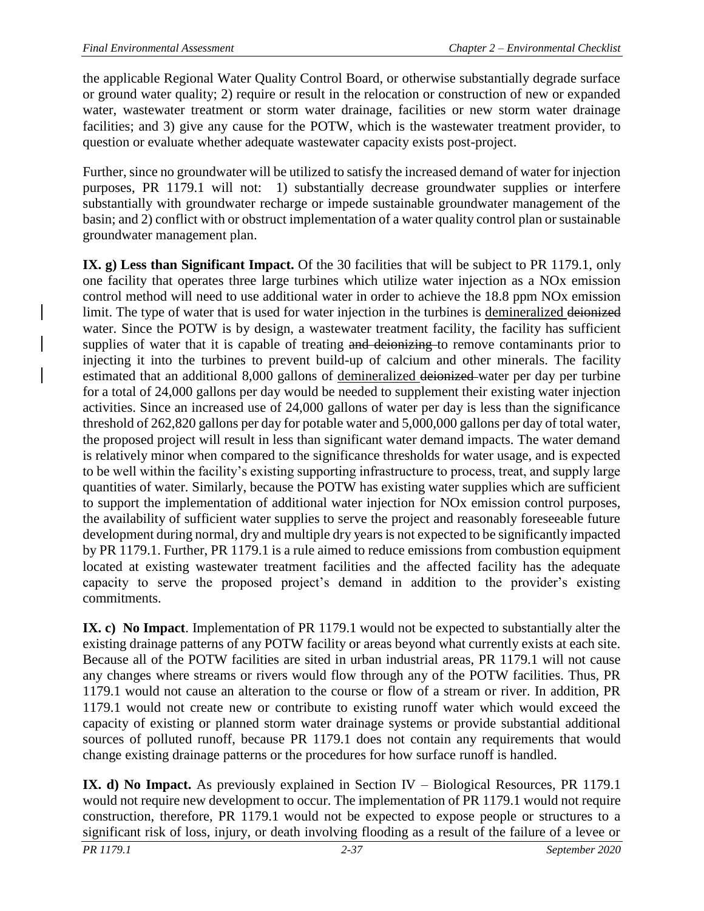the applicable Regional Water Quality Control Board, or otherwise substantially degrade surface or ground water quality; 2) require or result in the relocation or construction of new or expanded water, wastewater treatment or storm water drainage, facilities or new storm water drainage facilities; and 3) give any cause for the POTW, which is the wastewater treatment provider, to question or evaluate whether adequate wastewater capacity exists post-project.

Further, since no groundwater will be utilized to satisfy the increased demand of water for injection purposes, PR 1179.1 will not: 1) substantially decrease groundwater supplies or interfere substantially with groundwater recharge or impede sustainable groundwater management of the basin; and 2) conflict with or obstruct implementation of a water quality control plan or sustainable groundwater management plan.

**IX. g) Less than Significant Impact.** Of the 30 facilities that will be subject to PR 1179.1, only one facility that operates three large turbines which utilize water injection as a NOx emission control method will need to use additional water in order to achieve the 18.8 ppm NOx emission limit. The type of water that is used for water injection in the turbines is <u>demineralized</u> ~~deionized~~ water. Since the POTW is by design, a wastewater treatment facility, the facility has sufficient supplies of water that it is capable of treating ~~and deionizing~~ to remove contaminants prior to injecting it into the turbines to prevent build-up of calcium and other minerals. The facility estimated that an additional 8,000 gallons of <u>demineralized</u> ~~deionized~~ water per day per turbine for a total of 24,000 gallons per day would be needed to supplement their existing water injection activities. Since an increased use of 24,000 gallons of water per day is less than the significance threshold of 262,820 gallons per day for potable water and 5,000,000 gallons per day of total water, the proposed project will result in less than significant water demand impacts. The water demand is relatively minor when compared to the significance thresholds for water usage, and is expected to be well within the facility's existing supporting infrastructure to process, treat, and supply large quantities of water. Similarly, because the POTW has existing water supplies which are sufficient to support the implementation of additional water injection for NOx emission control purposes, the availability of sufficient water supplies to serve the project and reasonably foreseeable future development during normal, dry and multiple dry years is not expected to be significantly impacted by PR 1179.1. Further, PR 1179.1 is a rule aimed to reduce emissions from combustion equipment located at existing wastewater treatment facilities and the affected facility has the adequate capacity to serve the proposed project's demand in addition to the provider's existing commitments.

**IX. c) No Impact**. Implementation of PR 1179.1 would not be expected to substantially alter the existing drainage patterns of any POTW facility or areas beyond what currently exists at each site. Because all of the POTW facilities are sited in urban industrial areas, PR 1179.1 will not cause any changes where streams or rivers would flow through any of the POTW facilities. Thus, PR 1179.1 would not cause an alteration to the course or flow of a stream or river. In addition, PR 1179.1 would not create new or contribute to existing runoff water which would exceed the capacity of existing or planned storm water drainage systems or provide substantial additional sources of polluted runoff, because PR 1179.1 does not contain any requirements that would change existing drainage patterns or the procedures for how surface runoff is handled.

**IX. d) No Impact.** As previously explained in Section IV – Biological Resources, PR 1179.1 would not require new development to occur. The implementation of PR 1179.1 would not require construction, therefore, PR 1179.1 would not be expected to expose people or structures to a significant risk of loss, injury, or death involving flooding as a result of the failure of a levee or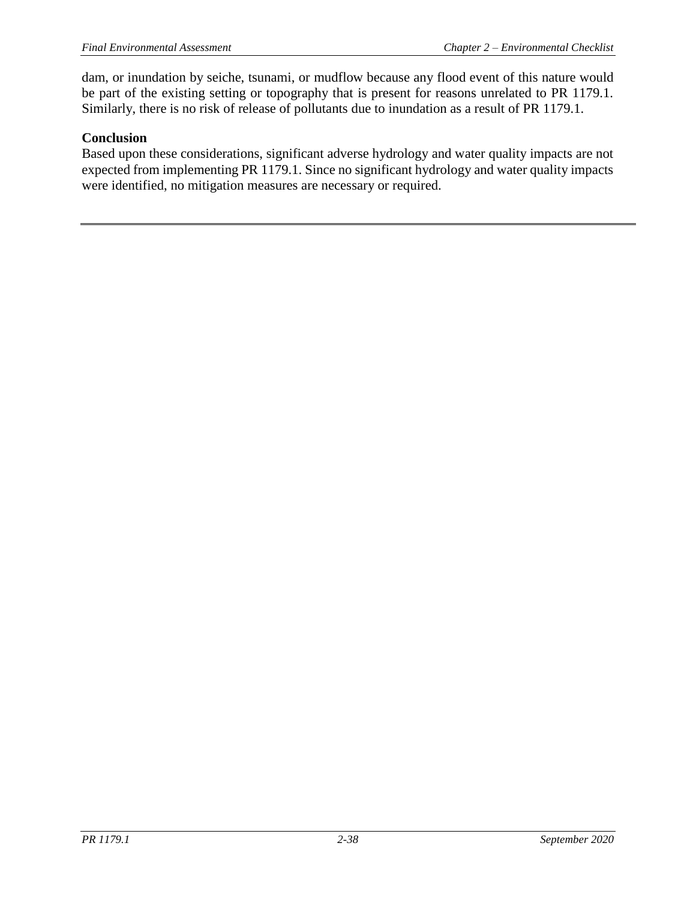dam, or inundation by seiche, tsunami, or mudflow because any flood event of this nature would be part of the existing setting or topography that is present for reasons unrelated to PR 1179.1. Similarly, there is no risk of release of pollutants due to inundation as a result of PR 1179.1.

**Conclusion**

Based upon these considerations, significant adverse hydrology and water quality impacts are not expected from implementing PR 1179.1. Since no significant hydrology and water quality impacts were identified, no mitigation measures are necessary or required.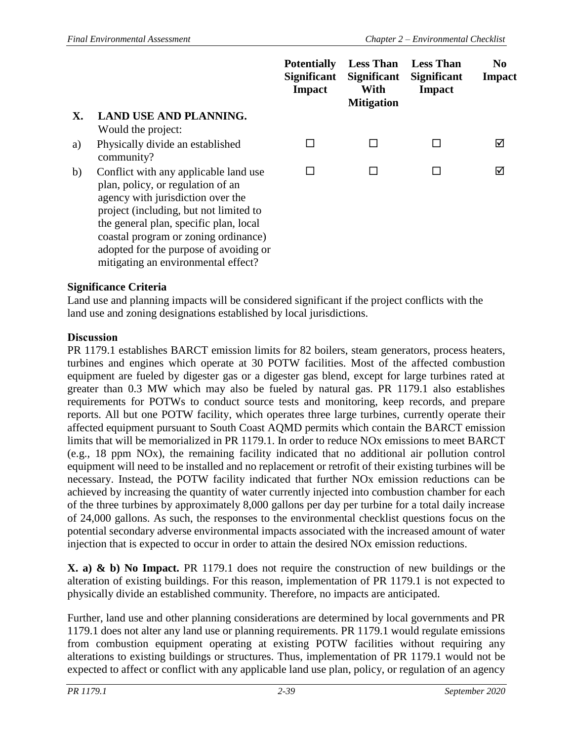| | | Potentially Significant Impact | Less Than Significant With Mitigation | Less Than Significant Impact | No Impact |
|---|---|---|---|---|---|
| **X.** | **LAND USE AND PLANNING.** Would the project: | | | | |
| a) | Physically divide an established community? | ☐ | ☐ | ☐ | ☑ |
| b) | Conflict with any applicable land use plan, policy, or regulation of an agency with jurisdiction over the project (including, but not limited to the general plan, specific plan, local coastal program or zoning ordinance) adopted for the purpose of avoiding or mitigating an environmental effect? | ☐ | ☐ | ☐ | ☑ |

**Significance Criteria**

Land use and planning impacts will be considered significant if the project conflicts with the land use and zoning designations established by local jurisdictions.

**Discussion**

PR 1179.1 establishes BARCT emission limits for 82 boilers, steam generators, process heaters, turbines and engines which operate at 30 POTW facilities. Most of the affected combustion equipment are fueled by digester gas or a digester gas blend, except for large turbines rated at greater than 0.3 MW which may also be fueled by natural gas. PR 1179.1 also establishes requirements for POTWs to conduct source tests and monitoring, keep records, and prepare reports. All but one POTW facility, which operates three large turbines, currently operate their affected equipment pursuant to South Coast AQMD permits which contain the BARCT emission limits that will be memorialized in PR 1179.1. In order to reduce NOx emissions to meet BARCT (e.g., 18 ppm NOx), the remaining facility indicated that no additional air pollution control equipment will need to be installed and no replacement or retrofit of their existing turbines will be necessary. Instead, the POTW facility indicated that further NOx emission reductions can be achieved by increasing the quantity of water currently injected into combustion chamber for each of the three turbines by approximately 8,000 gallons per day per turbine for a total daily increase of 24,000 gallons. As such, the responses to the environmental checklist questions focus on the potential secondary adverse environmental impacts associated with the increased amount of water injection that is expected to occur in order to attain the desired NOx emission reductions.

**X. a) & b) No Impact.** PR 1179.1 does not require the construction of new buildings or the alteration of existing buildings. For this reason, implementation of PR 1179.1 is not expected to physically divide an established community. Therefore, no impacts are anticipated.

Further, land use and other planning considerations are determined by local governments and PR 1179.1 does not alter any land use or planning requirements. PR 1179.1 would regulate emissions from combustion equipment operating at existing POTW facilities without requiring any alterations to existing buildings or structures. Thus, implementation of PR 1179.1 would not be expected to affect or conflict with any applicable land use plan, policy, or regulation of an agency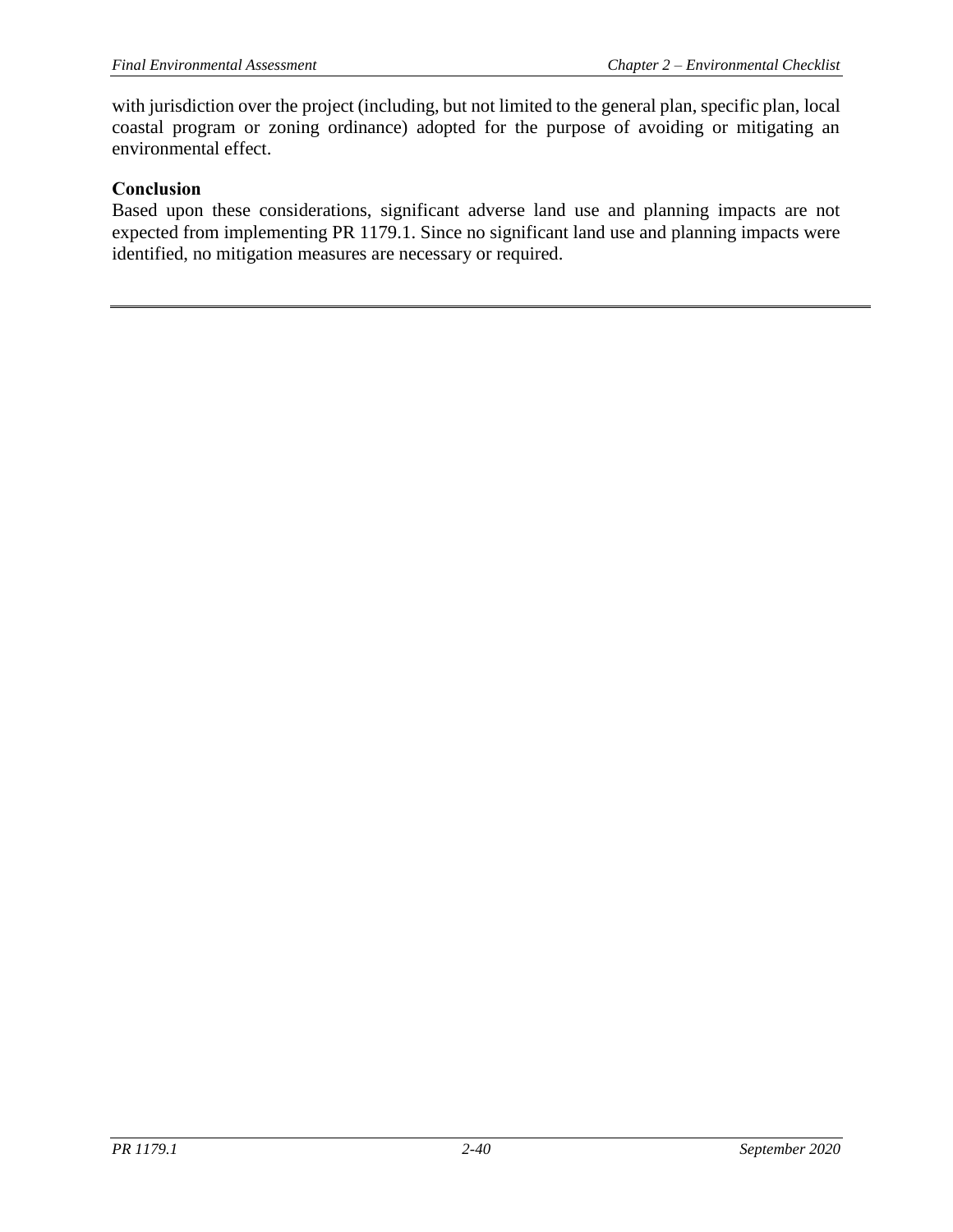with jurisdiction over the project (including, but not limited to the general plan, specific plan, local coastal program or zoning ordinance) adopted for the purpose of avoiding or mitigating an environmental effect.

**Conclusion**

Based upon these considerations, significant adverse land use and planning impacts are not expected from implementing PR 1179.1. Since no significant land use and planning impacts were identified, no mitigation measures are necessary or required.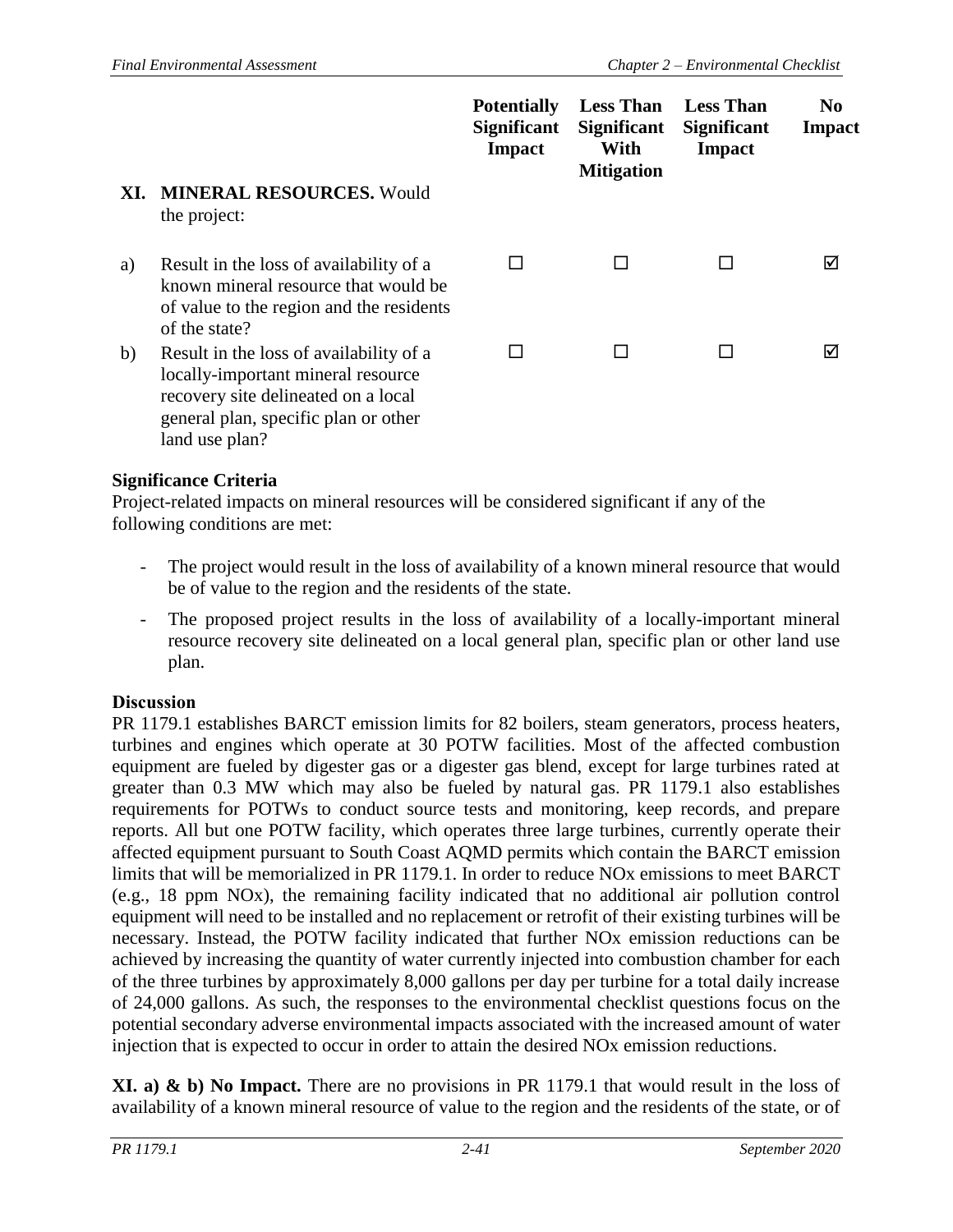| | | Potentially Significant Impact | Less Than Significant With Mitigation | Less Than Significant Impact | No Impact |
|---|---|---|---|---|---|
| **XI.** | **MINERAL RESOURCES.** Would the project: | | | | |
| a) | Result in the loss of availability of a known mineral resource that would be of value to the region and the residents of the state? | ☐ | ☐ | ☐ | ☑ |
| b) | Result in the loss of availability of a locally-important mineral resource recovery site delineated on a local general plan, specific plan or other land use plan? | ☐ | ☐ | ☐ | ☑ |

**Significance Criteria**

Project-related impacts on mineral resources will be considered significant if any of the following conditions are met:

- The project would result in the loss of availability of a known mineral resource that would be of value to the region and the residents of the state.
- The proposed project results in the loss of availability of a locally-important mineral resource recovery site delineated on a local general plan, specific plan or other land use plan.

**Discussion**

PR 1179.1 establishes BARCT emission limits for 82 boilers, steam generators, process heaters, turbines and engines which operate at 30 POTW facilities. Most of the affected combustion equipment are fueled by digester gas or a digester gas blend, except for large turbines rated at greater than 0.3 MW which may also be fueled by natural gas. PR 1179.1 also establishes requirements for POTWs to conduct source tests and monitoring, keep records, and prepare reports. All but one POTW facility, which operates three large turbines, currently operate their affected equipment pursuant to South Coast AQMD permits which contain the BARCT emission limits that will be memorialized in PR 1179.1. In order to reduce NOx emissions to meet BARCT (e.g., 18 ppm NOx), the remaining facility indicated that no additional air pollution control equipment will need to be installed and no replacement or retrofit of their existing turbines will be necessary. Instead, the POTW facility indicated that further NOx emission reductions can be achieved by increasing the quantity of water currently injected into combustion chamber for each of the three turbines by approximately 8,000 gallons per day per turbine for a total daily increase of 24,000 gallons. As such, the responses to the environmental checklist questions focus on the potential secondary adverse environmental impacts associated with the increased amount of water injection that is expected to occur in order to attain the desired NOx emission reductions.

**XI. a) & b) No Impact.** There are no provisions in PR 1179.1 that would result in the loss of availability of a known mineral resource of value to the region and the residents of the state, or of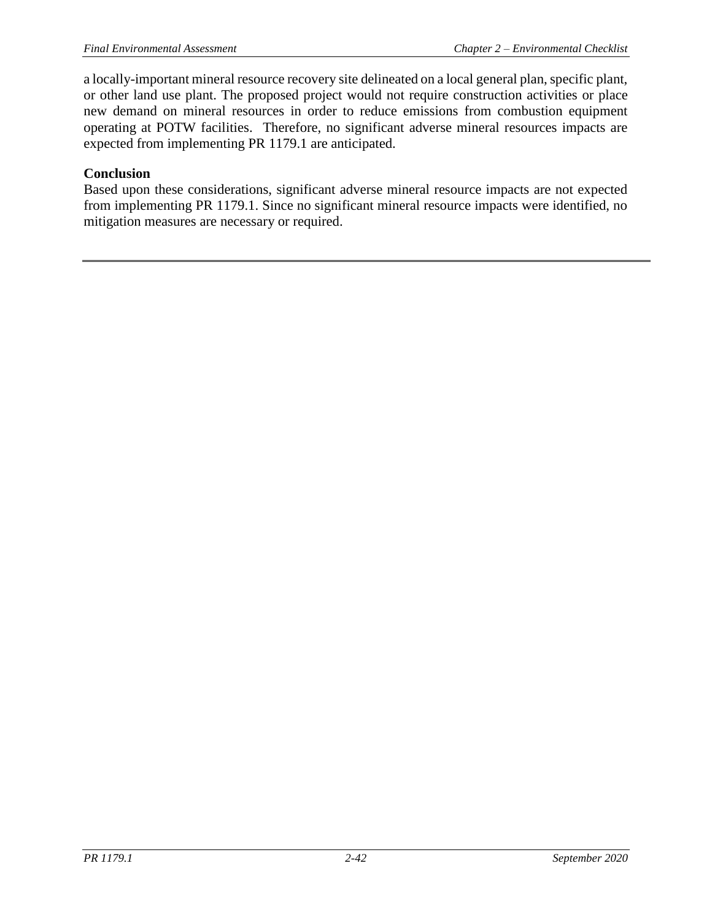a locally-important mineral resource recovery site delineated on a local general plan, specific plant, or other land use plant. The proposed project would not require construction activities or place new demand on mineral resources in order to reduce emissions from combustion equipment operating at POTW facilities. Therefore, no significant adverse mineral resources impacts are expected from implementing PR 1179.1 are anticipated.

**Conclusion**

Based upon these considerations, significant adverse mineral resource impacts are not expected from implementing PR 1179.1. Since no significant mineral resource impacts were identified, no mitigation measures are necessary or required.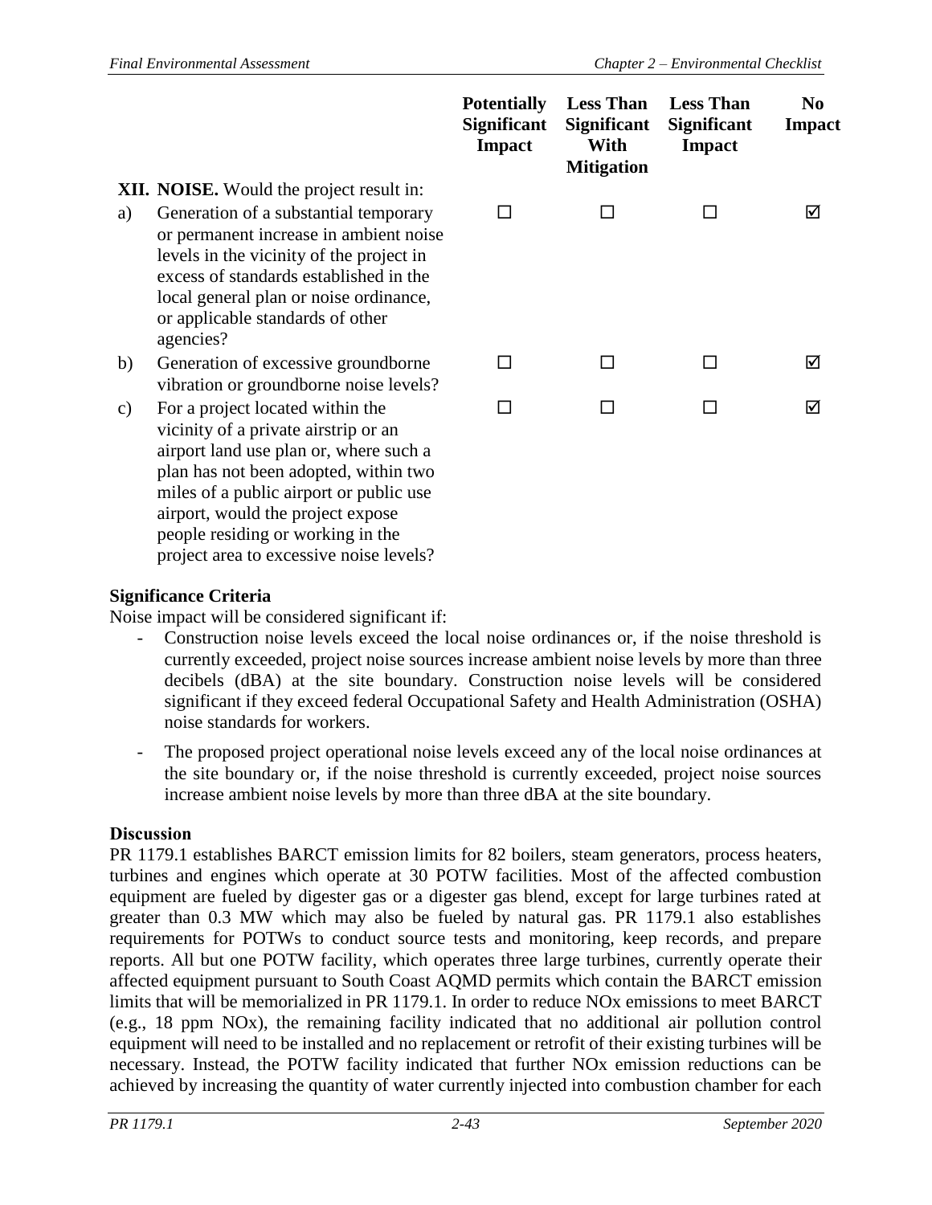| | Potentially Significant Impact | Less Than Significant With Mitigation | Less Than Significant Impact | No Impact |
|---|---|---|---|---|
| **XII. NOISE.** Would the project result in: | | | | |
| a) Generation of a substantial temporary or permanent increase in ambient noise levels in the vicinity of the project in excess of standards established in the local general plan or noise ordinance, or applicable standards of other agencies? | ☐ | ☐ | ☐ | ☑ |
| b) Generation of excessive groundborne vibration or groundborne noise levels? | ☐ | ☐ | ☐ | ☑ |
| c) For a project located within the vicinity of a private airstrip or an airport land use plan or, where such a plan has not been adopted, within two miles of a public airport or public use airport, would the project expose people residing or working in the project area to excessive noise levels? | ☐ | ☐ | ☐ | ☑ |

**Significance Criteria**

Noise impact will be considered significant if:

- Construction noise levels exceed the local noise ordinances or, if the noise threshold is currently exceeded, project noise sources increase ambient noise levels by more than three decibels (dBA) at the site boundary. Construction noise levels will be considered significant if they exceed federal Occupational Safety and Health Administration (OSHA) noise standards for workers.
- The proposed project operational noise levels exceed any of the local noise ordinances at the site boundary or, if the noise threshold is currently exceeded, project noise sources increase ambient noise levels by more than three dBA at the site boundary.

**Discussion**

PR 1179.1 establishes BARCT emission limits for 82 boilers, steam generators, process heaters, turbines and engines which operate at 30 POTW facilities. Most of the affected combustion equipment are fueled by digester gas or a digester gas blend, except for large turbines rated at greater than 0.3 MW which may also be fueled by natural gas. PR 1179.1 also establishes requirements for POTWs to conduct source tests and monitoring, keep records, and prepare reports. All but one POTW facility, which operates three large turbines, currently operate their affected equipment pursuant to South Coast AQMD permits which contain the BARCT emission limits that will be memorialized in PR 1179.1. In order to reduce NOx emissions to meet BARCT (e.g., 18 ppm NOx), the remaining facility indicated that no additional air pollution control equipment will need to be installed and no replacement or retrofit of their existing turbines will be necessary. Instead, the POTW facility indicated that further NOx emission reductions can be achieved by increasing the quantity of water currently injected into combustion chamber for each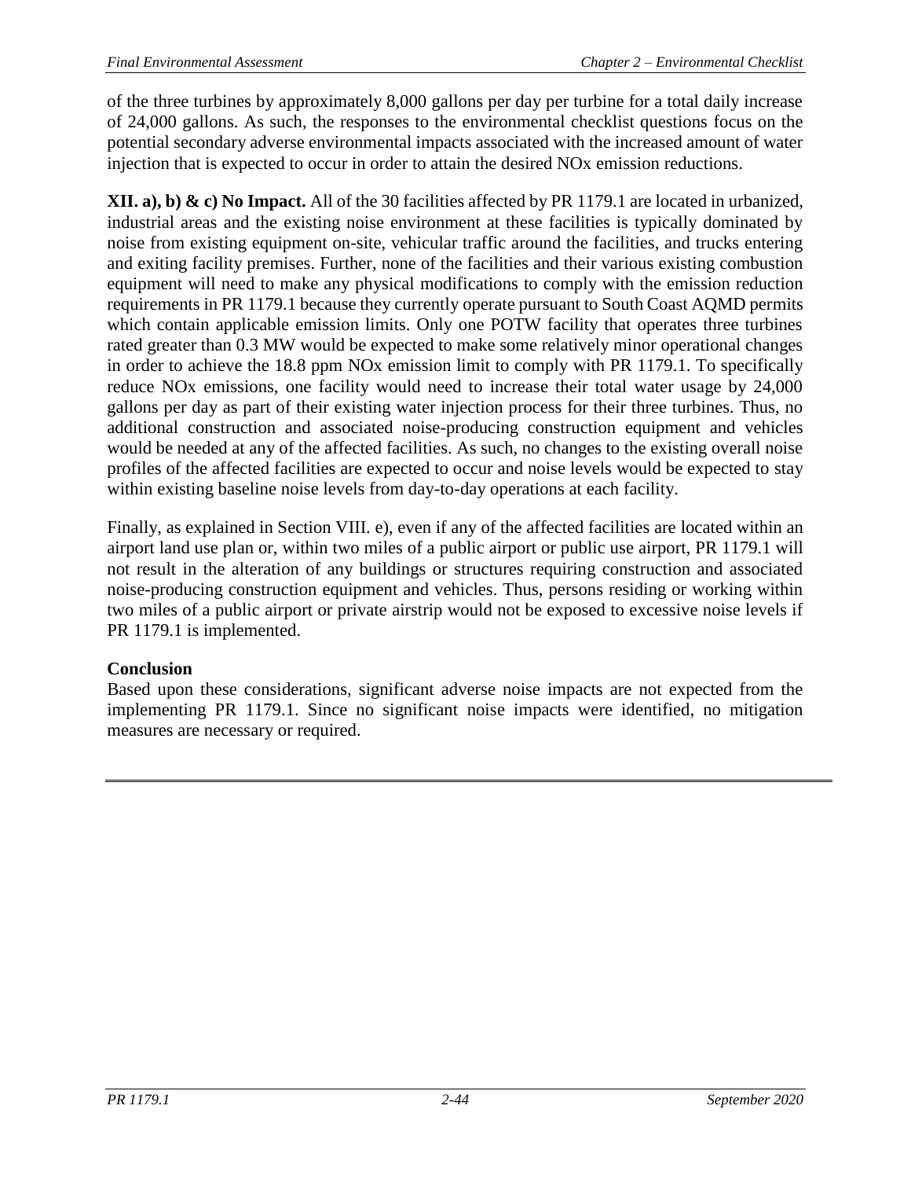of the three turbines by approximately 8,000 gallons per day per turbine for a total daily increase of 24,000 gallons. As such, the responses to the environmental checklist questions focus on the potential secondary adverse environmental impacts associated with the increased amount of water injection that is expected to occur in order to attain the desired NOx emission reductions.

**XII. a), b) & c) No Impact.** All of the 30 facilities affected by PR 1179.1 are located in urbanized, industrial areas and the existing noise environment at these facilities is typically dominated by noise from existing equipment on-site, vehicular traffic around the facilities, and trucks entering and exiting facility premises. Further, none of the facilities and their various existing combustion equipment will need to make any physical modifications to comply with the emission reduction requirements in PR 1179.1 because they currently operate pursuant to South Coast AQMD permits which contain applicable emission limits. Only one POTW facility that operates three turbines rated greater than 0.3 MW would be expected to make some relatively minor operational changes in order to achieve the 18.8 ppm NOx emission limit to comply with PR 1179.1. To specifically reduce NOx emissions, one facility would need to increase their total water usage by 24,000 gallons per day as part of their existing water injection process for their three turbines. Thus, no additional construction and associated noise-producing construction equipment and vehicles would be needed at any of the affected facilities. As such, no changes to the existing overall noise profiles of the affected facilities are expected to occur and noise levels would be expected to stay within existing baseline noise levels from day-to-day operations at each facility.

Finally, as explained in Section VIII. e), even if any of the affected facilities are located within an airport land use plan or, within two miles of a public airport or public use airport, PR 1179.1 will not result in the alteration of any buildings or structures requiring construction and associated noise-producing construction equipment and vehicles. Thus, persons residing or working within two miles of a public airport or private airstrip would not be exposed to excessive noise levels if PR 1179.1 is implemented.

**Conclusion**

Based upon these considerations, significant adverse noise impacts are not expected from the implementing PR 1179.1. Since no significant noise impacts were identified, no mitigation measures are necessary or required.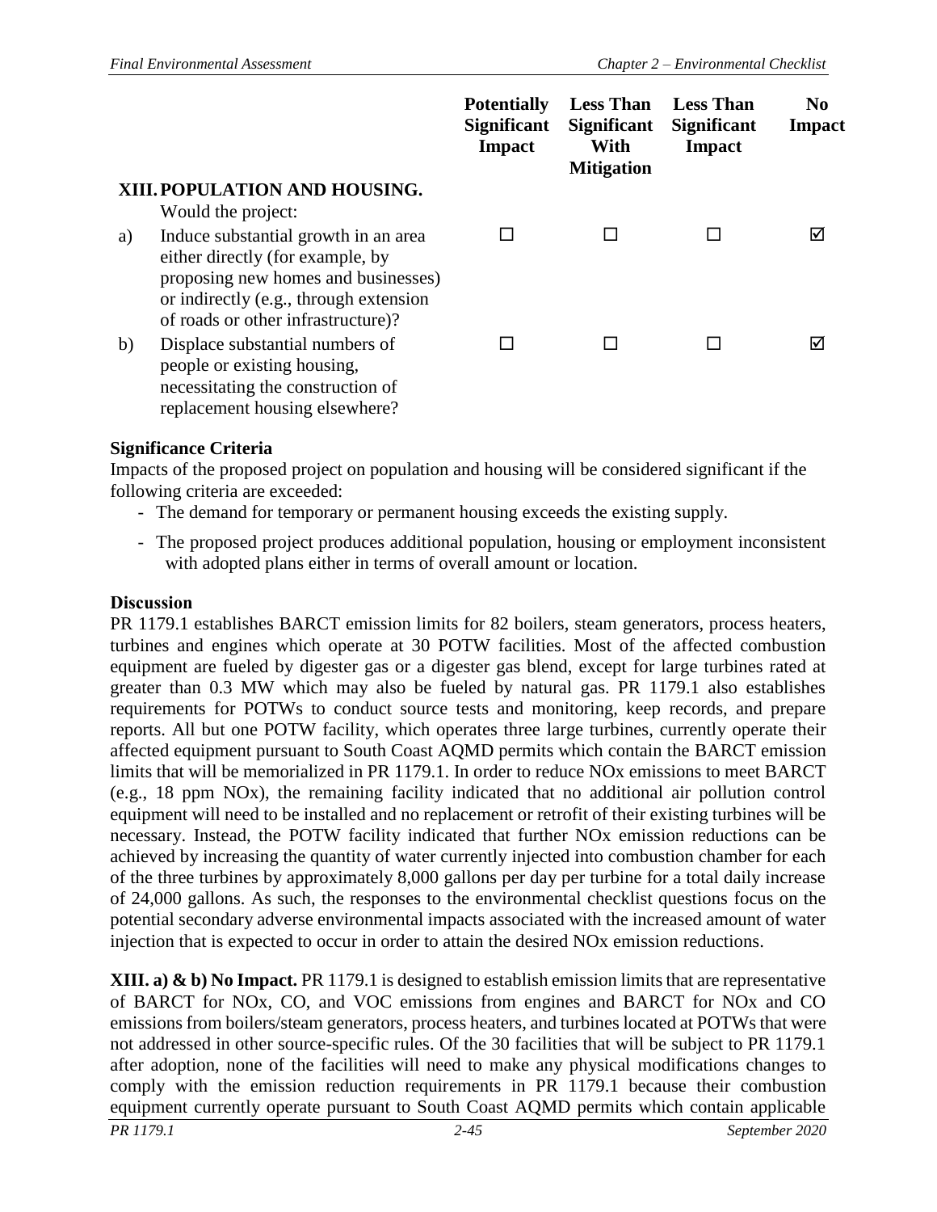| | | Potentially Significant Impact | Less Than Significant With Mitigation | Less Than Significant Impact | No Impact |
|---|---|---|---|---|---|
| **XIII.** | **POPULATION AND HOUSING.** Would the project: | | | | |
| a) | Induce substantial growth in an area either directly (for example, by proposing new homes and businesses) or indirectly (e.g., through extension of roads or other infrastructure)? | ☐ | ☐ | ☐ | ☑ |
| b) | Displace substantial numbers of people or existing housing, necessitating the construction of replacement housing elsewhere? | ☐ | ☐ | ☐ | ☑ |

**Significance Criteria**

Impacts of the proposed project on population and housing will be considered significant if the following criteria are exceeded:

- The demand for temporary or permanent housing exceeds the existing supply.
- The proposed project produces additional population, housing or employment inconsistent with adopted plans either in terms of overall amount or location.

**Discussion**

PR 1179.1 establishes BARCT emission limits for 82 boilers, steam generators, process heaters, turbines and engines which operate at 30 POTW facilities. Most of the affected combustion equipment are fueled by digester gas or a digester gas blend, except for large turbines rated at greater than 0.3 MW which may also be fueled by natural gas. PR 1179.1 also establishes requirements for POTWs to conduct source tests and monitoring, keep records, and prepare reports. All but one POTW facility, which operates three large turbines, currently operate their affected equipment pursuant to South Coast AQMD permits which contain the BARCT emission limits that will be memorialized in PR 1179.1. In order to reduce NOx emissions to meet BARCT (e.g., 18 ppm NOx), the remaining facility indicated that no additional air pollution control equipment will need to be installed and no replacement or retrofit of their existing turbines will be necessary. Instead, the POTW facility indicated that further NOx emission reductions can be achieved by increasing the quantity of water currently injected into combustion chamber for each of the three turbines by approximately 8,000 gallons per day per turbine for a total daily increase of 24,000 gallons. As such, the responses to the environmental checklist questions focus on the potential secondary adverse environmental impacts associated with the increased amount of water injection that is expected to occur in order to attain the desired NOx emission reductions.

**XIII. a) & b) No Impact.** PR 1179.1 is designed to establish emission limits that are representative of BARCT for NOx, CO, and VOC emissions from engines and BARCT for NOx and CO emissions from boilers/steam generators, process heaters, and turbines located at POTWs that were not addressed in other source-specific rules. Of the 30 facilities that will be subject to PR 1179.1 after adoption, none of the facilities will need to make any physical modifications changes to comply with the emission reduction requirements in PR 1179.1 because their combustion equipment currently operate pursuant to South Coast AQMD permits which contain applicable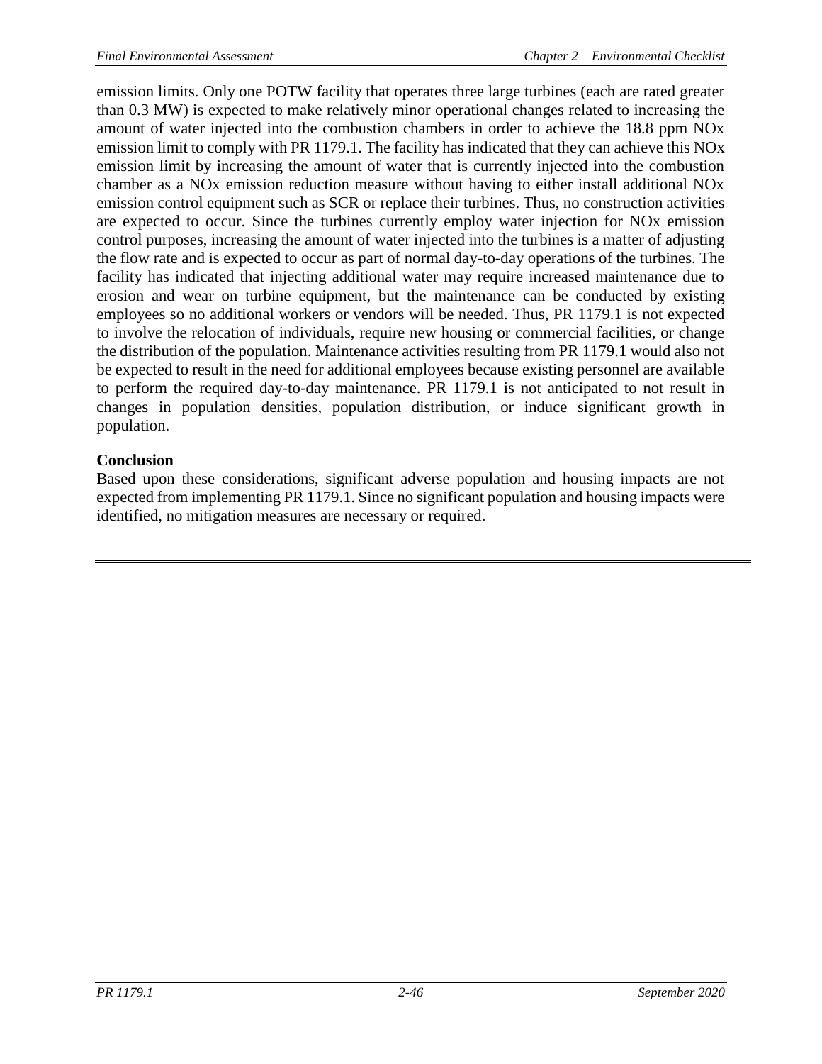emission limits. Only one POTW facility that operates three large turbines (each are rated greater than 0.3 MW) is expected to make relatively minor operational changes related to increasing the amount of water injected into the combustion chambers in order to achieve the 18.8 ppm NOx emission limit to comply with PR 1179.1. The facility has indicated that they can achieve this NOx emission limit by increasing the amount of water that is currently injected into the combustion chamber as a NOx emission reduction measure without having to either install additional NOx emission control equipment such as SCR or replace their turbines. Thus, no construction activities are expected to occur. Since the turbines currently employ water injection for NOx emission control purposes, increasing the amount of water injected into the turbines is a matter of adjusting the flow rate and is expected to occur as part of normal day-to-day operations of the turbines. The facility has indicated that injecting additional water may require increased maintenance due to erosion and wear on turbine equipment, but the maintenance can be conducted by existing employees so no additional workers or vendors will be needed. Thus, PR 1179.1 is not expected to involve the relocation of individuals, require new housing or commercial facilities, or change the distribution of the population. Maintenance activities resulting from PR 1179.1 would also not be expected to result in the need for additional employees because existing personnel are available to perform the required day-to-day maintenance. PR 1179.1 is not anticipated to not result in changes in population densities, population distribution, or induce significant growth in population.

**Conclusion**

Based upon these considerations, significant adverse population and housing impacts are not expected from implementing PR 1179.1. Since no significant population and housing impacts were identified, no mitigation measures are necessary or required.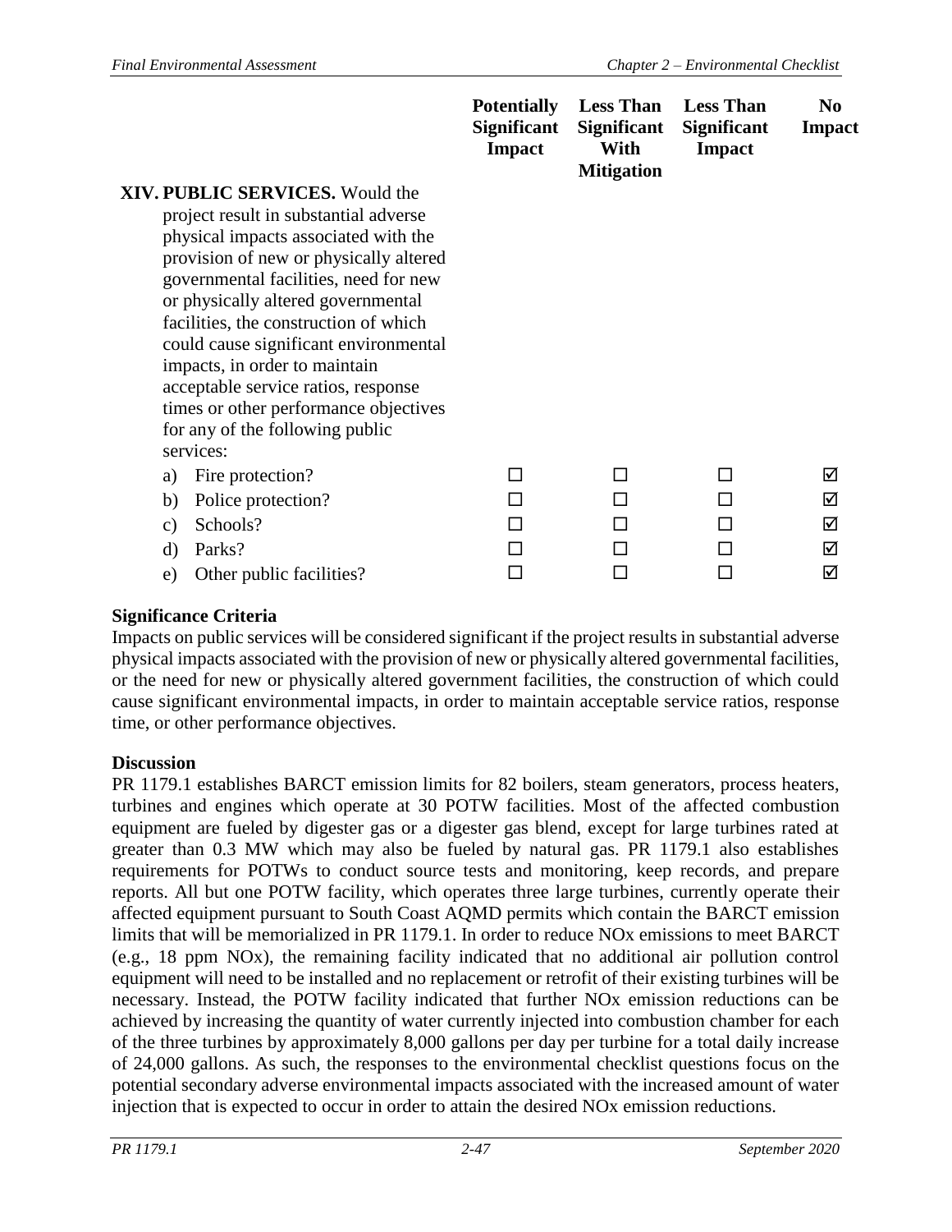| | Potentially Significant Impact | Less Than Significant With Mitigation | Less Than Significant Impact | No Impact |
|---|---|---|---|---|
| **XIV. PUBLIC SERVICES.** Would the project result in substantial adverse physical impacts associated with the provision of new or physically altered governmental facilities, need for new or physically altered governmental facilities, the construction of which could cause significant environmental impacts, in order to maintain acceptable service ratios, response times or other performance objectives for any of the following public services: | | | | |
| a) Fire protection? | ☐ | ☐ | ☐ | ☑ |
| b) Police protection? | ☐ | ☐ | ☐ | ☑ |
| c) Schools? | ☐ | ☐ | ☐ | ☑ |
| d) Parks? | ☐ | ☐ | ☐ | ☑ |
| e) Other public facilities? | ☐ | ☐ | ☐ | ☑ |

**Significance Criteria**

Impacts on public services will be considered significant if the project results in substantial adverse physical impacts associated with the provision of new or physically altered governmental facilities, or the need for new or physically altered government facilities, the construction of which could cause significant environmental impacts, in order to maintain acceptable service ratios, response time, or other performance objectives.

**Discussion**

PR 1179.1 establishes BARCT emission limits for 82 boilers, steam generators, process heaters, turbines and engines which operate at 30 POTW facilities. Most of the affected combustion equipment are fueled by digester gas or a digester gas blend, except for large turbines rated at greater than 0.3 MW which may also be fueled by natural gas. PR 1179.1 also establishes requirements for POTWs to conduct source tests and monitoring, keep records, and prepare reports. All but one POTW facility, which operates three large turbines, currently operate their affected equipment pursuant to South Coast AQMD permits which contain the BARCT emission limits that will be memorialized in PR 1179.1. In order to reduce NOx emissions to meet BARCT (e.g., 18 ppm NOx), the remaining facility indicated that no additional air pollution control equipment will need to be installed and no replacement or retrofit of their existing turbines will be necessary. Instead, the POTW facility indicated that further NOx emission reductions can be achieved by increasing the quantity of water currently injected into combustion chamber for each of the three turbines by approximately 8,000 gallons per day per turbine for a total daily increase of 24,000 gallons. As such, the responses to the environmental checklist questions focus on the potential secondary adverse environmental impacts associated with the increased amount of water injection that is expected to occur in order to attain the desired NOx emission reductions.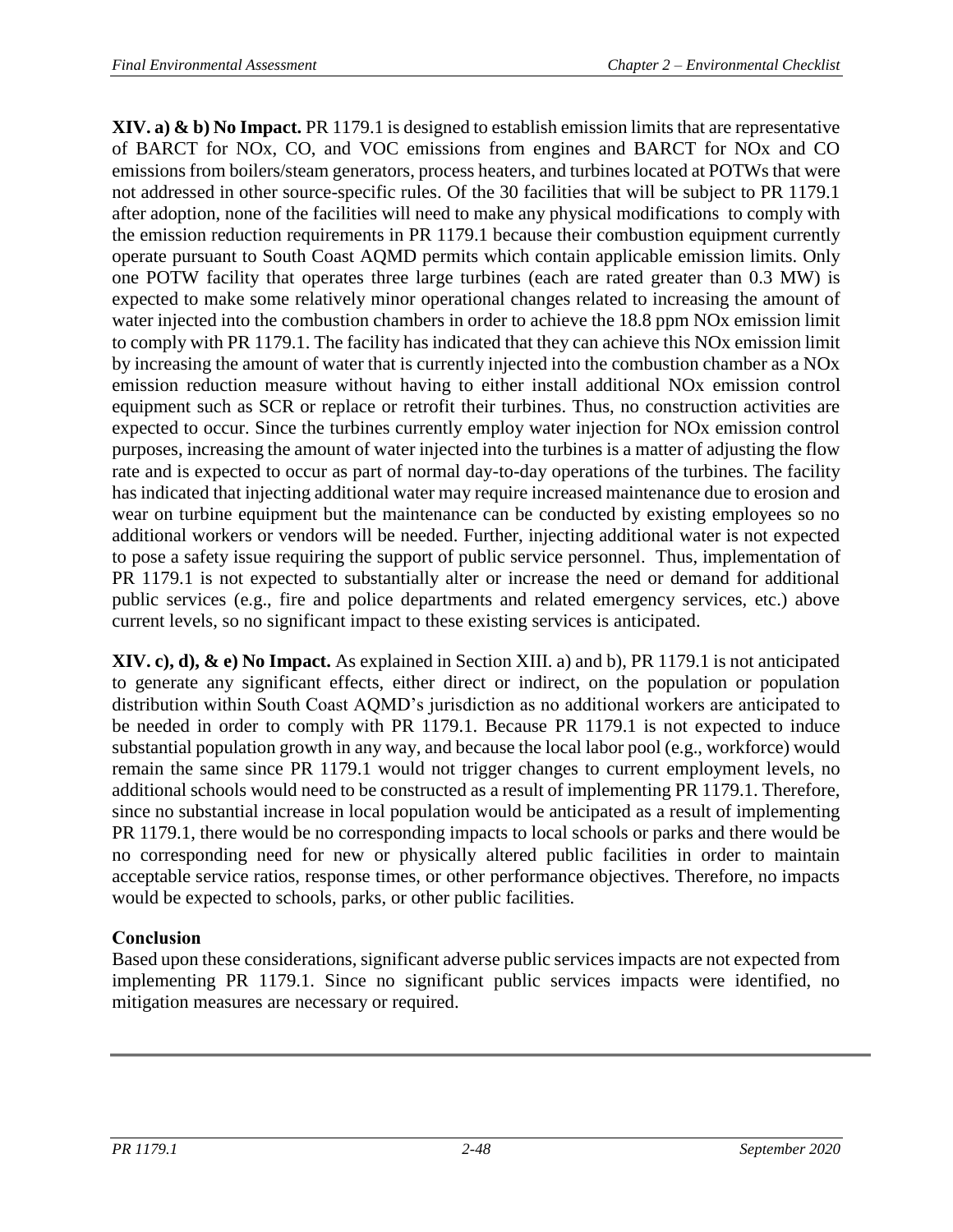**XIV. a) & b) No Impact.** PR 1179.1 is designed to establish emission limits that are representative of BARCT for NOx, CO, and VOC emissions from engines and BARCT for NOx and CO emissions from boilers/steam generators, process heaters, and turbines located at POTWs that were not addressed in other source-specific rules. Of the 30 facilities that will be subject to PR 1179.1 after adoption, none of the facilities will need to make any physical modifications to comply with the emission reduction requirements in PR 1179.1 because their combustion equipment currently operate pursuant to South Coast AQMD permits which contain applicable emission limits. Only one POTW facility that operates three large turbines (each are rated greater than 0.3 MW) is expected to make some relatively minor operational changes related to increasing the amount of water injected into the combustion chambers in order to achieve the 18.8 ppm NOx emission limit to comply with PR 1179.1. The facility has indicated that they can achieve this NOx emission limit by increasing the amount of water that is currently injected into the combustion chamber as a NOx emission reduction measure without having to either install additional NOx emission control equipment such as SCR or replace or retrofit their turbines. Thus, no construction activities are expected to occur. Since the turbines currently employ water injection for NOx emission control purposes, increasing the amount of water injected into the turbines is a matter of adjusting the flow rate and is expected to occur as part of normal day-to-day operations of the turbines. The facility has indicated that injecting additional water may require increased maintenance due to erosion and wear on turbine equipment but the maintenance can be conducted by existing employees so no additional workers or vendors will be needed. Further, injecting additional water is not expected to pose a safety issue requiring the support of public service personnel. Thus, implementation of PR 1179.1 is not expected to substantially alter or increase the need or demand for additional public services (e.g., fire and police departments and related emergency services, etc.) above current levels, so no significant impact to these existing services is anticipated.

**XIV. c), d), & e) No Impact.** As explained in Section XIII. a) and b), PR 1179.1 is not anticipated to generate any significant effects, either direct or indirect, on the population or population distribution within South Coast AQMD's jurisdiction as no additional workers are anticipated to be needed in order to comply with PR 1179.1. Because PR 1179.1 is not expected to induce substantial population growth in any way, and because the local labor pool (e.g., workforce) would remain the same since PR 1179.1 would not trigger changes to current employment levels, no additional schools would need to be constructed as a result of implementing PR 1179.1. Therefore, since no substantial increase in local population would be anticipated as a result of implementing PR 1179.1, there would be no corresponding impacts to local schools or parks and there would be no corresponding need for new or physically altered public facilities in order to maintain acceptable service ratios, response times, or other performance objectives. Therefore, no impacts would be expected to schools, parks, or other public facilities.

**Conclusion**

Based upon these considerations, significant adverse public services impacts are not expected from implementing PR 1179.1. Since no significant public services impacts were identified, no mitigation measures are necessary or required.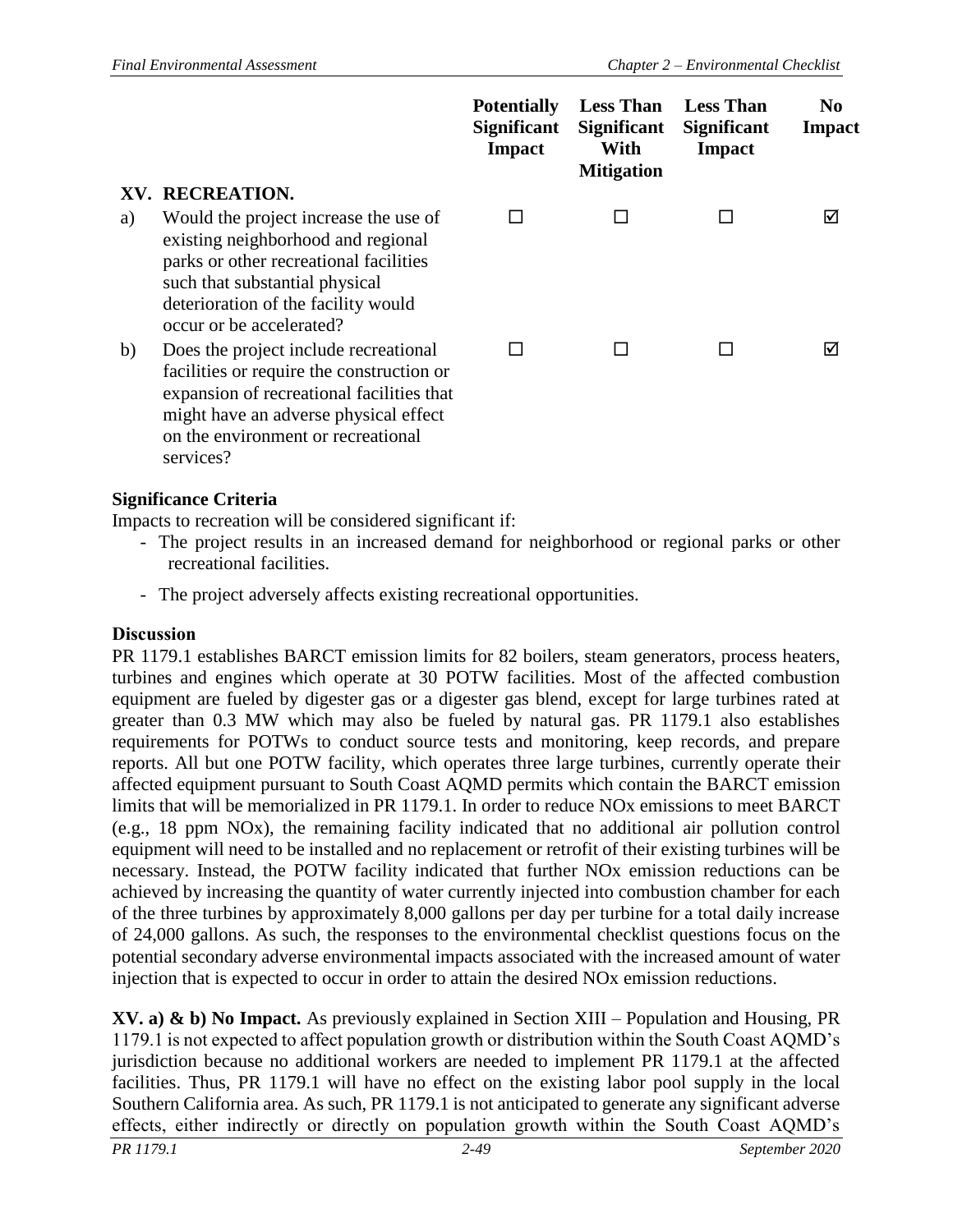| | | Potentially Significant Impact | Less Than Significant With Mitigation | Less Than Significant Impact | No Impact |
|---|---|---|---|---|---|
| **XV.** | **RECREATION.** | | | | |
| a) | Would the project increase the use of existing neighborhood and regional parks or other recreational facilities such that substantial physical deterioration of the facility would occur or be accelerated? | ☐ | ☐ | ☐ | ☑ |
| b) | Does the project include recreational facilities or require the construction or expansion of recreational facilities that might have an adverse physical effect on the environment or recreational services? | ☐ | ☐ | ☐ | ☑ |

**Significance Criteria**

Impacts to recreation will be considered significant if:

- The project results in an increased demand for neighborhood or regional parks or other recreational facilities.
- The project adversely affects existing recreational opportunities.

**Discussion**

PR 1179.1 establishes BARCT emission limits for 82 boilers, steam generators, process heaters, turbines and engines which operate at 30 POTW facilities. Most of the affected combustion equipment are fueled by digester gas or a digester gas blend, except for large turbines rated at greater than 0.3 MW which may also be fueled by natural gas. PR 1179.1 also establishes requirements for POTWs to conduct source tests and monitoring, keep records, and prepare reports. All but one POTW facility, which operates three large turbines, currently operate their affected equipment pursuant to South Coast AQMD permits which contain the BARCT emission limits that will be memorialized in PR 1179.1. In order to reduce NOx emissions to meet BARCT (e.g., 18 ppm NOx), the remaining facility indicated that no additional air pollution control equipment will need to be installed and no replacement or retrofit of their existing turbines will be necessary. Instead, the POTW facility indicated that further NOx emission reductions can be achieved by increasing the quantity of water currently injected into combustion chamber for each of the three turbines by approximately 8,000 gallons per day per turbine for a total daily increase of 24,000 gallons. As such, the responses to the environmental checklist questions focus on the potential secondary adverse environmental impacts associated with the increased amount of water injection that is expected to occur in order to attain the desired NOx emission reductions.

**XV. a) & b) No Impact.** As previously explained in Section XIII – Population and Housing, PR 1179.1 is not expected to affect population growth or distribution within the South Coast AQMD's jurisdiction because no additional workers are needed to implement PR 1179.1 at the affected facilities. Thus, PR 1179.1 will have no effect on the existing labor pool supply in the local Southern California area. As such, PR 1179.1 is not anticipated to generate any significant adverse effects, either indirectly or directly on population growth within the South Coast AQMD's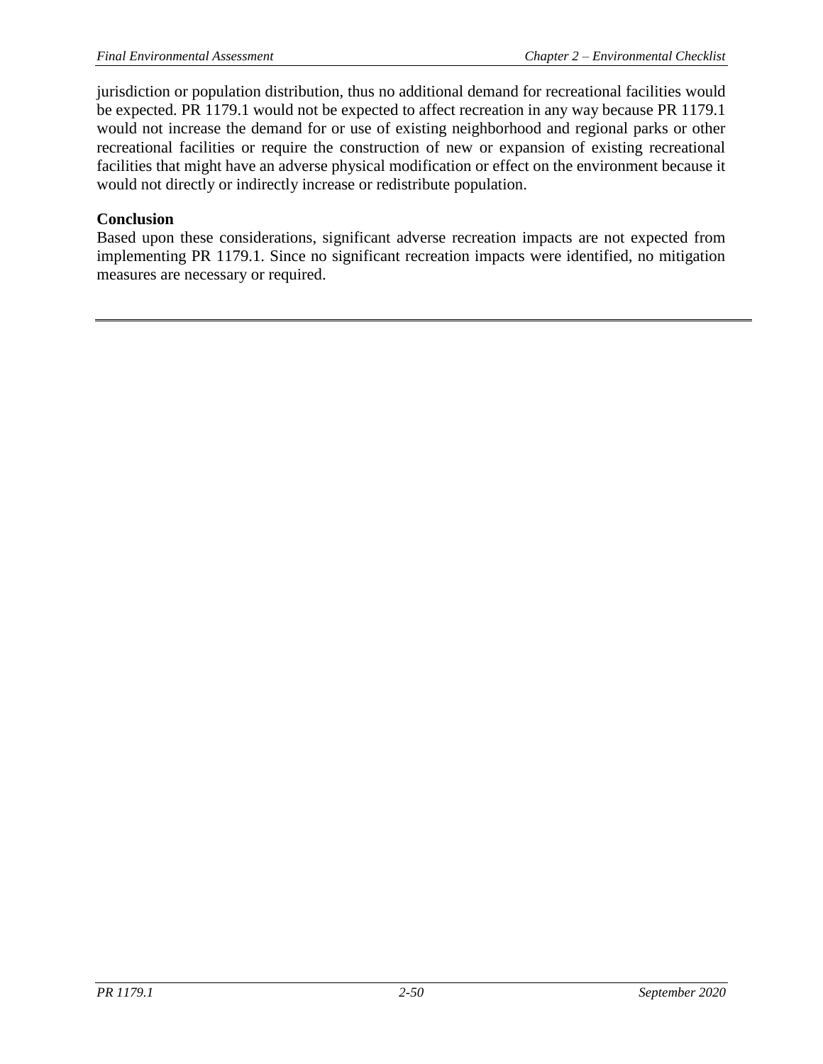jurisdiction or population distribution, thus no additional demand for recreational facilities would be expected. PR 1179.1 would not be expected to affect recreation in any way because PR 1179.1 would not increase the demand for or use of existing neighborhood and regional parks or other recreational facilities or require the construction of new or expansion of existing recreational facilities that might have an adverse physical modification or effect on the environment because it would not directly or indirectly increase or redistribute population.

**Conclusion**

Based upon these considerations, significant adverse recreation impacts are not expected from implementing PR 1179.1. Since no significant recreation impacts were identified, no mitigation measures are necessary or required.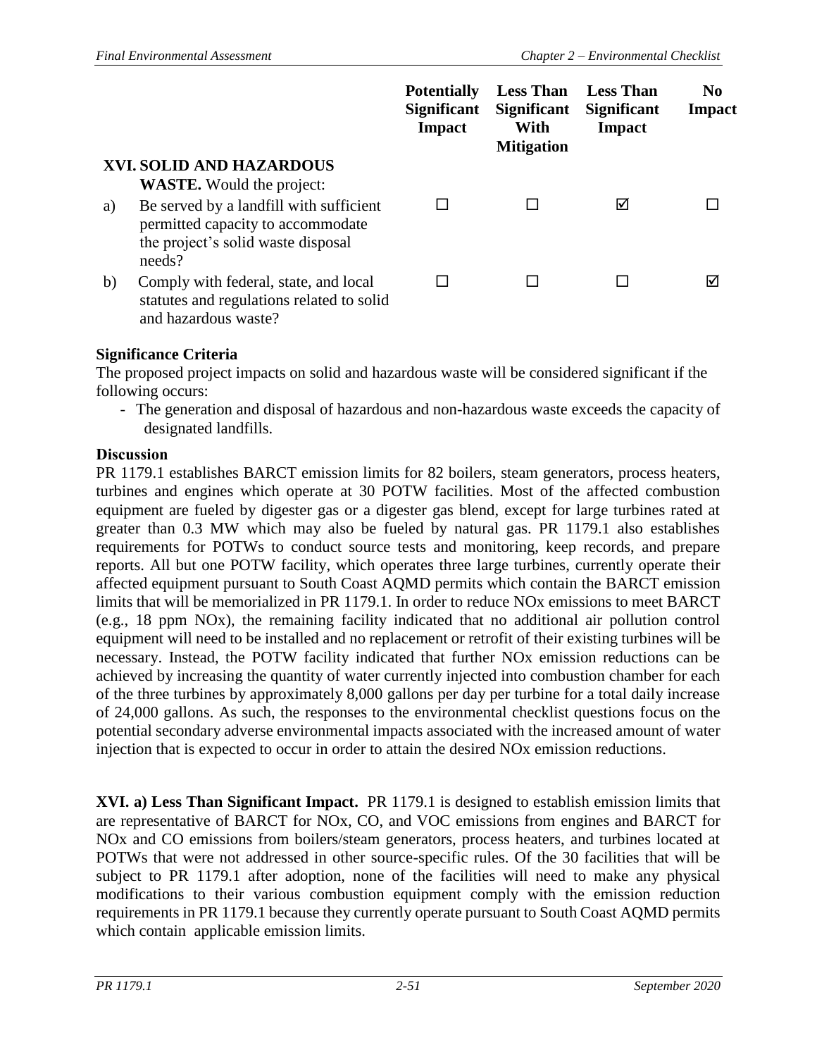| | Potentially Significant Impact | Less Than Significant With Mitigation | Less Than Significant Impact | No Impact |
|---|---|---|---|---|
| **XVI. SOLID AND HAZARDOUS WASTE.** Would the project: | | | | |
| a) Be served by a landfill with sufficient permitted capacity to accommodate the project's solid waste disposal needs? | ☐ | ☐ | ☑ | ☐ |
| b) Comply with federal, state, and local statutes and regulations related to solid and hazardous waste? | ☐ | ☐ | ☐ | ☑ |

**Significance Criteria**

The proposed project impacts on solid and hazardous waste will be considered significant if the following occurs:

- The generation and disposal of hazardous and non-hazardous waste exceeds the capacity of designated landfills.

**Discussion**

PR 1179.1 establishes BARCT emission limits for 82 boilers, steam generators, process heaters, turbines and engines which operate at 30 POTW facilities. Most of the affected combustion equipment are fueled by digester gas or a digester gas blend, except for large turbines rated at greater than 0.3 MW which may also be fueled by natural gas. PR 1179.1 also establishes requirements for POTWs to conduct source tests and monitoring, keep records, and prepare reports. All but one POTW facility, which operates three large turbines, currently operate their affected equipment pursuant to South Coast AQMD permits which contain the BARCT emission limits that will be memorialized in PR 1179.1. In order to reduce NOx emissions to meet BARCT (e.g., 18 ppm NOx), the remaining facility indicated that no additional air pollution control equipment will need to be installed and no replacement or retrofit of their existing turbines will be necessary. Instead, the POTW facility indicated that further NOx emission reductions can be achieved by increasing the quantity of water currently injected into combustion chamber for each of the three turbines by approximately 8,000 gallons per day per turbine for a total daily increase of 24,000 gallons. As such, the responses to the environmental checklist questions focus on the potential secondary adverse environmental impacts associated with the increased amount of water injection that is expected to occur in order to attain the desired NOx emission reductions.

**XVI. a) Less Than Significant Impact.** PR 1179.1 is designed to establish emission limits that are representative of BARCT for NOx, CO, and VOC emissions from engines and BARCT for NOx and CO emissions from boilers/steam generators, process heaters, and turbines located at POTWs that were not addressed in other source-specific rules. Of the 30 facilities that will be subject to PR 1179.1 after adoption, none of the facilities will need to make any physical modifications to their various combustion equipment comply with the emission reduction requirements in PR 1179.1 because they currently operate pursuant to South Coast AQMD permits which contain applicable emission limits.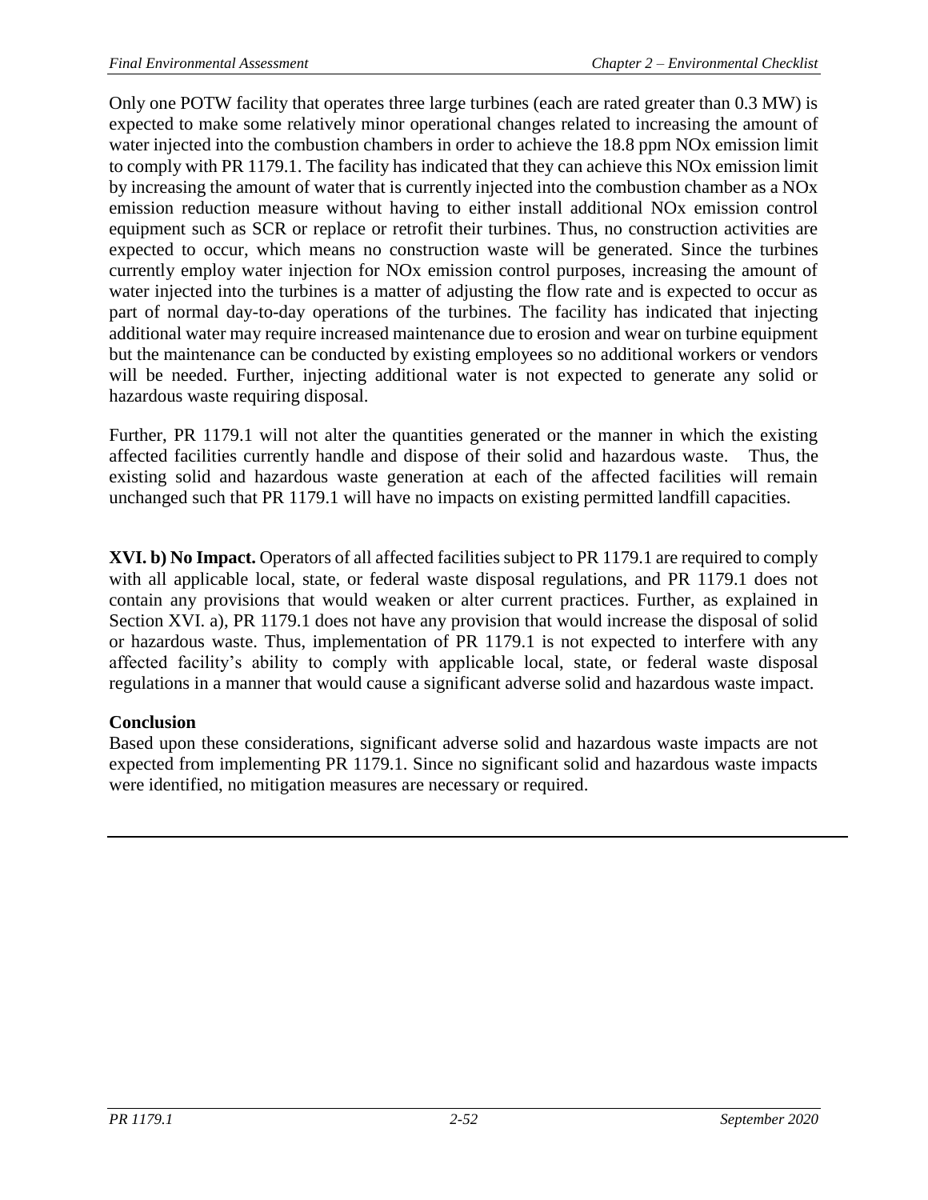Only one POTW facility that operates three large turbines (each are rated greater than 0.3 MW) is expected to make some relatively minor operational changes related to increasing the amount of water injected into the combustion chambers in order to achieve the 18.8 ppm NOx emission limit to comply with PR 1179.1. The facility has indicated that they can achieve this NOx emission limit by increasing the amount of water that is currently injected into the combustion chamber as a NOx emission reduction measure without having to either install additional NOx emission control equipment such as SCR or replace or retrofit their turbines. Thus, no construction activities are expected to occur, which means no construction waste will be generated. Since the turbines currently employ water injection for NOx emission control purposes, increasing the amount of water injected into the turbines is a matter of adjusting the flow rate and is expected to occur as part of normal day-to-day operations of the turbines. The facility has indicated that injecting additional water may require increased maintenance due to erosion and wear on turbine equipment but the maintenance can be conducted by existing employees so no additional workers or vendors will be needed. Further, injecting additional water is not expected to generate any solid or hazardous waste requiring disposal.

Further, PR 1179.1 will not alter the quantities generated or the manner in which the existing affected facilities currently handle and dispose of their solid and hazardous waste. Thus, the existing solid and hazardous waste generation at each of the affected facilities will remain unchanged such that PR 1179.1 will have no impacts on existing permitted landfill capacities.

**XVI. b) No Impact.** Operators of all affected facilities subject to PR 1179.1 are required to comply with all applicable local, state, or federal waste disposal regulations, and PR 1179.1 does not contain any provisions that would weaken or alter current practices. Further, as explained in Section XVI. a), PR 1179.1 does not have any provision that would increase the disposal of solid or hazardous waste. Thus, implementation of PR 1179.1 is not expected to interfere with any affected facility's ability to comply with applicable local, state, or federal waste disposal regulations in a manner that would cause a significant adverse solid and hazardous waste impact.

**Conclusion**

Based upon these considerations, significant adverse solid and hazardous waste impacts are not expected from implementing PR 1179.1. Since no significant solid and hazardous waste impacts were identified, no mitigation measures are necessary or required.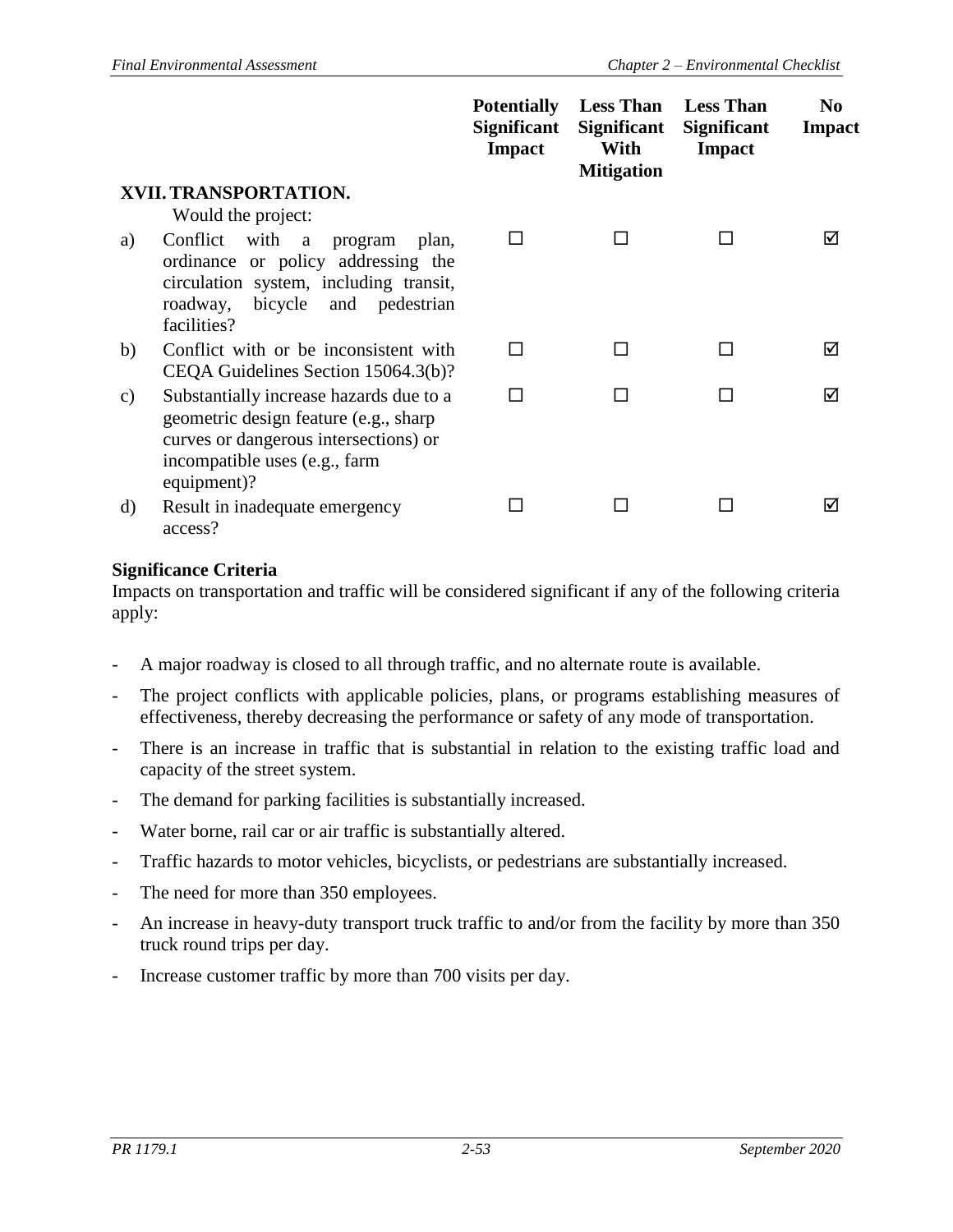| | Potentially Significant Impact | Less Than Significant With Mitigation | Less Than Significant Impact | No Impact |
|---|---|---|---|---|
| **XVII. TRANSPORTATION.** | | | | |
| Would the project: | | | | |
| a) Conflict with a program plan, ordinance or policy addressing the circulation system, including transit, roadway, bicycle and pedestrian facilities? | ☐ | ☐ | ☐ | ☑ |
| b) Conflict with or be inconsistent with CEQA Guidelines Section 15064.3(b)? | ☐ | ☐ | ☐ | ☑ |
| c) Substantially increase hazards due to a geometric design feature (e.g., sharp curves or dangerous intersections) or incompatible uses (e.g., farm equipment)? | ☐ | ☐ | ☐ | ☑ |
| d) Result in inadequate emergency access? | ☐ | ☐ | ☐ | ☑ |

**Significance Criteria**

Impacts on transportation and traffic will be considered significant if any of the following criteria apply:

- A major roadway is closed to all through traffic, and no alternate route is available.
- The project conflicts with applicable policies, plans, or programs establishing measures of effectiveness, thereby decreasing the performance or safety of any mode of transportation.
- There is an increase in traffic that is substantial in relation to the existing traffic load and capacity of the street system.
- The demand for parking facilities is substantially increased.
- Water borne, rail car or air traffic is substantially altered.
- Traffic hazards to motor vehicles, bicyclists, or pedestrians are substantially increased.
- The need for more than 350 employees.
- An increase in heavy-duty transport truck traffic to and/or from the facility by more than 350 truck round trips per day.
- Increase customer traffic by more than 700 visits per day.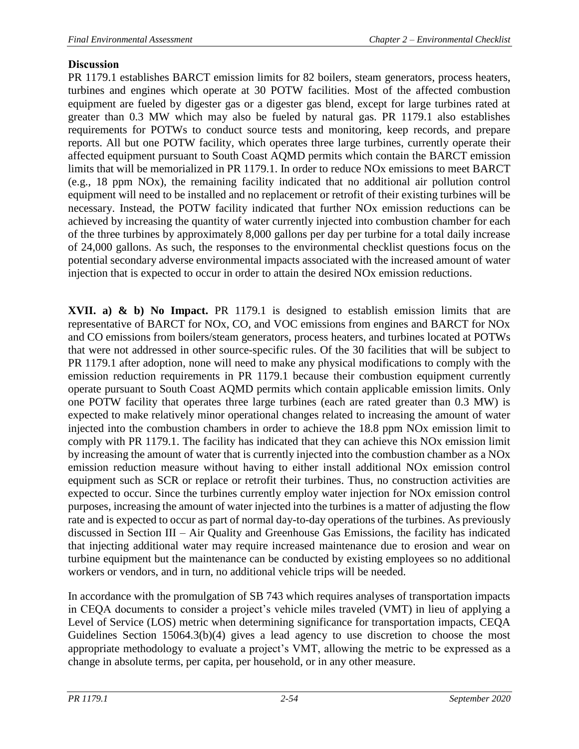**Discussion**

PR 1179.1 establishes BARCT emission limits for 82 boilers, steam generators, process heaters, turbines and engines which operate at 30 POTW facilities. Most of the affected combustion equipment are fueled by digester gas or a digester gas blend, except for large turbines rated at greater than 0.3 MW which may also be fueled by natural gas. PR 1179.1 also establishes requirements for POTWs to conduct source tests and monitoring, keep records, and prepare reports. All but one POTW facility, which operates three large turbines, currently operate their affected equipment pursuant to South Coast AQMD permits which contain the BARCT emission limits that will be memorialized in PR 1179.1. In order to reduce NOx emissions to meet BARCT (e.g., 18 ppm NOx), the remaining facility indicated that no additional air pollution control equipment will need to be installed and no replacement or retrofit of their existing turbines will be necessary. Instead, the POTW facility indicated that further NOx emission reductions can be achieved by increasing the quantity of water currently injected into combustion chamber for each of the three turbines by approximately 8,000 gallons per day per turbine for a total daily increase of 24,000 gallons. As such, the responses to the environmental checklist questions focus on the potential secondary adverse environmental impacts associated with the increased amount of water injection that is expected to occur in order to attain the desired NOx emission reductions.

**XVII. a) & b) No Impact.** PR 1179.1 is designed to establish emission limits that are representative of BARCT for NOx, CO, and VOC emissions from engines and BARCT for NOx and CO emissions from boilers/steam generators, process heaters, and turbines located at POTWs that were not addressed in other source-specific rules. Of the 30 facilities that will be subject to PR 1179.1 after adoption, none will need to make any physical modifications to comply with the emission reduction requirements in PR 1179.1 because their combustion equipment currently operate pursuant to South Coast AQMD permits which contain applicable emission limits. Only one POTW facility that operates three large turbines (each are rated greater than 0.3 MW) is expected to make relatively minor operational changes related to increasing the amount of water injected into the combustion chambers in order to achieve the 18.8 ppm NOx emission limit to comply with PR 1179.1. The facility has indicated that they can achieve this NOx emission limit by increasing the amount of water that is currently injected into the combustion chamber as a NOx emission reduction measure without having to either install additional NOx emission control equipment such as SCR or replace or retrofit their turbines. Thus, no construction activities are expected to occur. Since the turbines currently employ water injection for NOx emission control purposes, increasing the amount of water injected into the turbines is a matter of adjusting the flow rate and is expected to occur as part of normal day-to-day operations of the turbines. As previously discussed in Section III – Air Quality and Greenhouse Gas Emissions, the facility has indicated that injecting additional water may require increased maintenance due to erosion and wear on turbine equipment but the maintenance can be conducted by existing employees so no additional workers or vendors, and in turn, no additional vehicle trips will be needed.

In accordance with the promulgation of SB 743 which requires analyses of transportation impacts in CEQA documents to consider a project's vehicle miles traveled (VMT) in lieu of applying a Level of Service (LOS) metric when determining significance for transportation impacts, CEQA Guidelines Section 15064.3(b)(4) gives a lead agency to use discretion to choose the most appropriate methodology to evaluate a project's VMT, allowing the metric to be expressed as a change in absolute terms, per capita, per household, or in any other measure.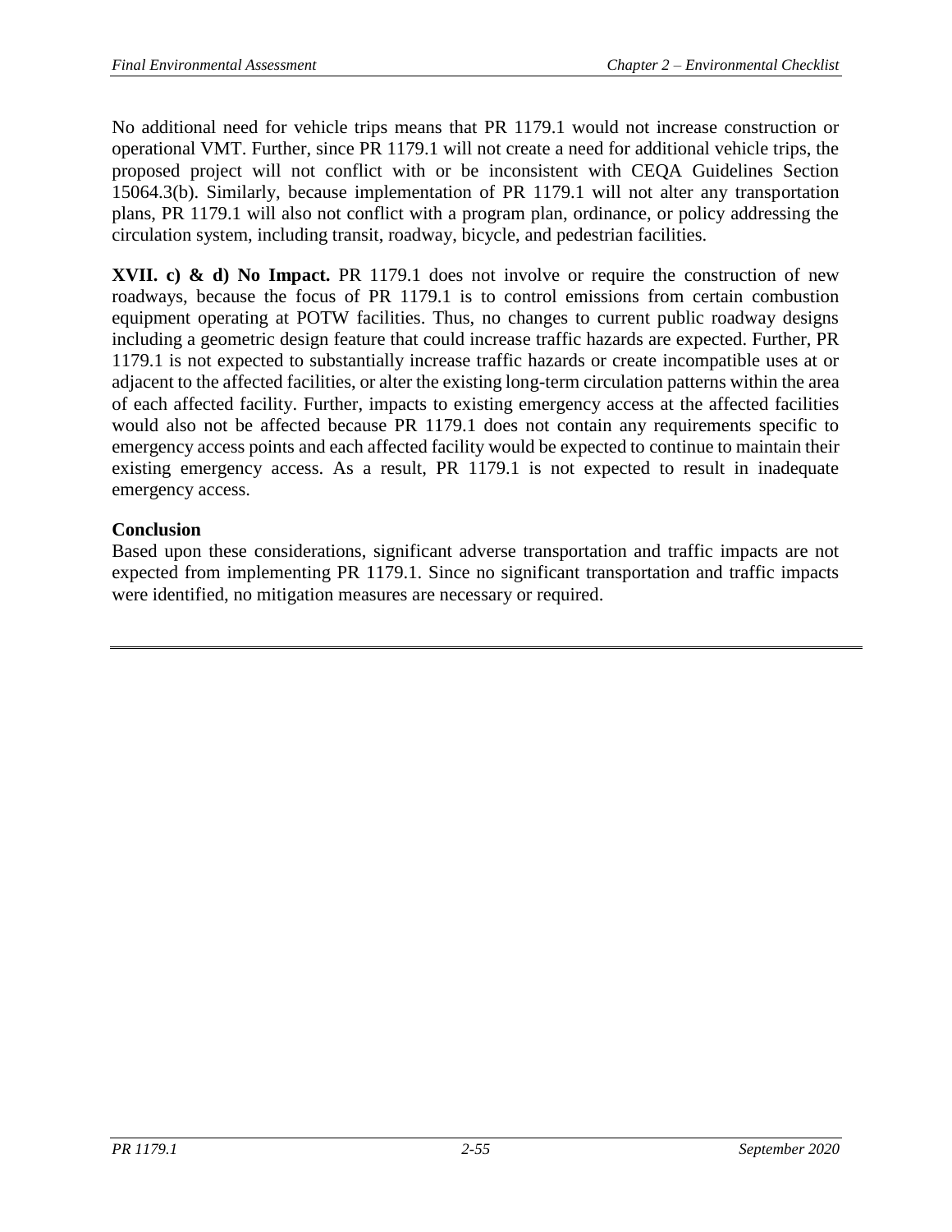No additional need for vehicle trips means that PR 1179.1 would not increase construction or operational VMT. Further, since PR 1179.1 will not create a need for additional vehicle trips, the proposed project will not conflict with or be inconsistent with CEQA Guidelines Section 15064.3(b). Similarly, because implementation of PR 1179.1 will not alter any transportation plans, PR 1179.1 will also not conflict with a program plan, ordinance, or policy addressing the circulation system, including transit, roadway, bicycle, and pedestrian facilities.

**XVII. c) & d) No Impact.** PR 1179.1 does not involve or require the construction of new roadways, because the focus of PR 1179.1 is to control emissions from certain combustion equipment operating at POTW facilities. Thus, no changes to current public roadway designs including a geometric design feature that could increase traffic hazards are expected. Further, PR 1179.1 is not expected to substantially increase traffic hazards or create incompatible uses at or adjacent to the affected facilities, or alter the existing long-term circulation patterns within the area of each affected facility. Further, impacts to existing emergency access at the affected facilities would also not be affected because PR 1179.1 does not contain any requirements specific to emergency access points and each affected facility would be expected to continue to maintain their existing emergency access. As a result, PR 1179.1 is not expected to result in inadequate emergency access.

**Conclusion**

Based upon these considerations, significant adverse transportation and traffic impacts are not expected from implementing PR 1179.1. Since no significant transportation and traffic impacts were identified, no mitigation measures are necessary or required.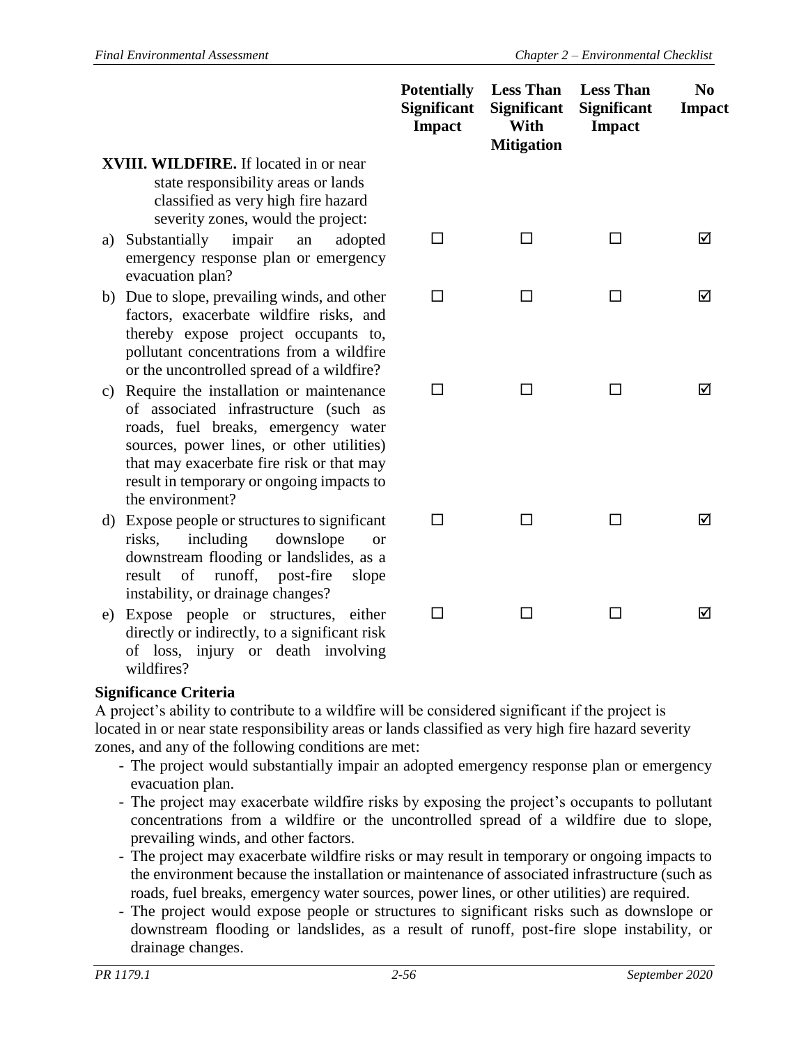| | Potentially Significant Impact | Less Than Significant With Mitigation | Less Than Significant Impact | No Impact |
|---|---|---|---|---|
| **XVIII. WILDFIRE.** If located in or near state responsibility areas or lands classified as very high fire hazard severity zones, would the project: | | | | |
| a) Substantially impair an adopted emergency response plan or emergency evacuation plan? | ☐ | ☐ | ☐ | ☑ |
| b) Due to slope, prevailing winds, and other factors, exacerbate wildfire risks, and thereby expose project occupants to, pollutant concentrations from a wildfire or the uncontrolled spread of a wildfire? | ☐ | ☐ | ☐ | ☑ |
| c) Require the installation or maintenance of associated infrastructure (such as roads, fuel breaks, emergency water sources, power lines, or other utilities) that may exacerbate fire risk or that may result in temporary or ongoing impacts to the environment? | ☐ | ☐ | ☐ | ☑ |
| d) Expose people or structures to significant risks, including downslope or downstream flooding or landslides, as a result of runoff, post-fire slope instability, or drainage changes? | ☐ | ☐ | ☐ | ☑ |
| e) Expose people or structures, either directly or indirectly, to a significant risk of loss, injury or death involving wildfires? | ☐ | ☐ | ☐ | ☑ |

**Significance Criteria**

A project's ability to contribute to a wildfire will be considered significant if the project is located in or near state responsibility areas or lands classified as very high fire hazard severity zones, and any of the following conditions are met:

- The project would substantially impair an adopted emergency response plan or emergency evacuation plan.
- The project may exacerbate wildfire risks by exposing the project's occupants to pollutant concentrations from a wildfire or the uncontrolled spread of a wildfire due to slope, prevailing winds, and other factors.
- The project may exacerbate wildfire risks or may result in temporary or ongoing impacts to the environment because the installation or maintenance of associated infrastructure (such as roads, fuel breaks, emergency water sources, power lines, or other utilities) are required.
- The project would expose people or structures to significant risks such as downslope or downstream flooding or landslides, as a result of runoff, post-fire slope instability, or drainage changes.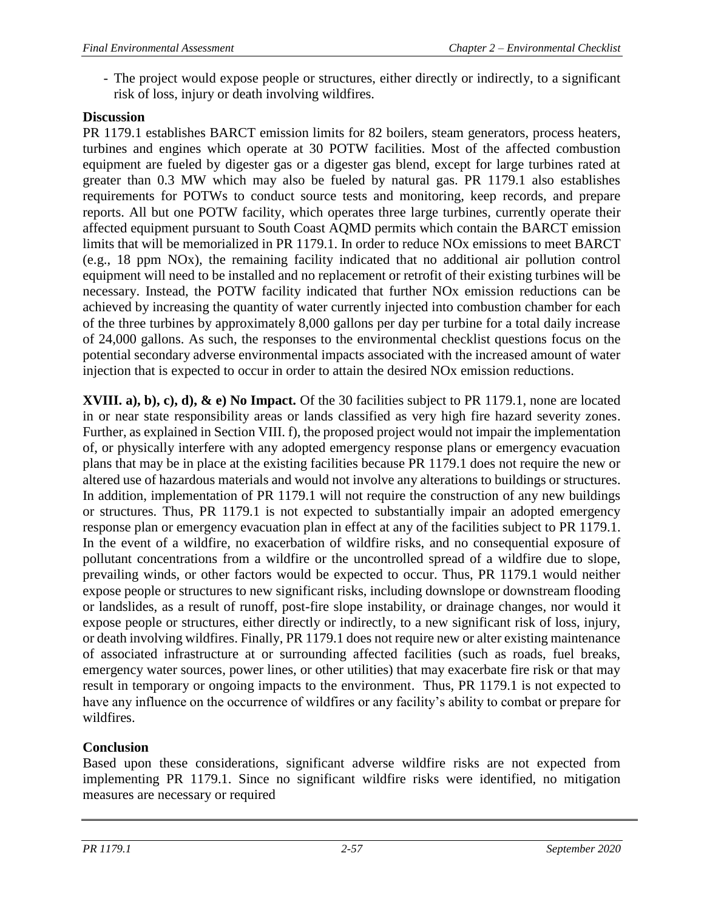- The project would expose people or structures, either directly or indirectly, to a significant risk of loss, injury or death involving wildfires.

**Discussion**

PR 1179.1 establishes BARCT emission limits for 82 boilers, steam generators, process heaters, turbines and engines which operate at 30 POTW facilities. Most of the affected combustion equipment are fueled by digester gas or a digester gas blend, except for large turbines rated at greater than 0.3 MW which may also be fueled by natural gas. PR 1179.1 also establishes requirements for POTWs to conduct source tests and monitoring, keep records, and prepare reports. All but one POTW facility, which operates three large turbines, currently operate their affected equipment pursuant to South Coast AQMD permits which contain the BARCT emission limits that will be memorialized in PR 1179.1. In order to reduce NOx emissions to meet BARCT (e.g., 18 ppm NOx), the remaining facility indicated that no additional air pollution control equipment will need to be installed and no replacement or retrofit of their existing turbines will be necessary. Instead, the POTW facility indicated that further NOx emission reductions can be achieved by increasing the quantity of water currently injected into combustion chamber for each of the three turbines by approximately 8,000 gallons per day per turbine for a total daily increase of 24,000 gallons. As such, the responses to the environmental checklist questions focus on the potential secondary adverse environmental impacts associated with the increased amount of water injection that is expected to occur in order to attain the desired NOx emission reductions.

**XVIII. a), b), c), d), & e) No Impact.** Of the 30 facilities subject to PR 1179.1, none are located in or near state responsibility areas or lands classified as very high fire hazard severity zones. Further, as explained in Section VIII. f), the proposed project would not impair the implementation of, or physically interfere with any adopted emergency response plans or emergency evacuation plans that may be in place at the existing facilities because PR 1179.1 does not require the new or altered use of hazardous materials and would not involve any alterations to buildings or structures. In addition, implementation of PR 1179.1 will not require the construction of any new buildings or structures. Thus, PR 1179.1 is not expected to substantially impair an adopted emergency response plan or emergency evacuation plan in effect at any of the facilities subject to PR 1179.1. In the event of a wildfire, no exacerbation of wildfire risks, and no consequential exposure of pollutant concentrations from a wildfire or the uncontrolled spread of a wildfire due to slope, prevailing winds, or other factors would be expected to occur. Thus, PR 1179.1 would neither expose people or structures to new significant risks, including downslope or downstream flooding or landslides, as a result of runoff, post-fire slope instability, or drainage changes, nor would it expose people or structures, either directly or indirectly, to a new significant risk of loss, injury, or death involving wildfires. Finally, PR 1179.1 does not require new or alter existing maintenance of associated infrastructure at or surrounding affected facilities (such as roads, fuel breaks, emergency water sources, power lines, or other utilities) that may exacerbate fire risk or that may result in temporary or ongoing impacts to the environment. Thus, PR 1179.1 is not expected to have any influence on the occurrence of wildfires or any facility's ability to combat or prepare for wildfires.

**Conclusion**

Based upon these considerations, significant adverse wildfire risks are not expected from implementing PR 1179.1. Since no significant wildfire risks were identified, no mitigation measures are necessary or required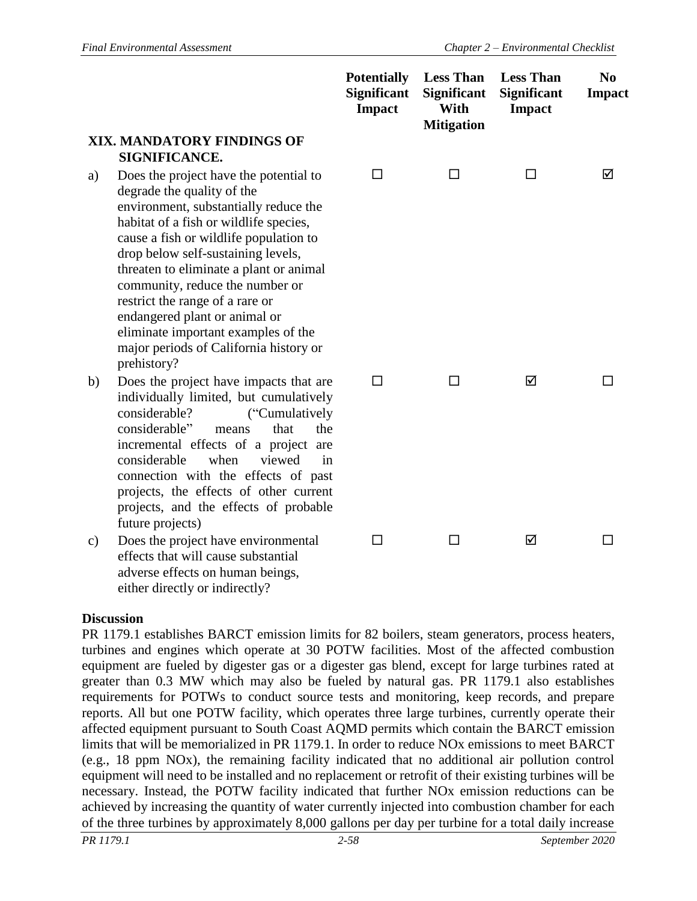| | Potentially Significant Impact | Less Than Significant With Mitigation | Less Than Significant Impact | No Impact |
|---|---|---|---|---|
| **XIX. MANDATORY FINDINGS OF SIGNIFICANCE.** | | | | |
| a) Does the project have the potential to degrade the quality of the environment, substantially reduce the habitat of a fish or wildlife species, cause a fish or wildlife population to drop below self-sustaining levels, threaten to eliminate a plant or animal community, reduce the number or restrict the range of a rare or endangered plant or animal or eliminate important examples of the major periods of California history or prehistory? | ☐ | ☐ | ☐ | ☑ |
| b) Does the project have impacts that are individually limited, but cumulatively considerable? ("Cumulatively considerable" means that the incremental effects of a project are considerable when viewed in connection with the effects of past projects, the effects of other current projects, and the effects of probable future projects) | ☐ | ☐ | ☑ | ☐ |
| c) Does the project have environmental effects that will cause substantial adverse effects on human beings, either directly or indirectly? | ☐ | ☐ | ☑ | ☐ |

**Discussion**

PR 1179.1 establishes BARCT emission limits for 82 boilers, steam generators, process heaters, turbines and engines which operate at 30 POTW facilities. Most of the affected combustion equipment are fueled by digester gas or a digester gas blend, except for large turbines rated at greater than 0.3 MW which may also be fueled by natural gas. PR 1179.1 also establishes requirements for POTWs to conduct source tests and monitoring, keep records, and prepare reports. All but one POTW facility, which operates three large turbines, currently operate their affected equipment pursuant to South Coast AQMD permits which contain the BARCT emission limits that will be memorialized in PR 1179.1. In order to reduce NOx emissions to meet BARCT (e.g., 18 ppm NOx), the remaining facility indicated that no additional air pollution control equipment will need to be installed and no replacement or retrofit of their existing turbines will be necessary. Instead, the POTW facility indicated that further NOx emission reductions can be achieved by increasing the quantity of water currently injected into combustion chamber for each of the three turbines by approximately 8,000 gallons per day per turbine for a total daily increase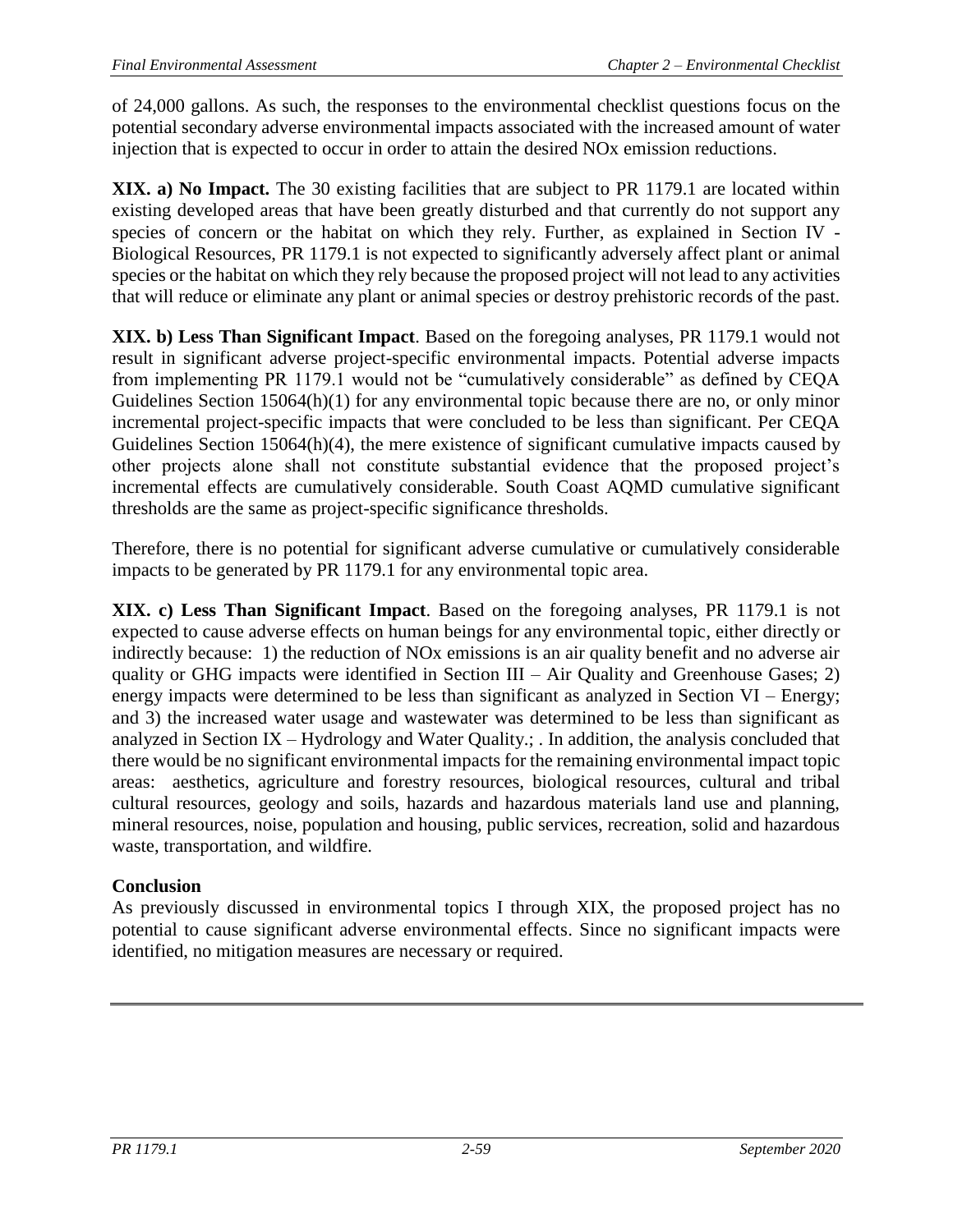of 24,000 gallons. As such, the responses to the environmental checklist questions focus on the potential secondary adverse environmental impacts associated with the increased amount of water injection that is expected to occur in order to attain the desired NOx emission reductions.

**XIX. a) No Impact.** The 30 existing facilities that are subject to PR 1179.1 are located within existing developed areas that have been greatly disturbed and that currently do not support any species of concern or the habitat on which they rely. Further, as explained in Section IV - Biological Resources, PR 1179.1 is not expected to significantly adversely affect plant or animal species or the habitat on which they rely because the proposed project will not lead to any activities that will reduce or eliminate any plant or animal species or destroy prehistoric records of the past.

**XIX. b) Less Than Significant Impact**. Based on the foregoing analyses, PR 1179.1 would not result in significant adverse project-specific environmental impacts. Potential adverse impacts from implementing PR 1179.1 would not be "cumulatively considerable" as defined by CEQA Guidelines Section 15064(h)(1) for any environmental topic because there are no, or only minor incremental project-specific impacts that were concluded to be less than significant. Per CEQA Guidelines Section 15064(h)(4), the mere existence of significant cumulative impacts caused by other projects alone shall not constitute substantial evidence that the proposed project's incremental effects are cumulatively considerable. South Coast AQMD cumulative significant thresholds are the same as project-specific significance thresholds.

Therefore, there is no potential for significant adverse cumulative or cumulatively considerable impacts to be generated by PR 1179.1 for any environmental topic area.

**XIX. c) Less Than Significant Impact**. Based on the foregoing analyses, PR 1179.1 is not expected to cause adverse effects on human beings for any environmental topic, either directly or indirectly because: 1) the reduction of NOx emissions is an air quality benefit and no adverse air quality or GHG impacts were identified in Section III – Air Quality and Greenhouse Gases; 2) energy impacts were determined to be less than significant as analyzed in Section VI – Energy; and 3) the increased water usage and wastewater was determined to be less than significant as analyzed in Section IX – Hydrology and Water Quality.; . In addition, the analysis concluded that there would be no significant environmental impacts for the remaining environmental impact topic areas: aesthetics, agriculture and forestry resources, biological resources, cultural and tribal cultural resources, geology and soils, hazards and hazardous materials land use and planning, mineral resources, noise, population and housing, public services, recreation, solid and hazardous waste, transportation, and wildfire.

**Conclusion**

As previously discussed in environmental topics I through XIX, the proposed project has no potential to cause significant adverse environmental effects. Since no significant impacts were identified, no mitigation measures are necessary or required.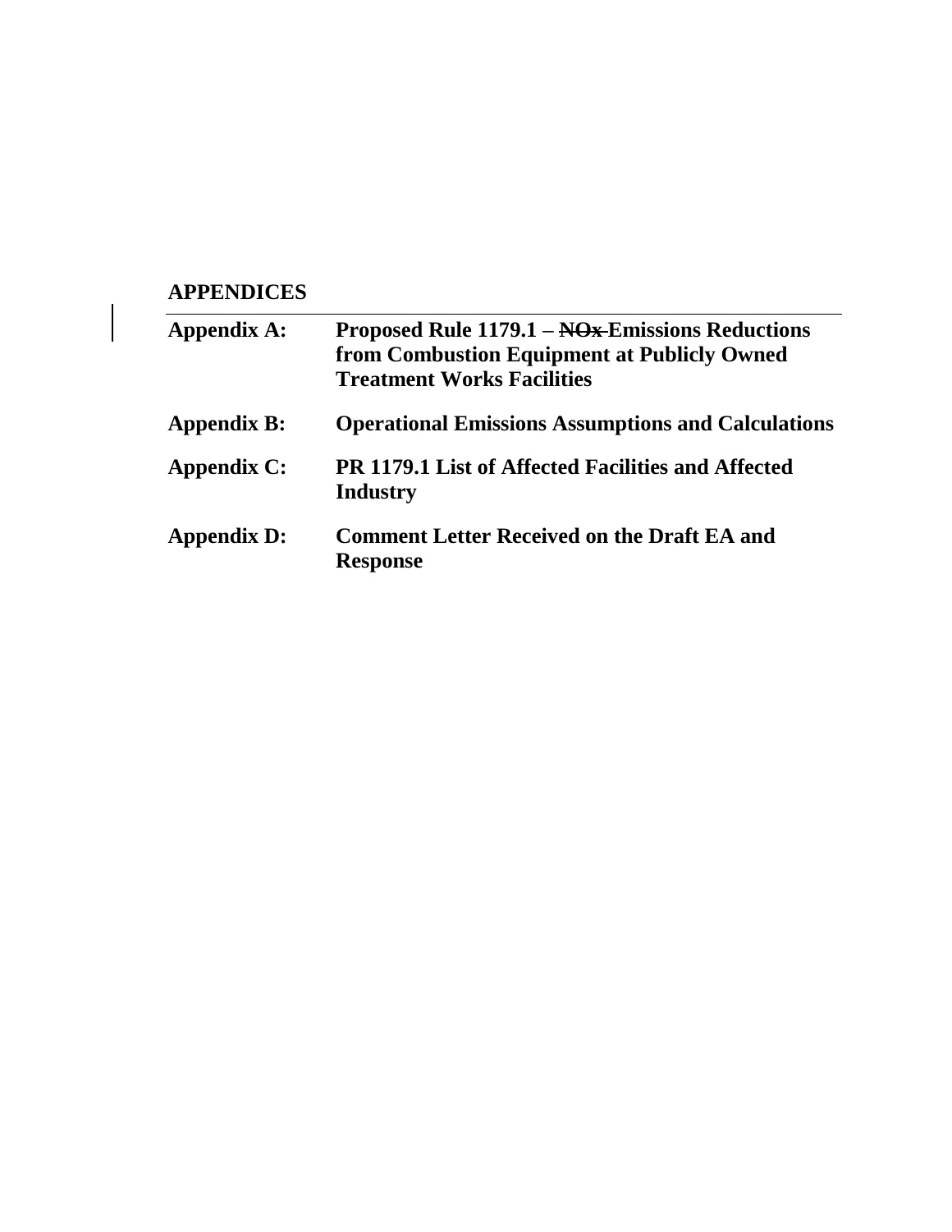## APPENDICES

| | |
|---|---|
| **Appendix A:** | **Proposed Rule 1179.1 – ~~NOx~~ Emissions Reductions from Combustion Equipment at Publicly Owned Treatment Works Facilities** |
| **Appendix B:** | **Operational Emissions Assumptions and Calculations** |
| **Appendix C:** | **PR 1179.1 List of Affected Facilities and Affected Industry** |
| **Appendix D:** | **Comment Letter Received on the Draft EA and Response** |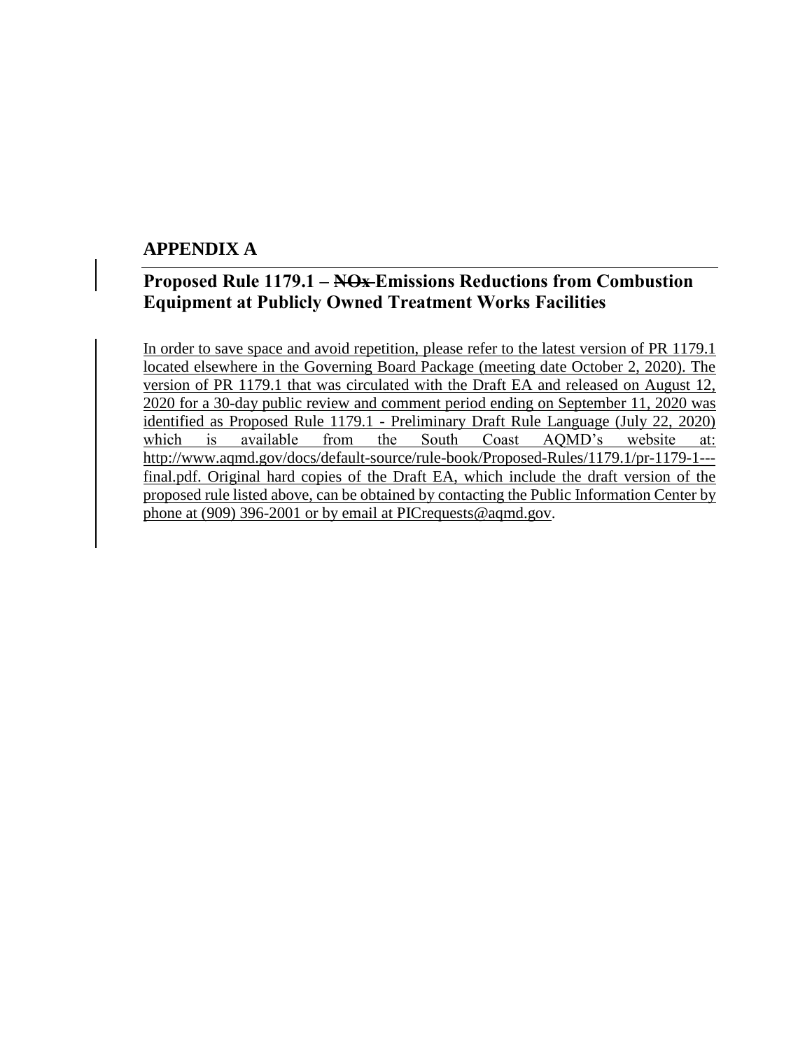## APPENDIX A

## Proposed Rule 1179.1 – ~~NOx~~ Emissions Reductions from Combustion Equipment at Publicly Owned Treatment Works Facilities

In order to save space and avoid repetition, please refer to the latest version of PR 1179.1 located elsewhere in the Governing Board Package (meeting date October 2, 2020). The version of PR 1179.1 that was circulated with the Draft EA and released on August 12, 2020 for a 30-day public review and comment period ending on September 11, 2020 was identified as Proposed Rule 1179.1 - Preliminary Draft Rule Language (July 22, 2020) which is available from the South Coast AQMD's website at: http://www.aqmd.gov/docs/default-source/rule-book/Proposed-Rules/1179.1/pr-1179-1---final.pdf. Original hard copies of the Draft EA, which include the draft version of the proposed rule listed above, can be obtained by contacting the Public Information Center by phone at (909) 396-2001 or by email at PICrequests@aqmd.gov.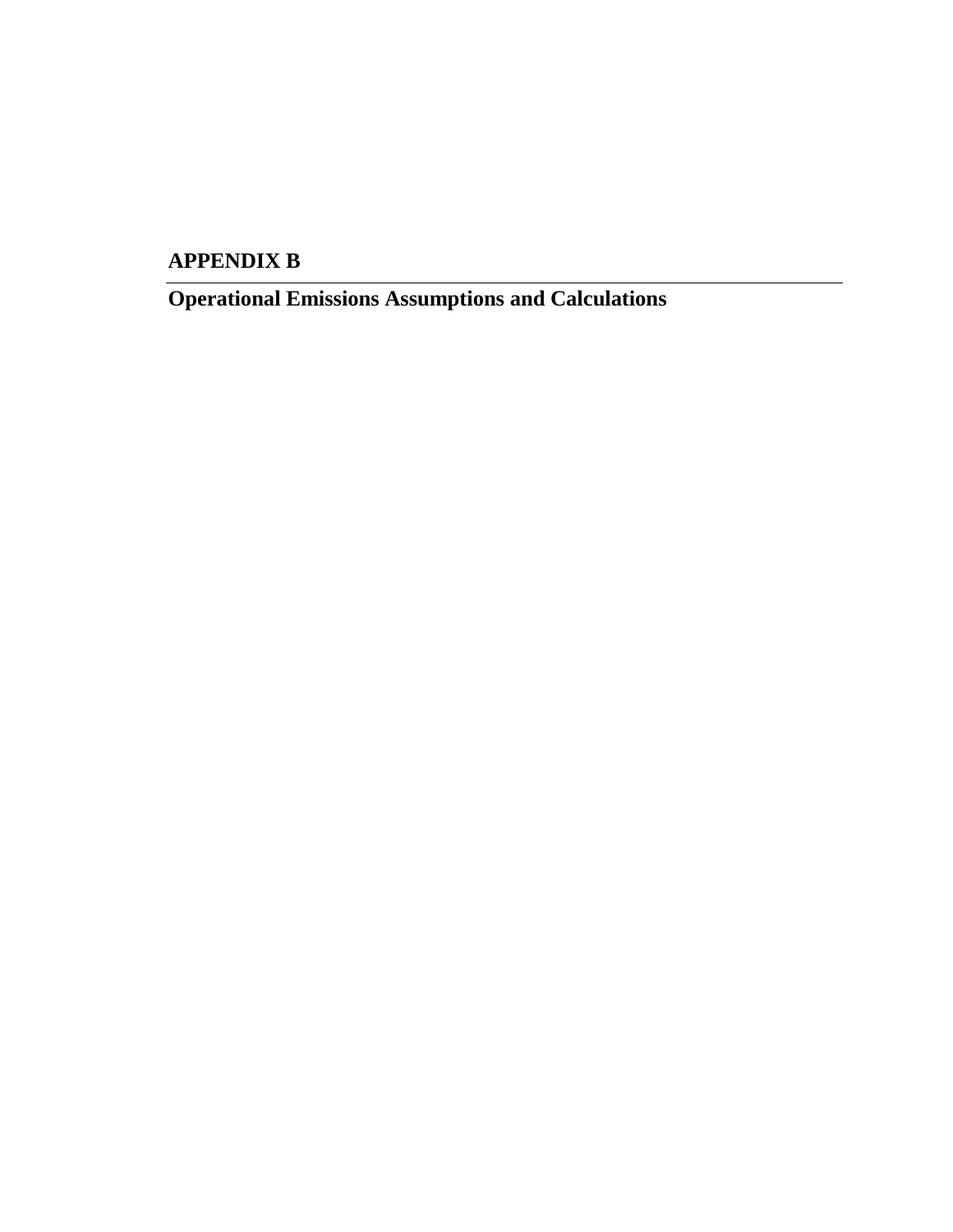# APPENDIX B

## Operational Emissions Assumptions and Calculations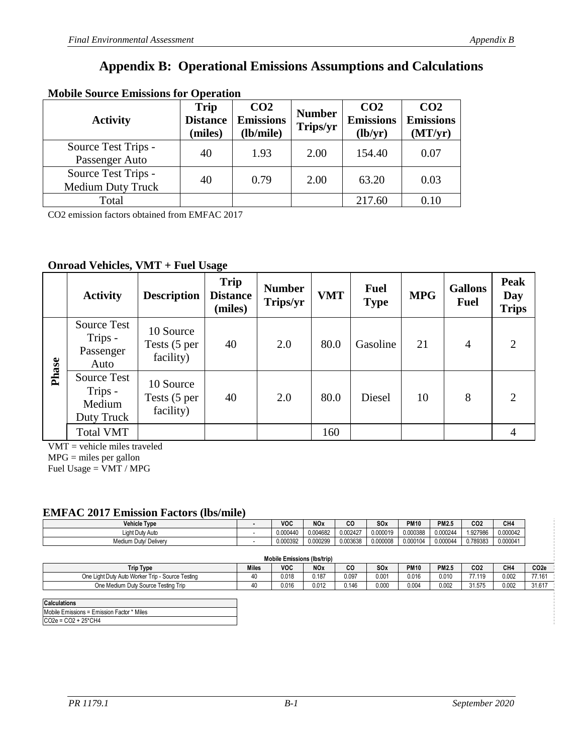# Appendix B: Operational Emissions Assumptions and Calculations

**Mobile Source Emissions for Operation**

| Activity | Trip Distance (miles) | $CO_2$ Emissions (lb/mile) | Number Trips/yr | $CO_2$ Emissions (lb/yr) | $CO_2$ Emissions (MT/yr) |
|---|---|---|---|---|---|
| Source Test Trips - Passenger Auto | 40 | 1.93 | 2.00 | 154.40 | 0.07 |
| Source Test Trips - Medium Duty Truck | 40 | 0.79 | 2.00 | 63.20 | 0.03 |
| Total | | | | 217.60 | 0.10 |

$CO_2$ emission factors obtained from EMFAC 2017

**Onroad Vehicles, VMT + Fuel Usage**

| | Activity | Description | Trip Distance (miles) | Number Trips/yr | VMT | Fuel Type | MPG | Gallons Fuel | Peak Day Trips |
|---|---|---|---|---|---|---|---|---|---|
| Phase | Source Test Trips - Passenger Auto | 10 Source Tests (5 per facility) | 40 | 2.0 | 80.0 | Gasoline | 21 | 4 | 2 |
| Phase | Source Test Trips - Medium Duty Truck | 10 Source Tests (5 per facility) | 40 | 2.0 | 80.0 | Diesel | 10 | 8 | 2 |
| | Total VMT | | | | 160 | | | | 4 |

VMT = vehicle miles traveled
MPG = miles per gallon
Fuel Usage = VMT / MPG

**EMFAC 2017 Emission Factors (lbs/mile)**

| Vehicle Type | - | VOC | NOx | CO | SOx | PM10 | PM2.5 | CO2 | CH4 |
|---|---|---|---|---|---|---|---|---|---|
| Light Duty Auto | - | 0.000440 | 0.004682 | 0.002427 | 0.000019 | 0.000388 | 0.000244 | 1.927986 | 0.000042 |
| Medium Duty/ Delivery | - | 0.000392 | 0.000299 | 0.003638 | 0.000008 | 0.000104 | 0.000044 | 0.789383 | 0.000041 |

**Mobile Emissions (lbs/trip)**

| Trip Type | Miles | VOC | NOx | CO | SOx | PM10 | PM2.5 | CO2 | CH4 | CO2e |
|---|---|---|---|---|---|---|---|---|---|---|
| One Light Duty Auto Worker Trip - Source Testing | 40 | 0.018 | 0.187 | 0.097 | 0.001 | 0.016 | 0.010 | 77.119 | 0.002 | 77.161 |
| One Medium Duty Source Testing Trip | 40 | 0.016 | 0.012 | 0.146 | 0.000 | 0.004 | 0.002 | 31.575 | 0.002 | 31.617 |

| Calculations |
|---|
| Mobile Emissions = Emission Factor * Miles |
| $CO_2e = CO_2 + 25*CH_4$ |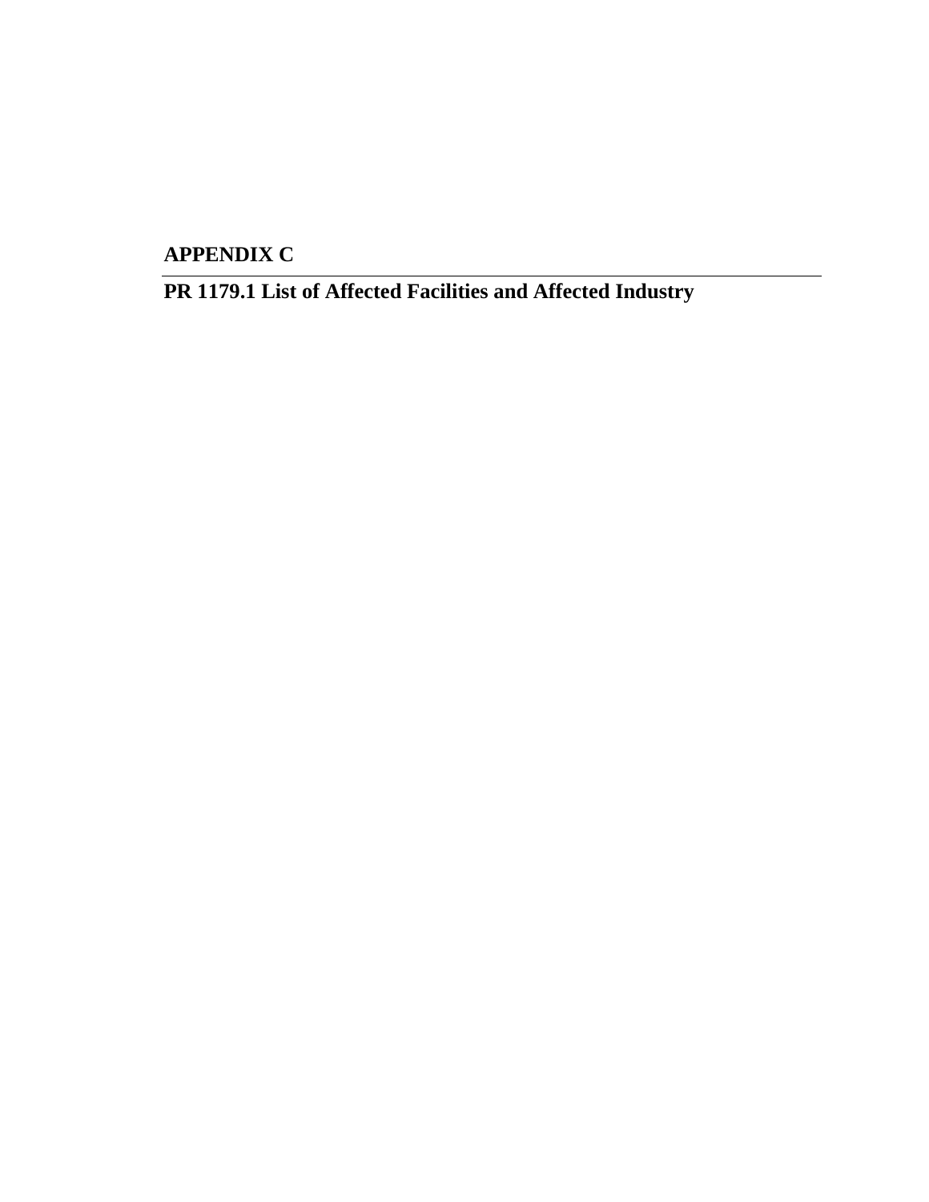# APPENDIX C

## PR 1179.1 List of Affected Facilities and Affected Industry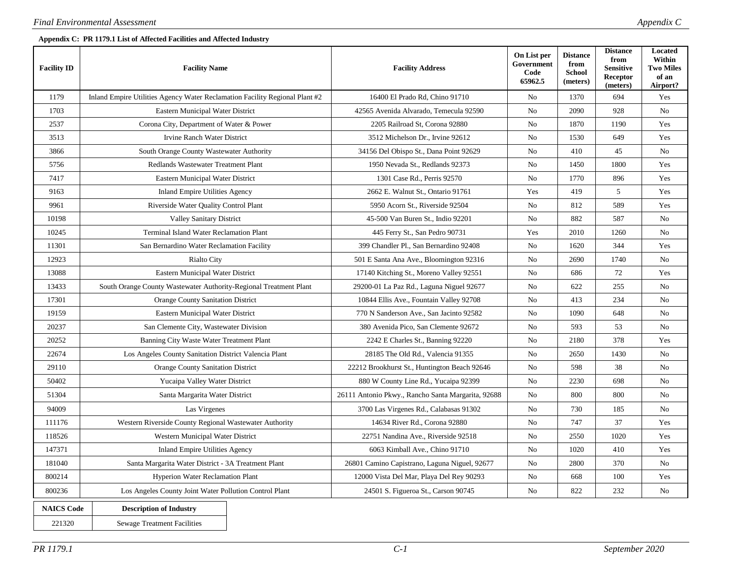**Appendix C: PR 1179.1 List of Affected Facilities and Affected Industry**

| Facility ID | Facility Name | Facility Address | On List per Government Code 65962.5 | Distance from School (meters) | Distance from Sensitive Receptor (meters) | Located Within Two Miles of an Airport? |
|---|---|---|---|---|---|---|
| 1179 | Inland Empire Utilities Agency Water Reclamation Facility Regional Plant #2 | 16400 El Prado Rd, Chino 91710 | No | 1370 | 694 | Yes |
| 1703 | Eastern Municipal Water District | 42565 Avenida Alvarado, Temecula 92590 | No | 2090 | 928 | No |
| 2537 | Corona City, Department of Water & Power | 2205 Railroad St, Corona 92880 | No | 1870 | 1190 | Yes |
| 3513 | Irvine Ranch Water District | 3512 Michelson Dr., Irvine 92612 | No | 1530 | 649 | Yes |
| 3866 | South Orange County Wastewater Authority | 34156 Del Obispo St., Dana Point 92629 | No | 410 | 45 | No |
| 5756 | Redlands Wastewater Treatment Plant | 1950 Nevada St., Redlands 92373 | No | 1450 | 1800 | Yes |
| 7417 | Eastern Municipal Water District | 1301 Case Rd., Perris 92570 | No | 1770 | 896 | Yes |
| 9163 | Inland Empire Utilities Agency | 2662 E. Walnut St., Ontario 91761 | Yes | 419 | 5 | Yes |
| 9961 | Riverside Water Quality Control Plant | 5950 Acorn St., Riverside 92504 | No | 812 | 589 | Yes |
| 10198 | Valley Sanitary District | 45-500 Van Buren St., Indio 92201 | No | 882 | 587 | No |
| 10245 | Terminal Island Water Reclamation Plant | 445 Ferry St., San Pedro 90731 | Yes | 2010 | 1260 | No |
| 11301 | San Bernardino Water Reclamation Facility | 399 Chandler Pl., San Bernardino 92408 | No | 1620 | 344 | Yes |
| 12923 | Rialto City | 501 E Santa Ana Ave., Bloomington 92316 | No | 2690 | 1740 | No |
| 13088 | Eastern Municipal Water District | 17140 Kitching St., Moreno Valley 92551 | No | 686 | 72 | Yes |
| 13433 | South Orange County Wastewater Authority-Regional Treatment Plant | 29200-01 La Paz Rd., Laguna Niguel 92677 | No | 622 | 255 | No |
| 17301 | Orange County Sanitation District | 10844 Ellis Ave., Fountain Valley 92708 | No | 413 | 234 | No |
| 19159 | Eastern Municipal Water District | 770 N Sanderson Ave., San Jacinto 92582 | No | 1090 | 648 | No |
| 20237 | San Clemente City, Wastewater Division | 380 Avenida Pico, San Clemente 92672 | No | 593 | 53 | No |
| 20252 | Banning City Waste Water Treatment Plant | 2242 E Charles St., Banning 92220 | No | 2180 | 378 | Yes |
| 22674 | Los Angeles County Sanitation District Valencia Plant | 28185 The Old Rd., Valencia 91355 | No | 2650 | 1430 | No |
| 29110 | Orange County Sanitation District | 22212 Brookhurst St., Huntington Beach 92646 | No | 598 | 38 | No |
| 50402 | Yucaipa Valley Water District | 880 W County Line Rd., Yucaipa 92399 | No | 2230 | 698 | No |
| 51304 | Santa Margarita Water District | 26111 Antonio Pkwy., Rancho Santa Margarita, 92688 | No | 800 | 800 | No |
| 94009 | Las Virgenes | 3700 Las Virgenes Rd., Calabasas 91302 | No | 730 | 185 | No |
| 111176 | Western Riverside County Regional Wastewater Authority | 14634 River Rd., Corona 92880 | No | 747 | 37 | Yes |
| 118526 | Western Municipal Water District | 22751 Nandina Ave., Riverside 92518 | No | 2550 | 1020 | Yes |
| 147371 | Inland Empire Utilities Agency | 6063 Kimball Ave., Chino 91710 | No | 1020 | 410 | Yes |
| 181040 | Santa Margarita Water District - 3A Treatment Plant | 26801 Camino Capistrano, Laguna Niguel, 92677 | No | 2800 | 370 | No |
| 800214 | Hyperion Water Reclamation Plant | 12000 Vista Del Mar, Playa Del Rey 90293 | No | 668 | 100 | Yes |
| 800236 | Los Angeles County Joint Water Pollution Control Plant | 24501 S. Figueroa St., Carson 90745 | No | 822 | 232 | No |

| NAICS Code | Description of Industry |
|---|---|
| 221320 | Sewage Treatment Facilities |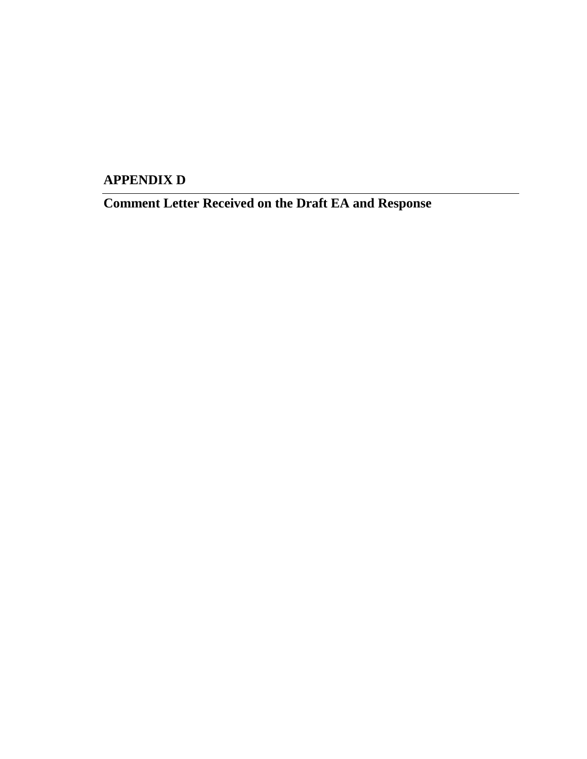# APPENDIX D

## Comment Letter Received on the Draft EA and Response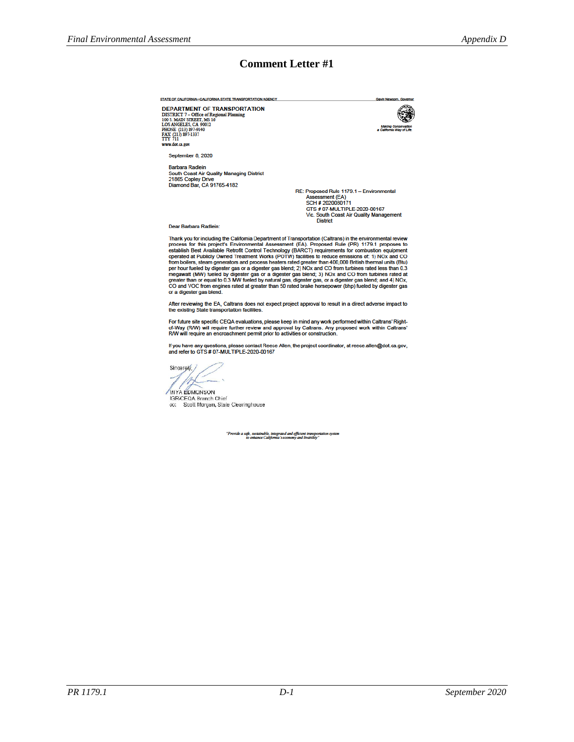# Comment Letter #1

STATE OF CALIFORNIA—CALIFORNIA STATE TRANSPORTATION AGENCY — Gavin Newsom, Governor

**DEPARTMENT OF TRANSPORTATION**
DISTRICT 7 – Office of Regional Planning
100 S. MAIN STREET, MS 16
LOS ANGELES, CA 90012
PHONE (213) 897-9140
FAX (213) 897-1337
TTY 711
www.dot.ca.gov

*Making Conservation a California Way of Life.*

September 8, 2020

Barbara Radlein
South Coast Air Quality Managing District
21865 Copley Drive
Diamond Bar, CA 91765-4182

RE: Proposed Rule 1179.1 – Environmental Assessment (EA)
SCH # 2020080171
GTS # 07-MULTIPLE-2020-00167
Vic. South Coast Air Quality Management District

Dear Barbara Radlein:

Thank you for including the California Department of Transportation (Caltrans) in the environmental review process for this project's Environmental Assessment (EA). Proposed Rule (PR) 1179.1 proposes to establish Best Available Retrofit Control Technology (BARCT) requirements for combustion equipment operated at Publicly Owned Treatment Works (POTW) facilities to reduce emissions of: 1) NOx and CO from boilers, steam generators and process heaters rated greater than 400,000 British thermal units (Btu) per hour fueled by digester gas or a digester gas blend; 2) NOx and CO from turbines rated less than 0.3 megawatt (MW) fueled by digester gas or a digester gas blend; 3) NOx and CO from turbines rated at greater than or equal to 0.3 MW fueled by natural gas, digester gas, or a digester gas blend; and 4) NOx, CO and VOC from engines rated at greater than 50 rated brake horsepower (bhp) fueled by digester gas or a digester gas blend.

After reviewing the EA, Caltrans does not expect project approval to result in a direct adverse impact to the existing State transportation facilities.

For future site specific CEQA evaluations, please keep in mind any work performed within Caltrans' Right-of-Way (R/W) will require further review and approval by Caltrans. Any proposed work within Caltrans' R/W will require an encroachment permit prior to activities or construction.

If you have any questions, please contact Reece Allen, the project coordinator, at reece.allen@dot.ca.gov, and refer to GTS # 07-MULTIPLE-2020-00167

Sincerely,

MIYA EDMONSON
IGR/CEQA Branch Chief

cc: Scott Morgan, State Clearinghouse

*"Provide a safe, sustainable, integrated and efficient transportation system to enhance California's economy and livability"*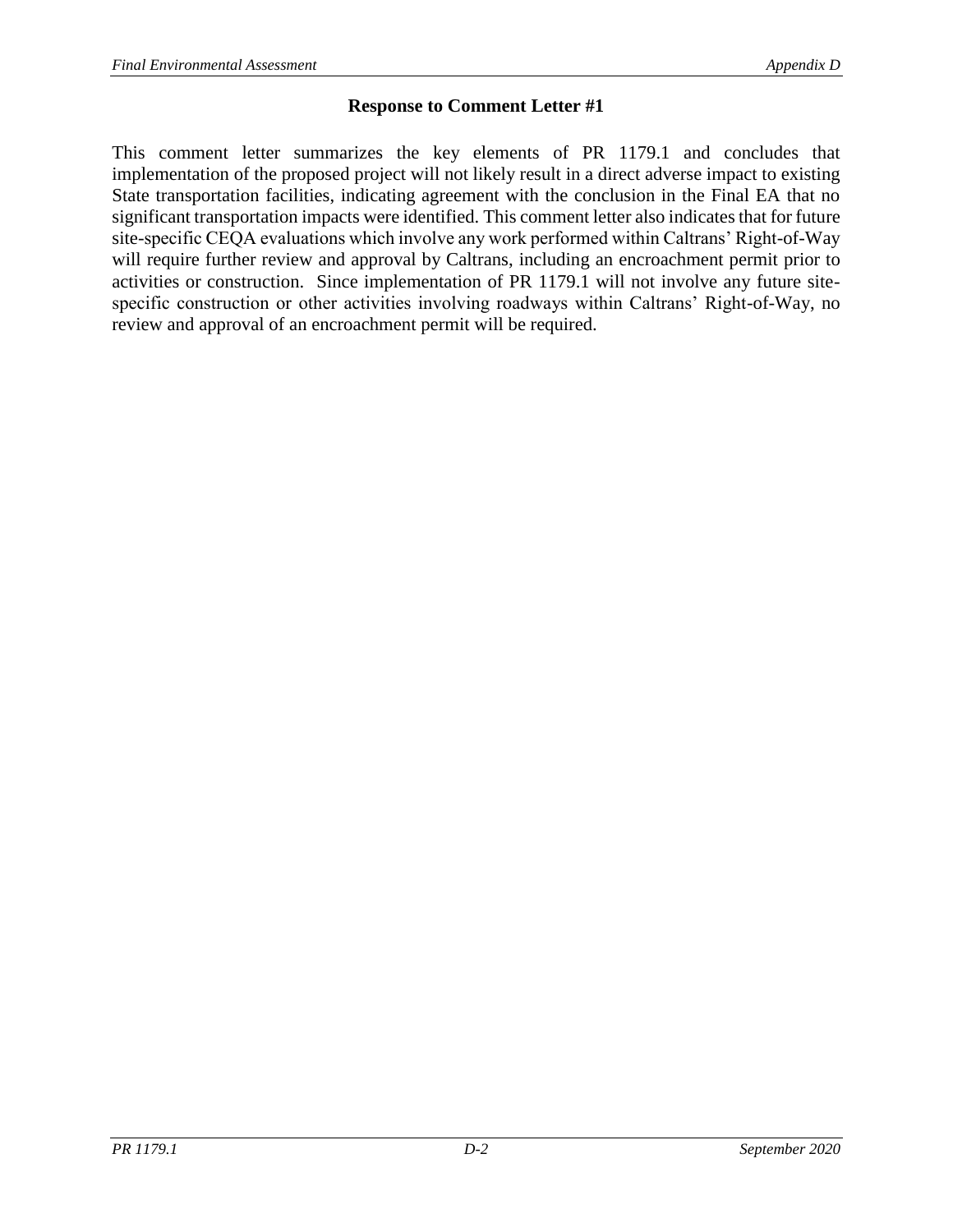**Response to Comment Letter #1**

This comment letter summarizes the key elements of PR 1179.1 and concludes that implementation of the proposed project will not likely result in a direct adverse impact to existing State transportation facilities, indicating agreement with the conclusion in the Final EA that no significant transportation impacts were identified. This comment letter also indicates that for future site-specific CEQA evaluations which involve any work performed within Caltrans' Right-of-Way will require further review and approval by Caltrans, including an encroachment permit prior to activities or construction. Since implementation of PR 1179.1 will not involve any future site-specific construction or other activities involving roadways within Caltrans' Right-of-Way, no review and approval of an encroachment permit will be required.